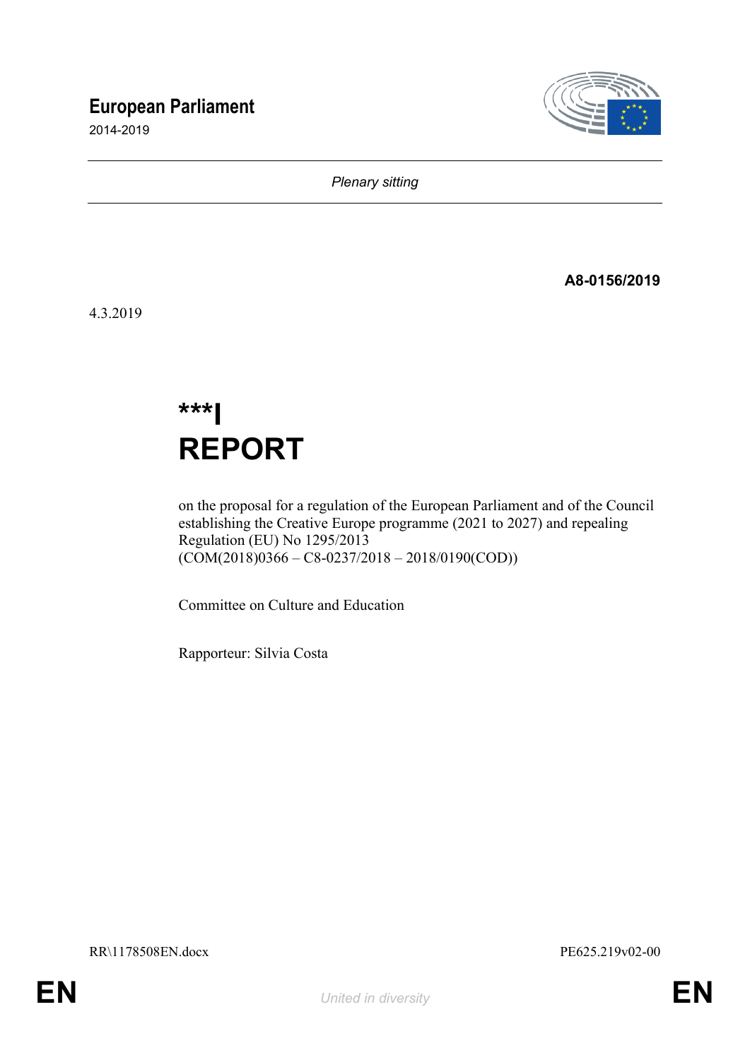# European Parliament

2014-2019

*Plenary sitting*

**A8-0156/2019**

4.3.2019

# ***I
# REPORT

on the proposal for a regulation of the European Parliament and of the Council establishing the Creative Europe programme (2021 to 2027) and repealing Regulation (EU) No 1295/2013
(COM(2018)0366 – C8-0237/2018 – 2018/0190(COD))

Committee on Culture and Education

Rapporteur: Silvia Costa

RR\1178508EN.docx PE625.219v02-00

EN *United in diversity* EN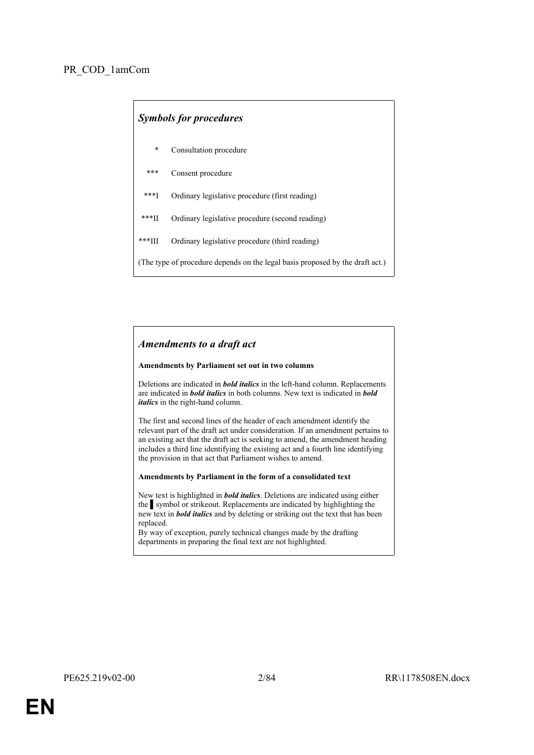PR_COD_1amCom

***Symbols for procedures***

| | |
|---|---|
| * | Consultation procedure |
| *** | Consent procedure |
| ***I | Ordinary legislative procedure (first reading) |
| ***II | Ordinary legislative procedure (second reading) |
| ***III | Ordinary legislative procedure (third reading) |

(The type of procedure depends on the legal basis proposed by the draft act.)

***Amendments to a draft act***

**Amendments by Parliament set out in two columns**

Deletions are indicated in ***bold italics*** in the left-hand column. Replacements are indicated in ***bold italics*** in both columns. New text is indicated in ***bold italics*** in the right-hand column.

The first and second lines of the header of each amendment identify the relevant part of the draft act under consideration. If an amendment pertains to an existing act that the draft act is seeking to amend, the amendment heading includes a third line identifying the existing act and a fourth line identifying the provision in that act that Parliament wishes to amend.

**Amendments by Parliament in the form of a consolidated text**

New text is highlighted in ***bold italics***. Deletions are indicated using either the ▌ symbol or strikeout. Replacements are indicated by highlighting the new text in ***bold italics*** and by deleting or striking out the text that has been replaced.
By way of exception, purely technical changes made by the drafting departments in preparing the final text are not highlighted.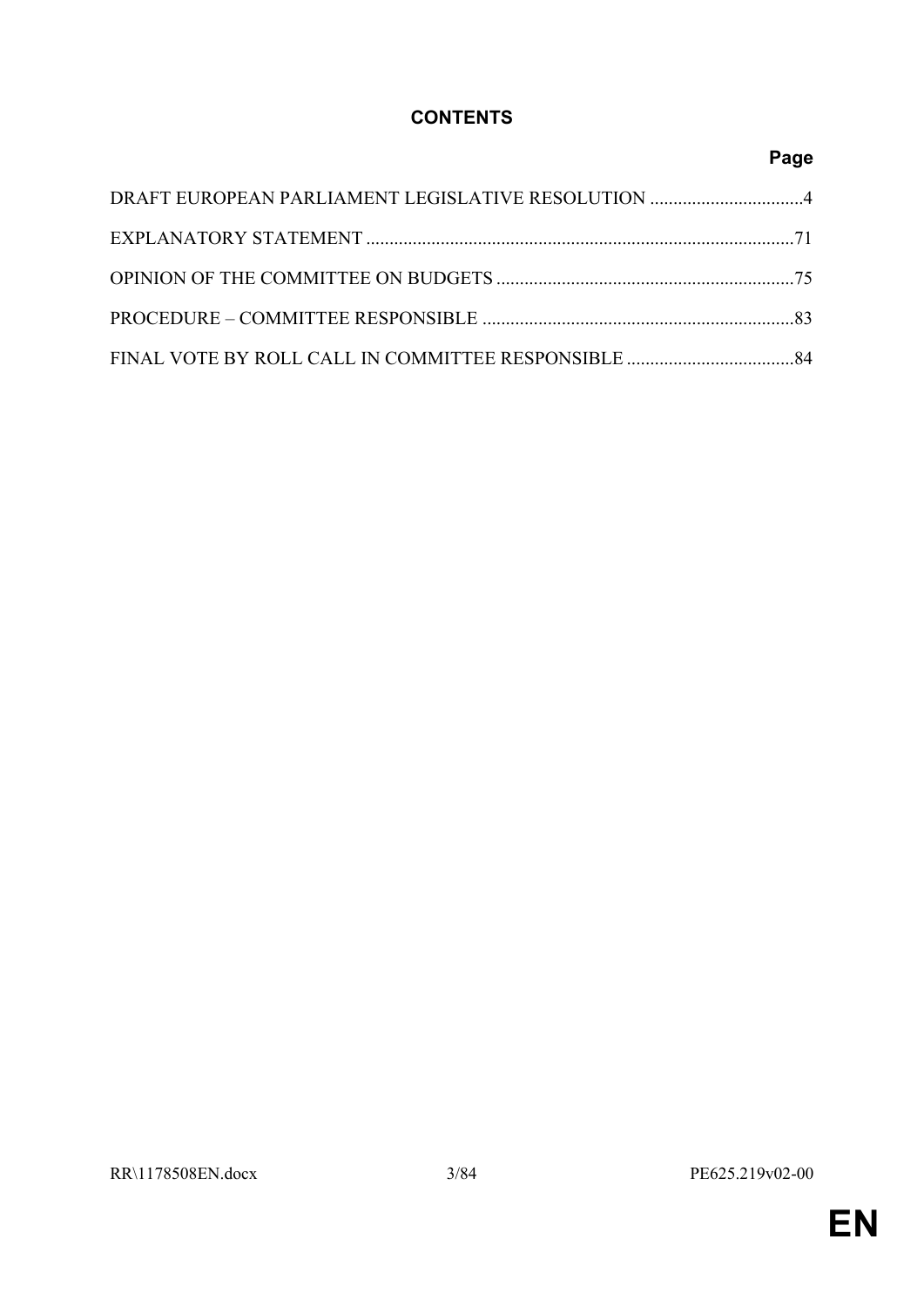# CONTENTS

| | Page |
|---|---|
| DRAFT EUROPEAN PARLIAMENT LEGISLATIVE RESOLUTION | 4 |
| EXPLANATORY STATEMENT | 71 |
| OPINION OF THE COMMITTEE ON BUDGETS | 75 |
| PROCEDURE – COMMITTEE RESPONSIBLE | 83 |
| FINAL VOTE BY ROLL CALL IN COMMITTEE RESPONSIBLE | 84 |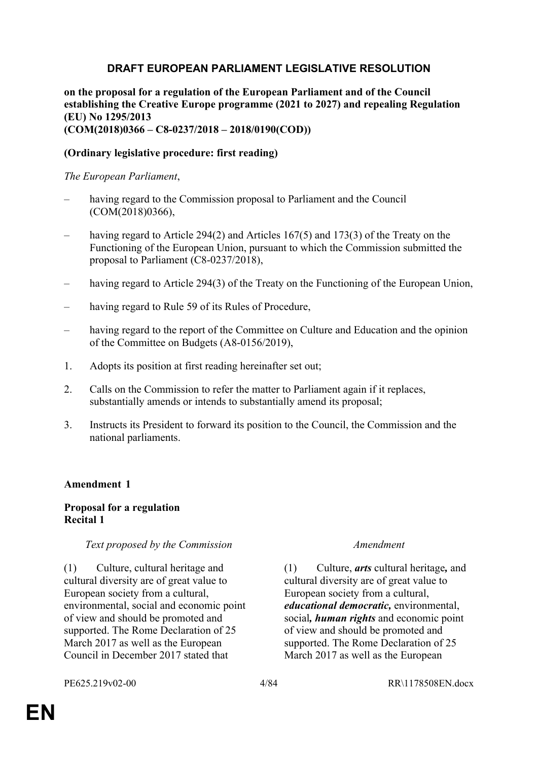## DRAFT EUROPEAN PARLIAMENT LEGISLATIVE RESOLUTION

**on the proposal for a regulation of the European Parliament and of the Council establishing the Creative Europe programme (2021 to 2027) and repealing Regulation (EU) No 1295/2013**
**(COM(2018)0366 – C8-0237/2018 – 2018/0190(COD))**

**(Ordinary legislative procedure: first reading)**

*The European Parliament*,

– having regard to the Commission proposal to Parliament and the Council (COM(2018)0366),

– having regard to Article 294(2) and Articles 167(5) and 173(3) of the Treaty on the Functioning of the European Union, pursuant to which the Commission submitted the proposal to Parliament (C8-0237/2018),

– having regard to Article 294(3) of the Treaty on the Functioning of the European Union,

– having regard to Rule 59 of its Rules of Procedure,

– having regard to the report of the Committee on Culture and Education and the opinion of the Committee on Budgets (A8-0156/2019),

1. Adopts its position at first reading hereinafter set out;

2. Calls on the Commission to refer the matter to Parliament again if it replaces, substantially amends or intends to substantially amend its proposal;

3. Instructs its President to forward its position to the Council, the Commission and the national parliaments.

**Amendment 1**

**Proposal for a regulation**
**Recital 1**

| *Text proposed by the Commission* | *Amendment* |
|---|---|
| (1) Culture, cultural heritage and cultural diversity are of great value to European society from a cultural, environmental, social and economic point of view and should be promoted and supported. The Rome Declaration of 25 March 2017 as well as the European Council in December 2017 stated that | (1) Culture, ***arts*** cultural heritage***,*** and cultural diversity are of great value to European society from a cultural, ***educational democratic,*** environmental, social***, human rights*** and economic point of view and should be promoted and supported. The Rome Declaration of 25 March 2017 as well as the European |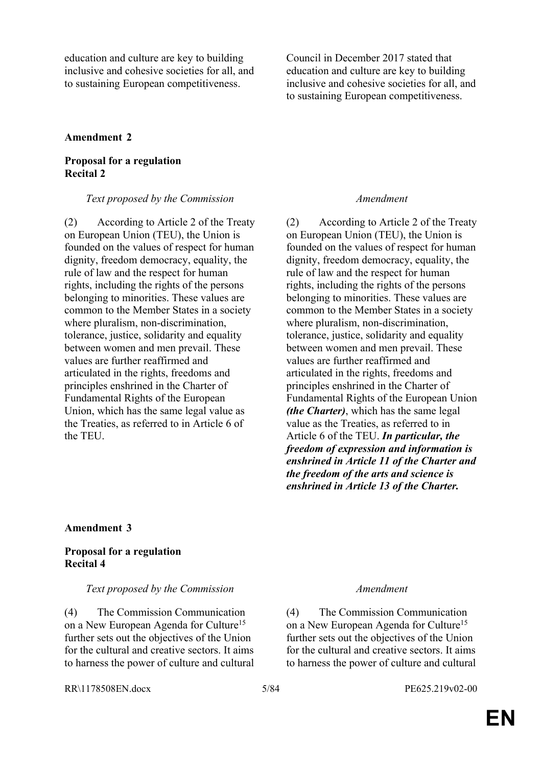| | |
|---|---|
| education and culture are key to building inclusive and cohesive societies for all, and to sustaining European competitiveness. | Council in December 2017 stated that education and culture are key to building inclusive and cohesive societies for all, and to sustaining European competitiveness. |

**Amendment 2**

**Proposal for a regulation**
**Recital 2**

| *Text proposed by the Commission* | *Amendment* |
|---|---|
| (2) According to Article 2 of the Treaty on European Union (TEU), the Union is founded on the values of respect for human dignity, freedom democracy, equality, the rule of law and the respect for human rights, including the rights of the persons belonging to minorities. These values are common to the Member States in a society where pluralism, non-discrimination, tolerance, justice, solidarity and equality between women and men prevail. These values are further reaffirmed and articulated in the rights, freedoms and principles enshrined in the Charter of Fundamental Rights of the European Union, which has the same legal value as the Treaties, as referred to in Article 6 of the TEU. | (2) According to Article 2 of the Treaty on European Union (TEU), the Union is founded on the values of respect for human dignity, freedom democracy, equality, the rule of law and the respect for human rights, including the rights of the persons belonging to minorities. These values are common to the Member States in a society where pluralism, non-discrimination, tolerance, justice, solidarity and equality between women and men prevail. These values are further reaffirmed and articulated in the rights, freedoms and principles enshrined in the Charter of Fundamental Rights of the European Union ***(the Charter)***, which has the same legal value as the Treaties, as referred to in Article 6 of the TEU. ***In particular, the freedom of expression and information is enshrined in Article 11 of the Charter and the freedom of the arts and science is enshrined in Article 13 of the Charter.*** |

**Amendment 3**

**Proposal for a regulation**
**Recital 4**

| *Text proposed by the Commission* | *Amendment* |
|---|---|
| (4) The Commission Communication on a New European Agenda for Culture[15] further sets out the objectives of the Union for the cultural and creative sectors. It aims to harness the power of culture and cultural | (4) The Commission Communication on a New European Agenda for Culture[15] further sets out the objectives of the Union for the cultural and creative sectors. It aims to harness the power of culture and cultural |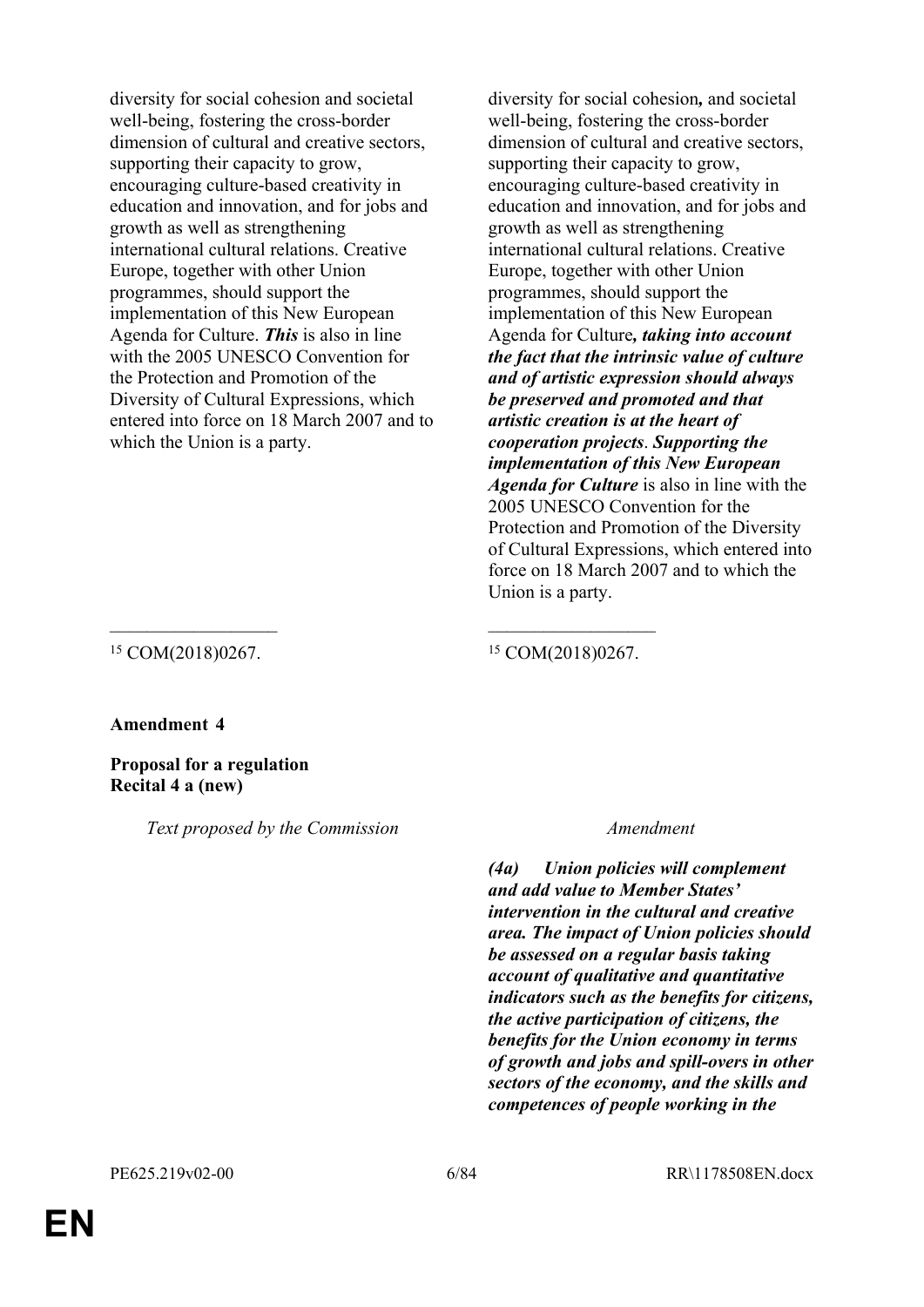| | |
|---|---|
| diversity for social cohesion and societal well-being, fostering the cross-border dimension of cultural and creative sectors, supporting their capacity to grow, encouraging culture-based creativity in education and innovation, and for jobs and growth as well as strengthening international cultural relations. Creative Europe, together with other Union programmes, should support the implementation of this New European Agenda for Culture. ***This*** is also in line with the 2005 UNESCO Convention for the Protection and Promotion of the Diversity of Cultural Expressions, which entered into force on 18 March 2007 and to which the Union is a party. | diversity for social cohesion***,*** and societal well-being, fostering the cross-border dimension of cultural and creative sectors, supporting their capacity to grow, encouraging culture-based creativity in education and innovation, and for jobs and growth as well as strengthening international cultural relations. Creative Europe, together with other Union programmes, should support the implementation of this New European Agenda for Culture***, taking into account the fact that the intrinsic value of culture and of artistic expression should always be preserved and promoted and that artistic creation is at the heart of cooperation projects***. ***Supporting the implementation of this New European Agenda for Culture*** is also in line with the 2005 UNESCO Convention for the Protection and Promotion of the Diversity of Cultural Expressions, which entered into force on 18 March 2007 and to which the Union is a party. |
| [15] COM(2018)0267. | [15] COM(2018)0267. |

**Amendment 4**

**Proposal for a regulation**
**Recital 4 a (new)**

| *Text proposed by the Commission* | *Amendment* |
|---|---|
| | ***(4a) Union policies will complement and add value to Member States' intervention in the cultural and creative area. The impact of Union policies should be assessed on a regular basis taking account of qualitative and quantitative indicators such as the benefits for citizens, the active participation of citizens, the benefits for the Union economy in terms of growth and jobs and spill-overs in other sectors of the economy, and the skills and competences of people working in the*** |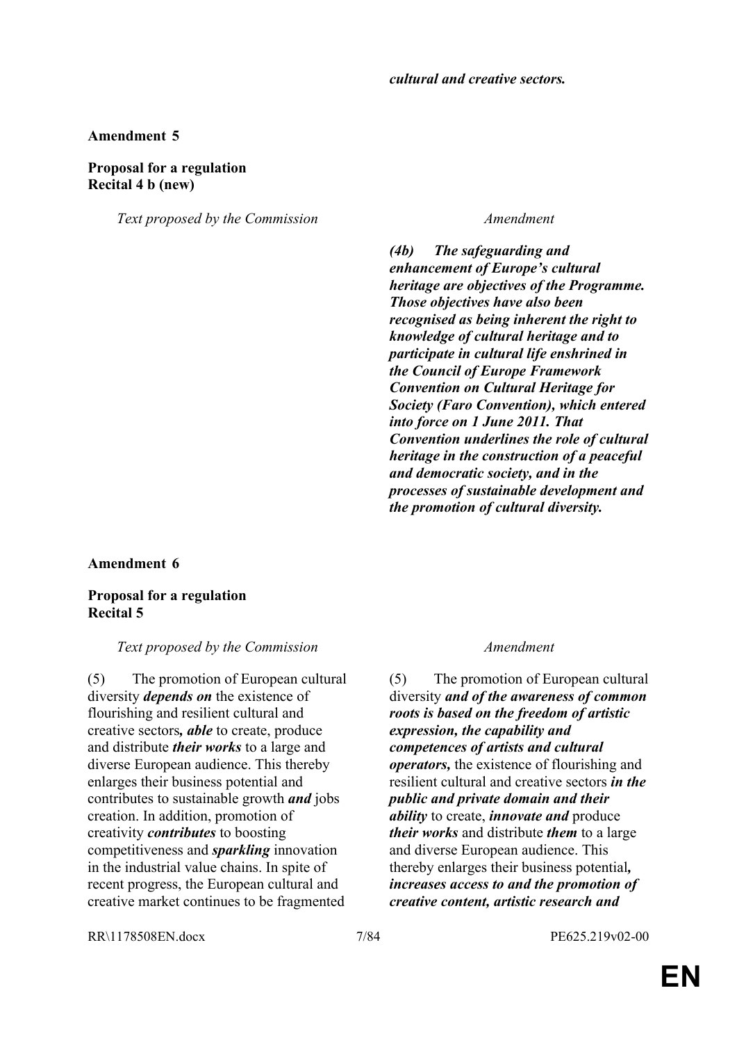***cultural and creative sectors.***

**Amendment 5**

**Proposal for a regulation**
**Recital 4 b (new)**

| *Text proposed by the Commission* | *Amendment* |
| --- | --- |
| | ***(4b) The safeguarding and enhancement of Europe's cultural heritage are objectives of the Programme. Those objectives have also been recognised as being inherent the right to knowledge of cultural heritage and to participate in cultural life enshrined in the Council of Europe Framework Convention on Cultural Heritage for Society (Faro Convention), which entered into force on 1 June 2011. That Convention underlines the role of cultural heritage in the construction of a peaceful and democratic society, and in the processes of sustainable development and the promotion of cultural diversity.*** |

**Amendment 6**

**Proposal for a regulation**
**Recital 5**

| *Text proposed by the Commission* | *Amendment* |
| --- | --- |
| (5) The promotion of European cultural diversity ***depends on*** the existence of flourishing and resilient cultural and creative sectors***, able*** to create, produce and distribute ***their works*** to a large and diverse European audience. This thereby enlarges their business potential and contributes to sustainable growth ***and*** jobs creation. In addition, promotion of creativity ***contributes*** to boosting competitiveness and ***sparkling*** innovation in the industrial value chains. In spite of recent progress, the European cultural and creative market continues to be fragmented | (5) The promotion of European cultural diversity ***and of the awareness of common roots is based on the freedom of artistic expression, the capability and competences of artists and cultural operators,*** the existence of flourishing and resilient cultural and creative sectors ***in the public and private domain and their ability*** to create, ***innovate and*** produce ***their works*** and distribute ***them*** to a large and diverse European audience. This thereby enlarges their business potential***, increases access to and the promotion of creative content, artistic research and*** |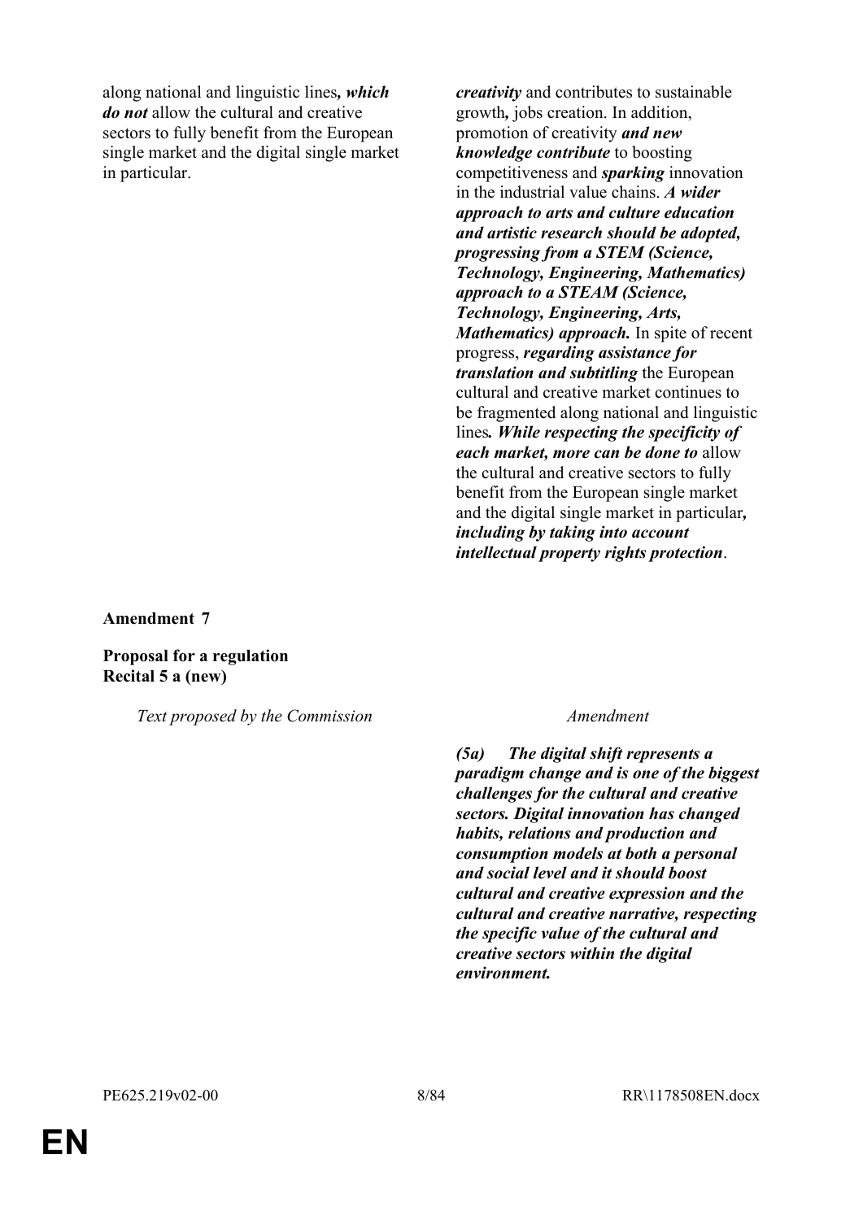| Text proposed by the Commission | Amendment |
|---|---|
| along national and linguistic lines***, which do not*** allow the cultural and creative sectors to fully benefit from the European single market and the digital single market in particular. | ***creativity*** and contributes to sustainable growth***,*** jobs creation. In addition, promotion of creativity ***and new knowledge contribute*** to boosting competitiveness and ***sparking*** innovation in the industrial value chains. ***A wider approach to arts and culture education and artistic research should be adopted, progressing from a STEM (Science, Technology, Engineering, Mathematics) approach to a STEAM (Science, Technology, Engineering, Arts, Mathematics) approach.*** In spite of recent progress, ***regarding assistance for translation and subtitling*** the European cultural and creative market continues to be fragmented along national and linguistic lines***. While respecting the specificity of each market, more can be done to*** allow the cultural and creative sectors to fully benefit from the European single market and the digital single market in particular***, including by taking into account intellectual property rights protection***. |

**Amendment 7**

**Proposal for a regulation**
**Recital 5 a (new)**

| *Text proposed by the Commission* | *Amendment* |
|---|---|
| | ***(5a) The digital shift represents a paradigm change and is one of the biggest challenges for the cultural and creative sectors. Digital innovation has changed habits, relations and production and consumption models at both a personal and social level and it should boost cultural and creative expression and the cultural and creative narrative, respecting the specific value of the cultural and creative sectors within the digital environment.*** |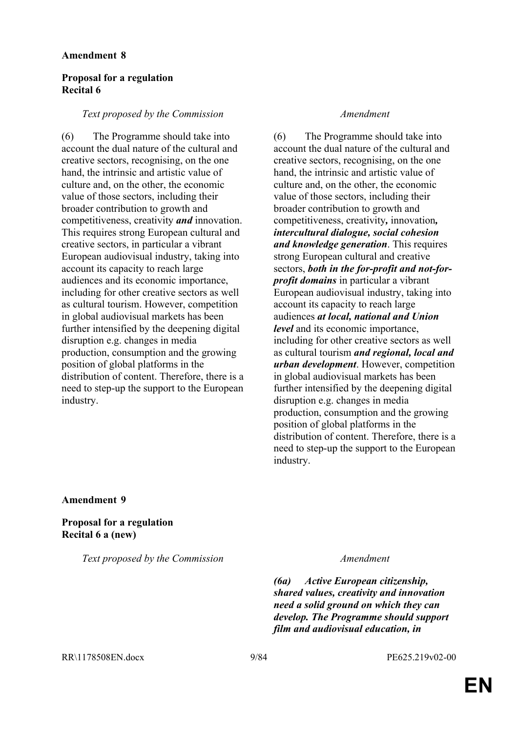**Amendment 8**

**Proposal for a regulation**
**Recital 6**

| *Text proposed by the Commission* | *Amendment* |
|---|---|
| (6) The Programme should take into account the dual nature of the cultural and creative sectors, recognising, on the one hand, the intrinsic and artistic value of culture and, on the other, the economic value of those sectors, including their broader contribution to growth and competitiveness, creativity ***and*** innovation. This requires strong European cultural and creative sectors, in particular a vibrant European audiovisual industry, taking into account its capacity to reach large audiences and its economic importance, including for other creative sectors as well as cultural tourism. However, competition in global audiovisual markets has been further intensified by the deepening digital disruption e.g. changes in media production, consumption and the growing position of global platforms in the distribution of content. Therefore, there is a need to step-up the support to the European industry. | (6) The Programme should take into account the dual nature of the cultural and creative sectors, recognising, on the one hand, the intrinsic and artistic value of culture and, on the other, the economic value of those sectors, including their broader contribution to growth and competitiveness, creativity***,*** innovation***, intercultural dialogue, social cohesion and knowledge generation***. This requires strong European cultural and creative sectors, ***both in the for-profit and not-for-profit domains*** in particular a vibrant European audiovisual industry, taking into account its capacity to reach large audiences ***at local, national and Union level*** and its economic importance, including for other creative sectors as well as cultural tourism ***and regional, local and urban development***. However, competition in global audiovisual markets has been further intensified by the deepening digital disruption e.g. changes in media production, consumption and the growing position of global platforms in the distribution of content. Therefore, there is a need to step-up the support to the European industry. |

**Amendment 9**

**Proposal for a regulation**
**Recital 6 a (new)**

| *Text proposed by the Commission* | *Amendment* |
|---|---|
| | ***(6a) Active European citizenship, shared values, creativity and innovation need a solid ground on which they can develop. The Programme should support film and audiovisual education, in*** |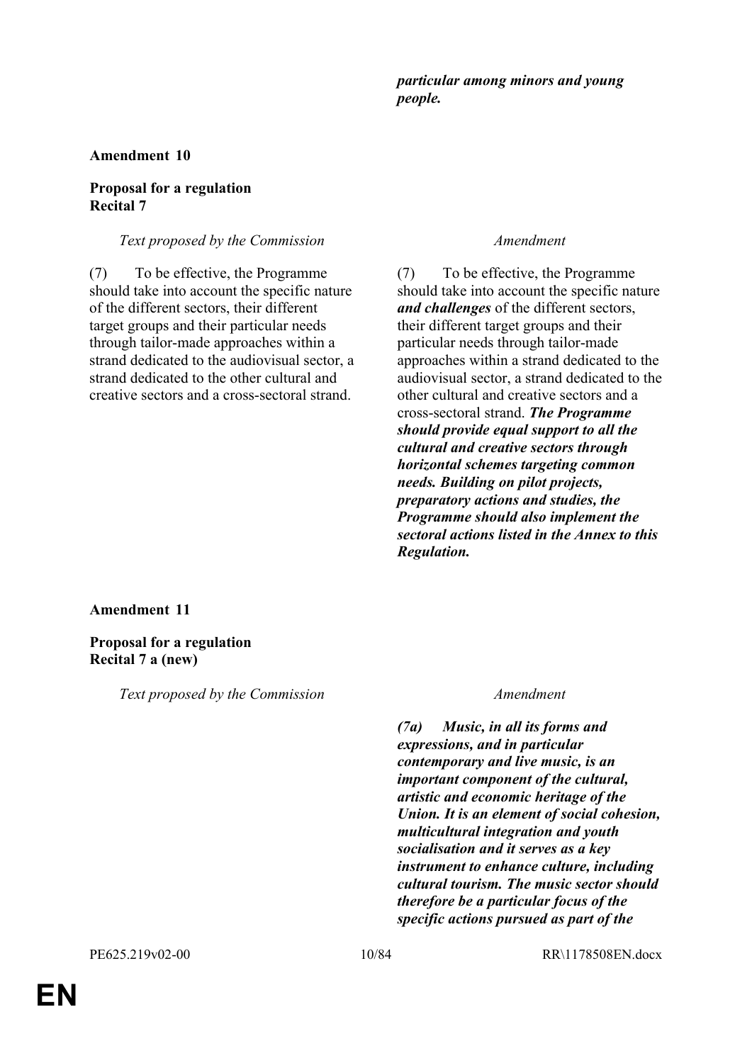***particular among minors and young people.***

**Amendment 10**

**Proposal for a regulation**
**Recital 7**

| *Text proposed by the Commission* | *Amendment* |
| --- | --- |
| (7) To be effective, the Programme should take into account the specific nature of the different sectors, their different target groups and their particular needs through tailor-made approaches within a strand dedicated to the audiovisual sector, a strand dedicated to the other cultural and creative sectors and a cross-sectoral strand. | (7) To be effective, the Programme should take into account the specific nature ***and challenges*** of the different sectors, their different target groups and their particular needs through tailor-made approaches within a strand dedicated to the audiovisual sector, a strand dedicated to the other cultural and creative sectors and a cross-sectoral strand. ***The Programme should provide equal support to all the cultural and creative sectors through horizontal schemes targeting common needs. Building on pilot projects, preparatory actions and studies, the Programme should also implement the sectoral actions listed in the Annex to this Regulation.*** |

**Amendment 11**

**Proposal for a regulation**
**Recital 7 a (new)**

| *Text proposed by the Commission* | *Amendment* |
| --- | --- |
| | ***(7a) Music, in all its forms and expressions, and in particular contemporary and live music, is an important component of the cultural, artistic and economic heritage of the Union. It is an element of social cohesion, multicultural integration and youth socialisation and it serves as a key instrument to enhance culture, including cultural tourism. The music sector should therefore be a particular focus of the specific actions pursued as part of the*** |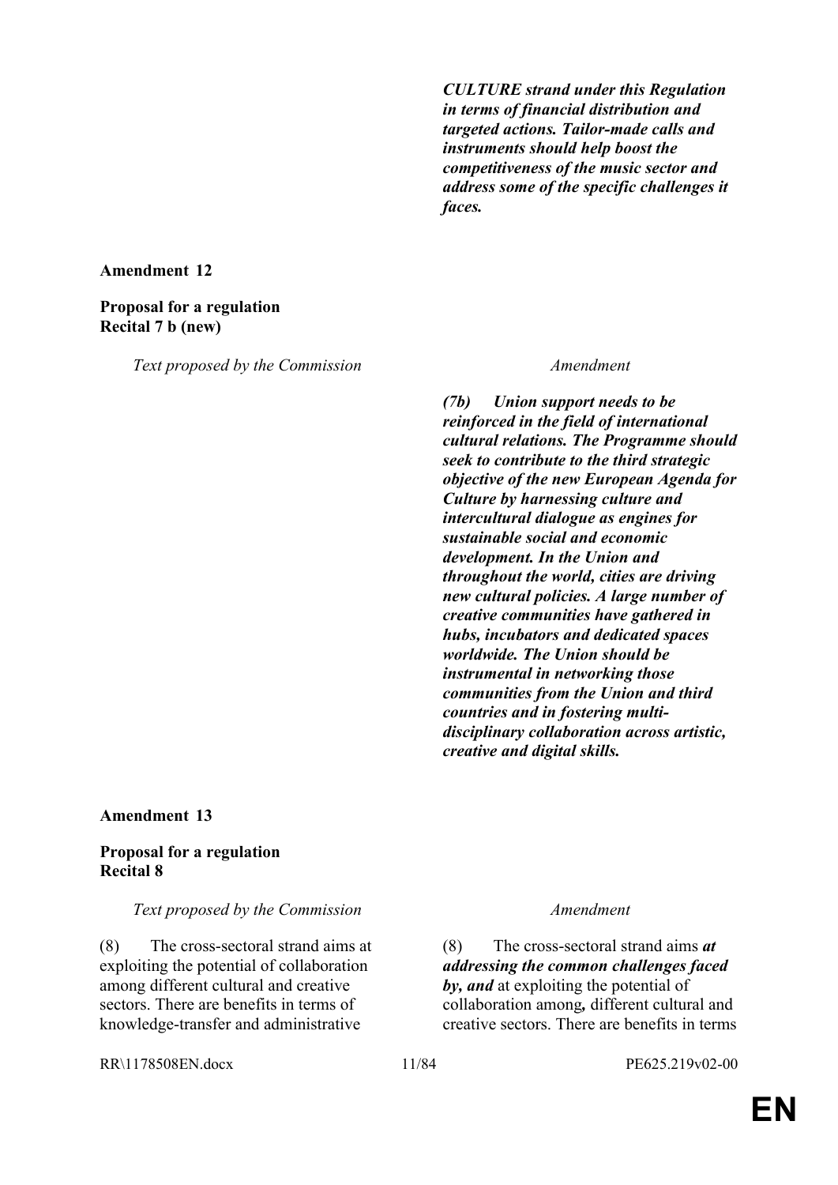***CULTURE strand under this Regulation in terms of financial distribution and targeted actions. Tailor-made calls and instruments should help boost the competitiveness of the music sector and address some of the specific challenges it faces.***

**Amendment 12**

**Proposal for a regulation**
**Recital 7 b (new)**

| *Text proposed by the Commission* | *Amendment* |
|---|---|
| | ***(7b) Union support needs to be reinforced in the field of international cultural relations. The Programme should seek to contribute to the third strategic objective of the new European Agenda for Culture by harnessing culture and intercultural dialogue as engines for sustainable social and economic development. In the Union and throughout the world, cities are driving new cultural policies. A large number of creative communities have gathered in hubs, incubators and dedicated spaces worldwide. The Union should be instrumental in networking those communities from the Union and third countries and in fostering multi-disciplinary collaboration across artistic, creative and digital skills.*** |

**Amendment 13**

**Proposal for a regulation**
**Recital 8**

| *Text proposed by the Commission* | *Amendment* |
|---|---|
| (8) The cross-sectoral strand aims at exploiting the potential of collaboration among different cultural and creative sectors. There are benefits in terms of knowledge-transfer and administrative | (8) The cross-sectoral strand aims ***at addressing the common challenges faced by, and*** at exploiting the potential of collaboration among***,*** different cultural and creative sectors. There are benefits in terms |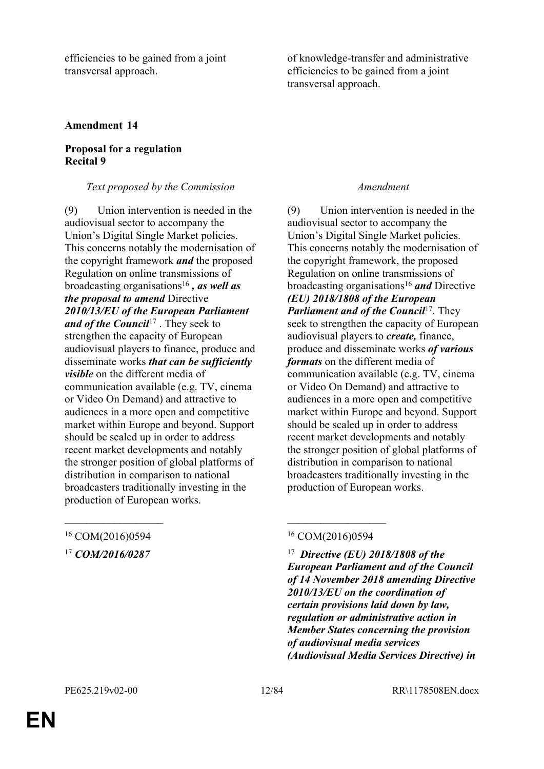| | |
|---|---|
| efficiencies to be gained from a joint transversal approach. | of knowledge-transfer and administrative efficiencies to be gained from a joint transversal approach. |

**Amendment 14**

**Proposal for a regulation**
**Recital 9**

| *Text proposed by the Commission* | *Amendment* |
|---|---|
| (9) Union intervention is needed in the audiovisual sector to accompany the Union's Digital Single Market policies. This concerns notably the modernisation of the copyright framework ***and*** the proposed Regulation on online transmissions of broadcasting organisations[16] ***, as well as the proposal to amend*** Directive ***2010/13/EU of the European Parliament and of the Council***[17] . They seek to strengthen the capacity of European audiovisual players to finance, produce and disseminate works ***that can be sufficiently visible*** on the different media of communication available (e.g. TV, cinema or Video On Demand) and attractive to audiences in a more open and competitive market within Europe and beyond. Support should be scaled up in order to address recent market developments and notably the stronger position of global platforms of distribution in comparison to national broadcasters traditionally investing in the production of European works. | (9) Union intervention is needed in the audiovisual sector to accompany the Union's Digital Single Market policies. This concerns notably the modernisation of the copyright framework, the proposed Regulation on online transmissions of broadcasting organisations[16] ***and*** Directive ***(EU) 2018/1808 of the European Parliament and of the Council***[17]. They seek to strengthen the capacity of European audiovisual players to ***create,*** finance, produce and disseminate works ***of various formats*** on the different media of communication available (e.g. TV, cinema or Video On Demand) and attractive to audiences in a more open and competitive market within Europe and beyond. Support should be scaled up in order to address recent market developments and notably the stronger position of global platforms of distribution in comparison to national broadcasters traditionally investing in the production of European works. |
| __________________ | __________________ |
| [16] COM(2016)0594 | [16] COM(2016)0594 |
| [17] ***COM/2016/0287*** | [17] ***Directive (EU) 2018/1808 of the European Parliament and of the Council of 14 November 2018 amending Directive 2010/13/EU on the coordination of certain provisions laid down by law, regulation or administrative action in Member States concerning the provision of audiovisual media services (Audiovisual Media Services Directive) in*** |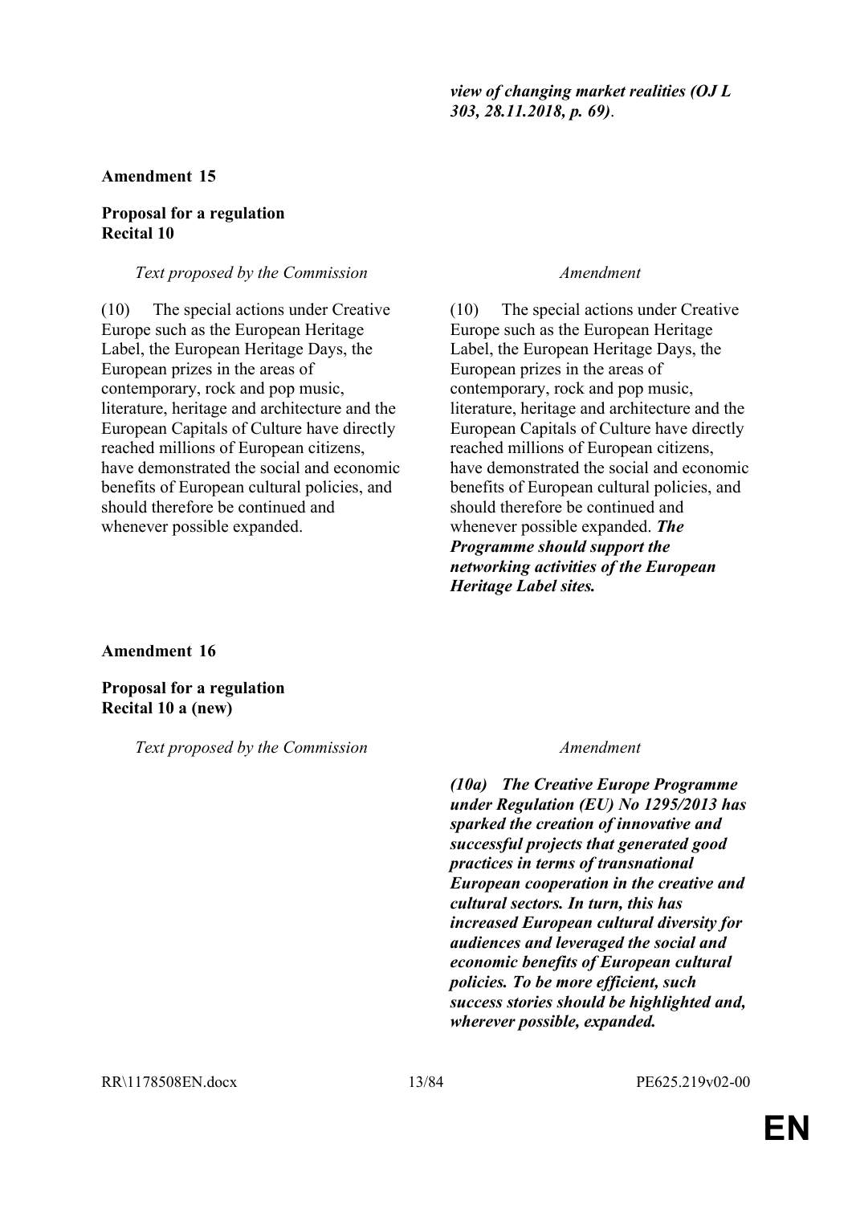| | *view of changing market realities (OJ L 303, 28.11.2018, p. 69).* |
|---|---|

**Amendment 15**

**Proposal for a regulation**
**Recital 10**

| *Text proposed by the Commission* | *Amendment* |
|---|---|
| (10) The special actions under Creative Europe such as the European Heritage Label, the European Heritage Days, the European prizes in the areas of contemporary, rock and pop music, literature, heritage and architecture and the European Capitals of Culture have directly reached millions of European citizens, have demonstrated the social and economic benefits of European cultural policies, and should therefore be continued and whenever possible expanded. | (10) The special actions under Creative Europe such as the European Heritage Label, the European Heritage Days, the European prizes in the areas of contemporary, rock and pop music, literature, heritage and architecture and the European Capitals of Culture have directly reached millions of European citizens, have demonstrated the social and economic benefits of European cultural policies, and should therefore be continued and whenever possible expanded. ***The Programme should support the networking activities of the European Heritage Label sites.*** |

**Amendment 16**

**Proposal for a regulation**
**Recital 10 a (new)**

| *Text proposed by the Commission* | *Amendment* |
|---|---|
| | ***(10a) The Creative Europe Programme under Regulation (EU) No 1295/2013 has sparked the creation of innovative and successful projects that generated good practices in terms of transnational European cooperation in the creative and cultural sectors. In turn, this has increased European cultural diversity for audiences and leveraged the social and economic benefits of European cultural policies. To be more efficient, such success stories should be highlighted and, wherever possible, expanded.*** |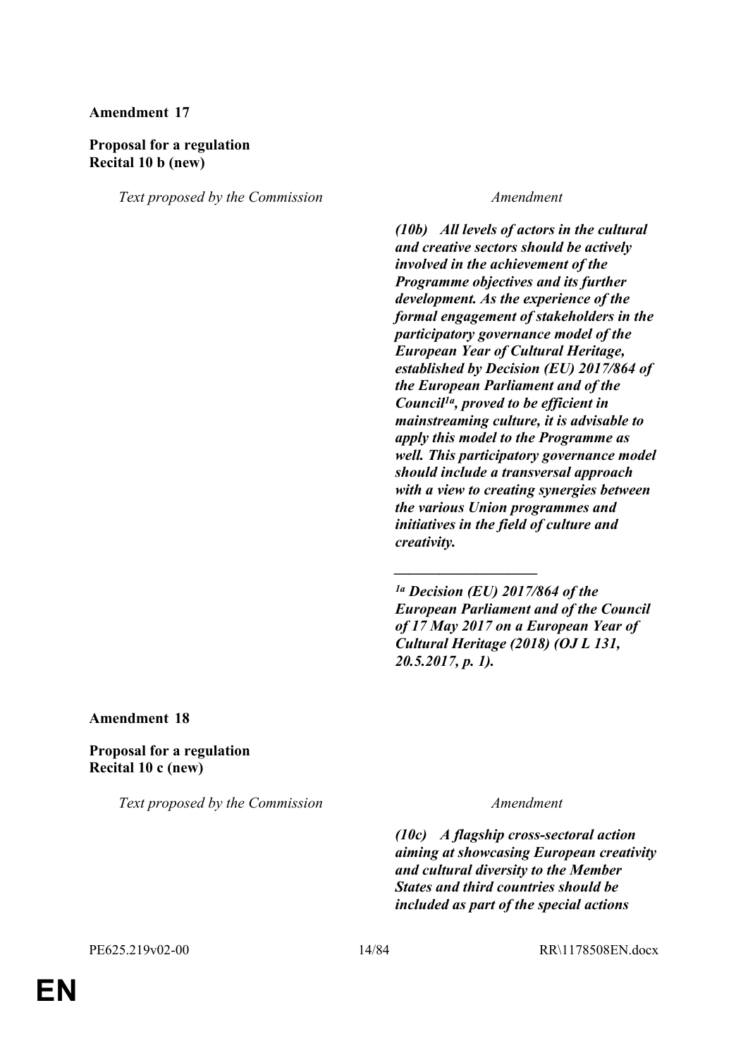**Amendment 17**

**Proposal for a regulation**
**Recital 10 b (new)**

| *Text proposed by the Commission* | *Amendment* |
| --- | --- |
| | ***(10b) All levels of actors in the cultural and creative sectors should be actively involved in the achievement of the Programme objectives and its further development. As the experience of the formal engagement of stakeholders in the participatory governance model of the European Year of Cultural Heritage, established by Decision (EU) 2017/864 of the European Parliament and of the Council[1a], proved to be efficient in mainstreaming culture, it is advisable to apply this model to the Programme as well. This participatory governance model should include a transversal approach with a view to creating synergies between the various Union programmes and initiatives in the field of culture and creativity.*** |
| | ***__________________*** |
| | ***[1a] Decision (EU) 2017/864 of the European Parliament and of the Council of 17 May 2017 on a European Year of Cultural Heritage (2018) (OJ L 131, 20.5.2017, p. 1).*** |

**Amendment 18**

**Proposal for a regulation**
**Recital 10 c (new)**

| *Text proposed by the Commission* | *Amendment* |
| --- | --- |
| | ***(10c) A flagship cross-sectoral action aiming at showcasing European creativity and cultural diversity to the Member States and third countries should be included as part of the special actions*** |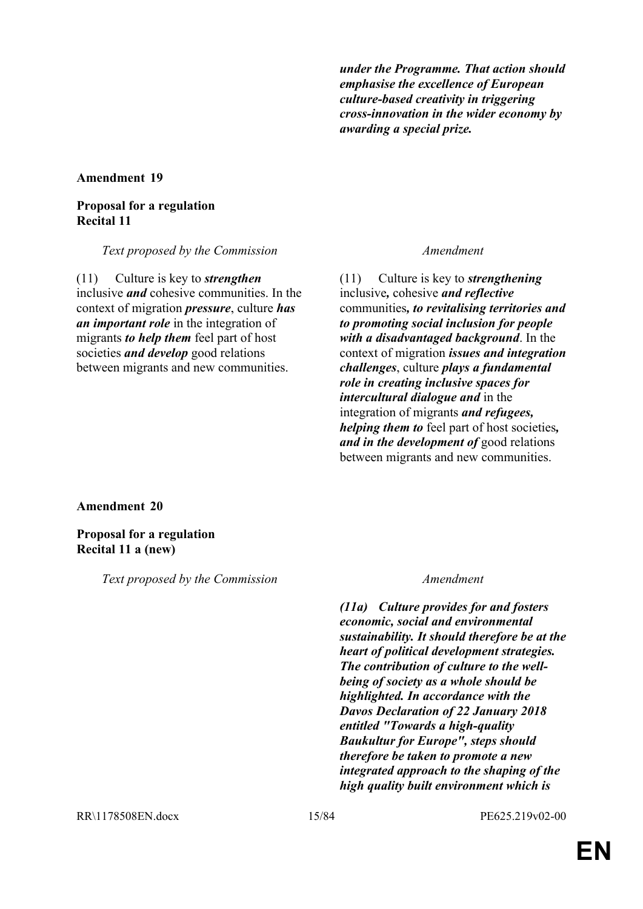***under the Programme. That action should emphasise the excellence of European culture-based creativity in triggering cross-innovation in the wider economy by awarding a special prize.***

**Amendment 19**

**Proposal for a regulation**
**Recital 11**

| *Text proposed by the Commission* | *Amendment* |
| --- | --- |
| (11) Culture is key to ***strengthen*** inclusive ***and*** cohesive communities. In the context of migration ***pressure***, culture ***has an important role*** in the integration of migrants ***to help them*** feel part of host societies ***and develop*** good relations between migrants and new communities. | (11) Culture is key to ***strengthening*** inclusive***,*** cohesive ***and reflective*** communities***, to revitalising territories and to promoting social inclusion for people with a disadvantaged background***. In the context of migration ***issues and integration challenges***, culture ***plays a fundamental role in creating inclusive spaces for intercultural dialogue and*** in the integration of migrants ***and refugees, helping them to*** feel part of host societies***, and in the development of*** good relations between migrants and new communities. |

**Amendment 20**

**Proposal for a regulation**
**Recital 11 a (new)**

| *Text proposed by the Commission* | *Amendment* |
| --- | --- |
| | ***(11a) Culture provides for and fosters economic, social and environmental sustainability. It should therefore be at the heart of political development strategies. The contribution of culture to the well-being of society as a whole should be highlighted. In accordance with the Davos Declaration of 22 January 2018 entitled "Towards a high-quality Baukultur for Europe", steps should therefore be taken to promote a new integrated approach to the shaping of the high quality built environment which is*** |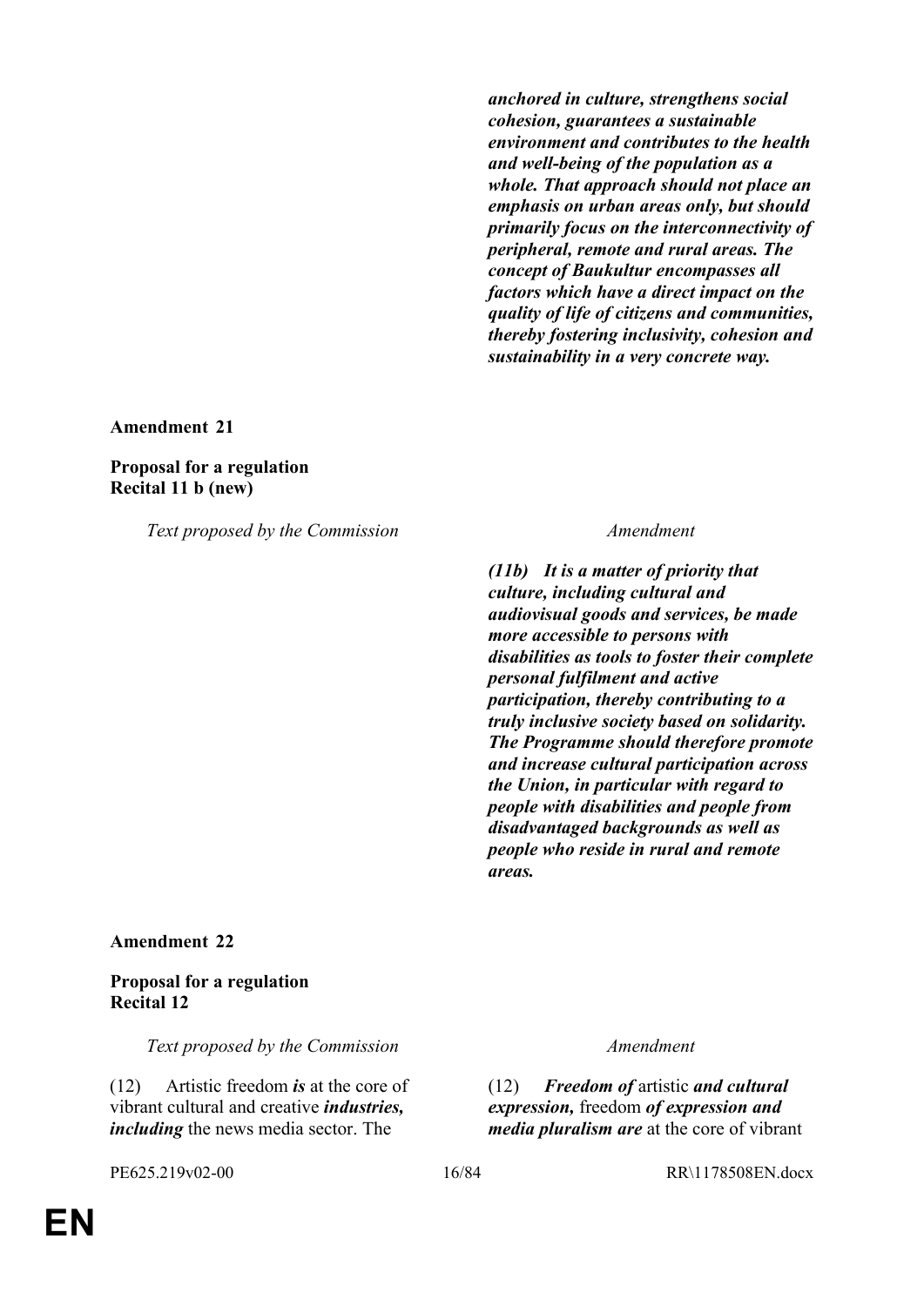***anchored in culture, strengthens social cohesion, guarantees a sustainable environment and contributes to the health and well-being of the population as a whole. That approach should not place an emphasis on urban areas only, but should primarily focus on the interconnectivity of peripheral, remote and rural areas. The concept of Baukultur encompasses all factors which have a direct impact on the quality of life of citizens and communities, thereby fostering inclusivity, cohesion and sustainability in a very concrete way.***

**Amendment 21**

**Proposal for a regulation**
**Recital 11 b (new)**

| *Text proposed by the Commission* | *Amendment* |
|---|---|
| | ***(11b) It is a matter of priority that culture, including cultural and audiovisual goods and services, be made more accessible to persons with disabilities as tools to foster their complete personal fulfilment and active participation, thereby contributing to a truly inclusive society based on solidarity. The Programme should therefore promote and increase cultural participation across the Union, in particular with regard to people with disabilities and people from disadvantaged backgrounds as well as people who reside in rural and remote areas.*** |

**Amendment 22**

**Proposal for a regulation**
**Recital 12**

| *Text proposed by the Commission* | *Amendment* |
|---|---|
| (12) Artistic freedom ***is*** at the core of vibrant cultural and creative ***industries, including*** the news media sector. The | (12) ***Freedom of*** artistic ***and cultural expression,*** freedom ***of expression and media pluralism are*** at the core of vibrant |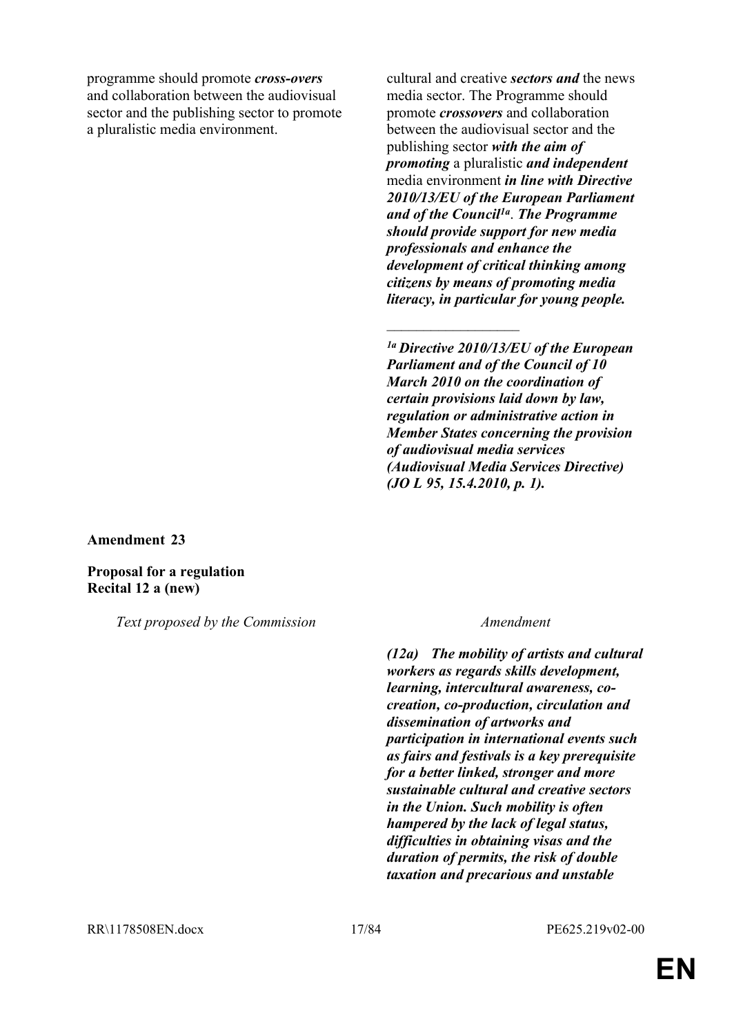| Text proposed by the Commission | Amendment |
| --- | --- |
| programme should promote ***cross-overs*** and collaboration between the audiovisual sector and the publishing sector to promote a pluralistic media environment. | cultural and creative ***sectors and*** the news media sector. The Programme should promote ***crossovers*** and collaboration between the audiovisual sector and the publishing sector ***with the aim of promoting*** a pluralistic ***and independent*** media environment ***in line with Directive 2010/13/EU of the European Parliament and of the Council[1a]. The Programme should provide support for new media professionals and enhance the development of critical thinking among citizens by means of promoting media literacy, in particular for young people.*** |
| | __________________ |
| | ***[1a] Directive 2010/13/EU of the European Parliament and of the Council of 10 March 2010 on the coordination of certain provisions laid down by law, regulation or administrative action in Member States concerning the provision of audiovisual media services (Audiovisual Media Services Directive) (JO L 95, 15.4.2010, p. 1).*** |

**Amendment 23**

**Proposal for a regulation**
**Recital 12 a (new)**

| *Text proposed by the Commission* | *Amendment* |
| --- | --- |
| | ***(12a) The mobility of artists and cultural workers as regards skills development, learning, intercultural awareness, co-creation, co-production, circulation and dissemination of artworks and participation in international events such as fairs and festivals is a key prerequisite for a better linked, stronger and more sustainable cultural and creative sectors in the Union. Such mobility is often hampered by the lack of legal status, difficulties in obtaining visas and the duration of permits, the risk of double taxation and precarious and unstable*** |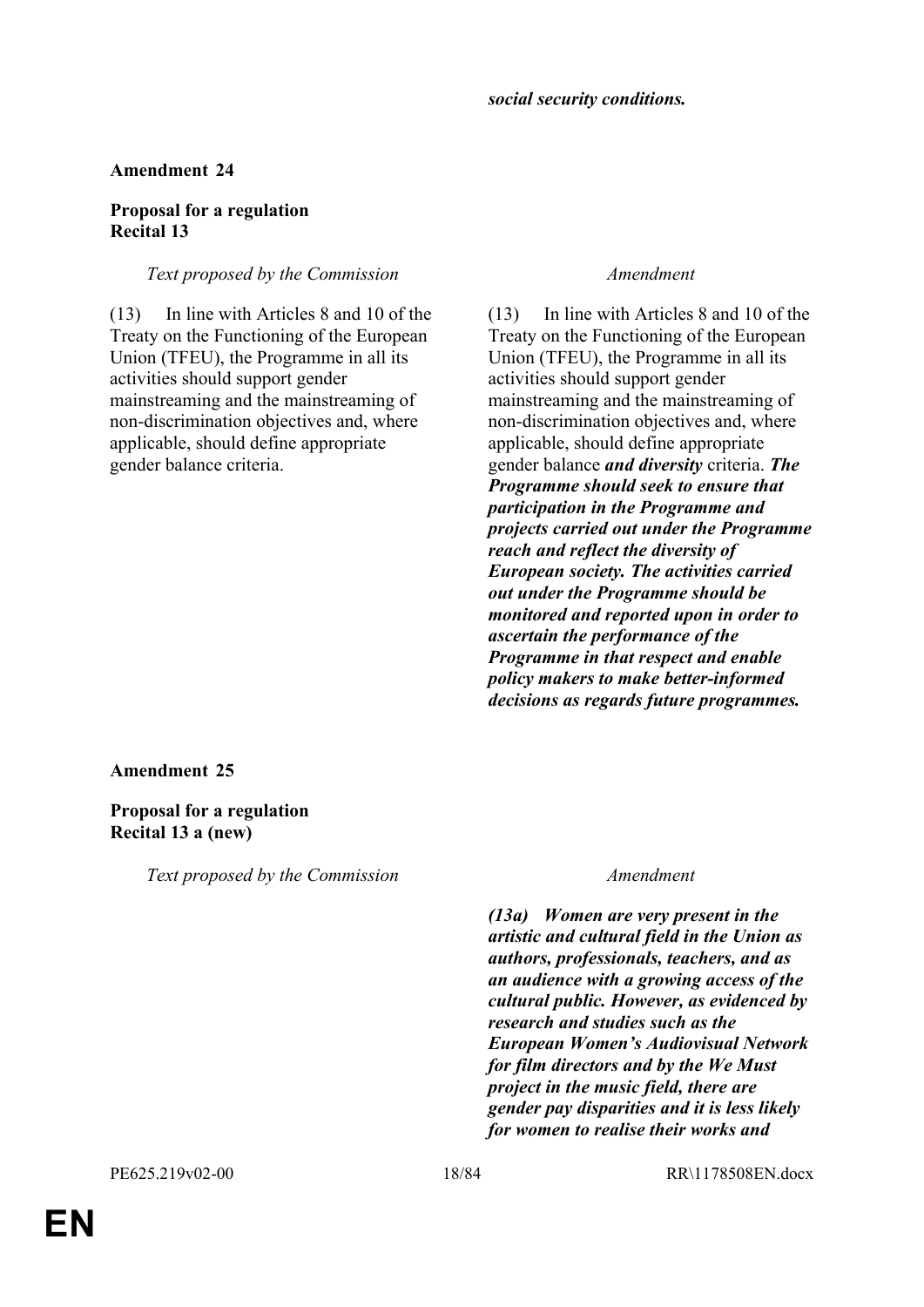***social security conditions.***

**Amendment 24**

**Proposal for a regulation**
**Recital 13**

| *Text proposed by the Commission* | *Amendment* |
|---|---|
| (13) In line with Articles 8 and 10 of the Treaty on the Functioning of the European Union (TFEU), the Programme in all its activities should support gender mainstreaming and the mainstreaming of non-discrimination objectives and, where applicable, should define appropriate gender balance criteria. | (13) In line with Articles 8 and 10 of the Treaty on the Functioning of the European Union (TFEU), the Programme in all its activities should support gender mainstreaming and the mainstreaming of non-discrimination objectives and, where applicable, should define appropriate gender balance ***and diversity*** criteria. ***The Programme should seek to ensure that participation in the Programme and projects carried out under the Programme reach and reflect the diversity of European society. The activities carried out under the Programme should be monitored and reported upon in order to ascertain the performance of the Programme in that respect and enable policy makers to make better-informed decisions as regards future programmes.*** |

**Amendment 25**

**Proposal for a regulation**
**Recital 13 a (new)**

| *Text proposed by the Commission* | *Amendment* |
|---|---|
| | ***(13a) Women are very present in the artistic and cultural field in the Union as authors, professionals, teachers, and as an audience with a growing access of the cultural public. However, as evidenced by research and studies such as the European Women's Audiovisual Network for film directors and by the We Must project in the music field, there are gender pay disparities and it is less likely for women to realise their works and*** |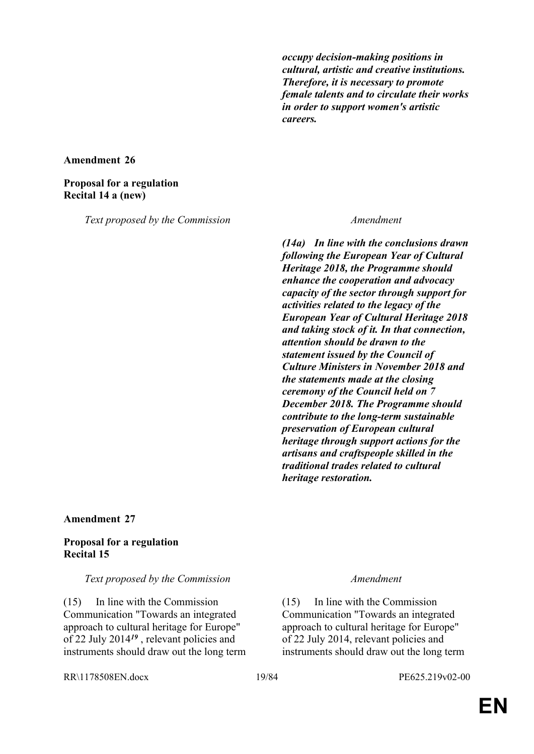| | |
|---|---|
| | ***occupy decision-making positions in cultural, artistic and creative institutions. Therefore, it is necessary to promote female talents and to circulate their works in order to support women's artistic careers.*** |

**Amendment 26**

**Proposal for a regulation**
**Recital 14 a (new)**

| *Text proposed by the Commission* | *Amendment* |
|---|---|
| | ***(14a) In line with the conclusions drawn following the European Year of Cultural Heritage 2018, the Programme should enhance the cooperation and advocacy capacity of the sector through support for activities related to the legacy of the European Year of Cultural Heritage 2018 and taking stock of it. In that connection, attention should be drawn to the statement issued by the Council of Culture Ministers in November 2018 and the statements made at the closing ceremony of the Council held on 7 December 2018. The Programme should contribute to the long-term sustainable preservation of European cultural heritage through support actions for the artisans and craftspeople skilled in the traditional trades related to cultural heritage restoration.*** |

**Amendment 27**

**Proposal for a regulation**
**Recital 15**

| *Text proposed by the Commission* | *Amendment* |
|---|---|
| (15) In line with the Commission Communication "Towards an integrated approach to cultural heritage for Europe" of 22 July 2014***[19]*** , relevant policies and instruments should draw out the long term | (15) In line with the Commission Communication "Towards an integrated approach to cultural heritage for Europe" of 22 July 2014, relevant policies and instruments should draw out the long term |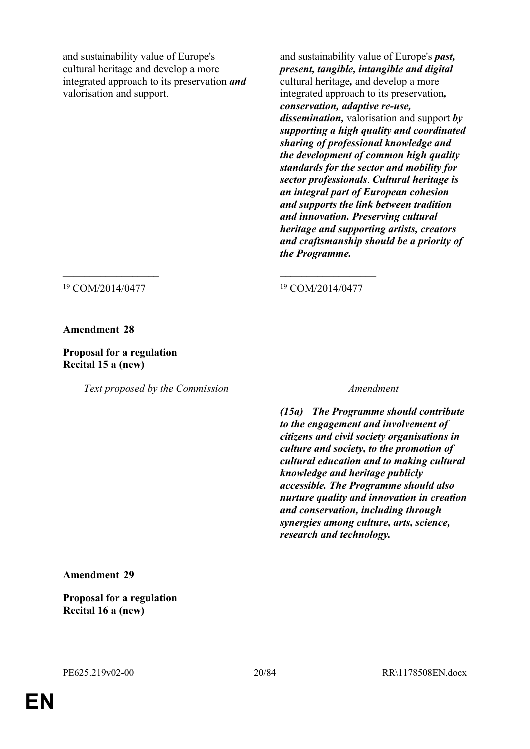| Text proposed by the Commission | Amendment |
|---|---|
| and sustainability value of Europe's cultural heritage and develop a more integrated approach to its preservation ***and*** valorisation and support. | and sustainability value of Europe's ***past, present, tangible, intangible and digital*** cultural heritage***,*** and develop a more integrated approach to its preservation***, conservation, adaptive re-use, dissemination,*** valorisation and support ***by supporting a high quality and coordinated sharing of professional knowledge and the development of common high quality standards for the sector and mobility for sector professionals***. ***Cultural heritage is an integral part of European cohesion and supports the link between tradition and innovation. Preserving cultural heritage and supporting artists, creators and craftsmanship should be a priority of the Programme.*** |
| ___________________ | ___________________ |
| [19] COM/2014/0477 | [19] COM/2014/0477 |

**Amendment 28**

**Proposal for a regulation**
**Recital 15 a (new)**

| *Text proposed by the Commission* | *Amendment* |
|---|---|
| | ***(15a) The Programme should contribute to the engagement and involvement of citizens and civil society organisations in culture and society, to the promotion of cultural education and to making cultural knowledge and heritage publicly accessible. The Programme should also nurture quality and innovation in creation and conservation, including through synergies among culture, arts, science, research and technology.*** |

**Amendment 29**

**Proposal for a regulation**
**Recital 16 a (new)**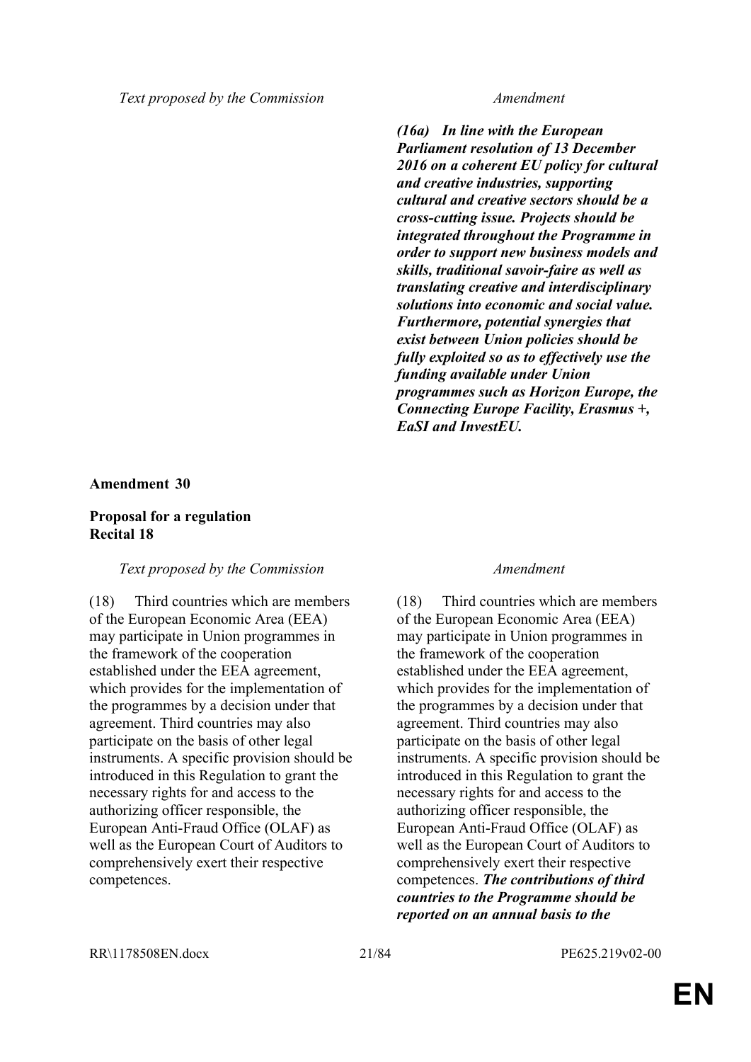| Text proposed by the Commission | Amendment |
|---|---|
| | ***(16a) In line with the European Parliament resolution of 13 December 2016 on a coherent EU policy for cultural and creative industries, supporting cultural and creative sectors should be a cross-cutting issue. Projects should be integrated throughout the Programme in order to support new business models and skills, traditional savoir-faire as well as translating creative and interdisciplinary solutions into economic and social value. Furthermore, potential synergies that exist between Union policies should be fully exploited so as to effectively use the funding available under Union programmes such as Horizon Europe, the Connecting Europe Facility, Erasmus +, EaSI and InvestEU.*** |

**Amendment 30**

**Proposal for a regulation**
**Recital 18**

| Text proposed by the Commission | Amendment |
|---|---|
| (18) Third countries which are members of the European Economic Area (EEA) may participate in Union programmes in the framework of the cooperation established under the EEA agreement, which provides for the implementation of the programmes by a decision under that agreement. Third countries may also participate on the basis of other legal instruments. A specific provision should be introduced in this Regulation to grant the necessary rights for and access to the authorizing officer responsible, the European Anti-Fraud Office (OLAF) as well as the European Court of Auditors to comprehensively exert their respective competences. | (18) Third countries which are members of the European Economic Area (EEA) may participate in Union programmes in the framework of the cooperation established under the EEA agreement, which provides for the implementation of the programmes by a decision under that agreement. Third countries may also participate on the basis of other legal instruments. A specific provision should be introduced in this Regulation to grant the necessary rights for and access to the authorizing officer responsible, the European Anti-Fraud Office (OLAF) as well as the European Court of Auditors to comprehensively exert their respective competences. ***The contributions of third countries to the Programme should be reported on an annual basis to the*** |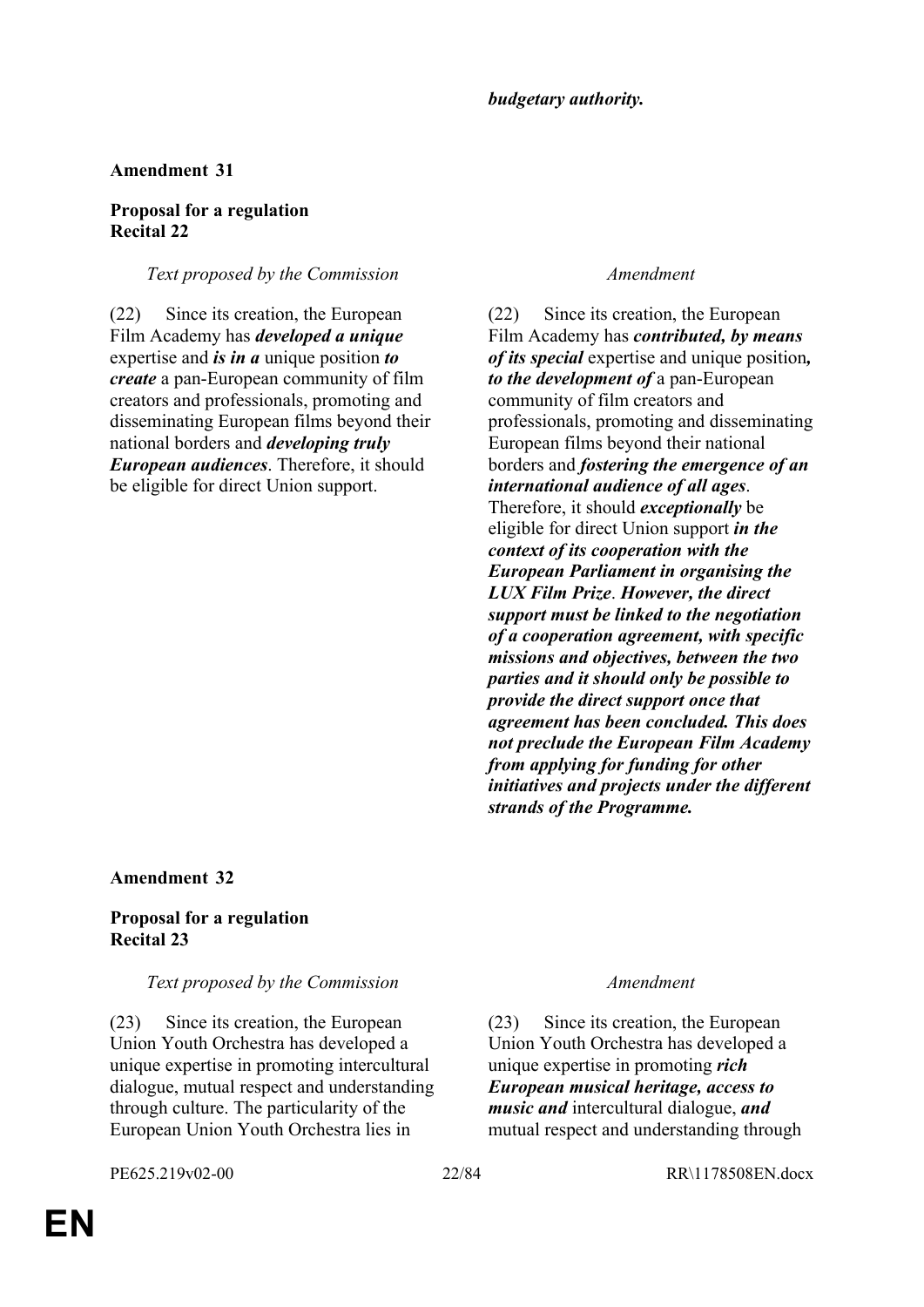*budgetary authority.*

**Amendment 31**

**Proposal for a regulation**
**Recital 22**

| *Text proposed by the Commission* | *Amendment* |
|---|---|
| (22) Since its creation, the European Film Academy has ***developed a unique*** expertise and ***is in a*** unique position ***to create*** a pan-European community of film creators and professionals, promoting and disseminating European films beyond their national borders and ***developing truly European audiences***. Therefore, it should be eligible for direct Union support. | (22) Since its creation, the European Film Academy has ***contributed, by means of its special*** expertise and unique position***, to the development of*** a pan-European community of film creators and professionals, promoting and disseminating European films beyond their national borders and ***fostering the emergence of an international audience of all ages***. Therefore, it should ***exceptionally*** be eligible for direct Union support ***in the context of its cooperation with the European Parliament in organising the LUX Film Prize***. ***However, the direct support must be linked to the negotiation of a cooperation agreement, with specific missions and objectives, between the two parties and it should only be possible to provide the direct support once that agreement has been concluded. This does not preclude the European Film Academy from applying for funding for other initiatives and projects under the different strands of the Programme.*** |

**Amendment 32**

**Proposal for a regulation**
**Recital 23**

| *Text proposed by the Commission* | *Amendment* |
|---|---|
| (23) Since its creation, the European Union Youth Orchestra has developed a unique expertise in promoting intercultural dialogue, mutual respect and understanding through culture. The particularity of the European Union Youth Orchestra lies in | (23) Since its creation, the European Union Youth Orchestra has developed a unique expertise in promoting ***rich European musical heritage, access to music and*** intercultural dialogue, ***and*** mutual respect and understanding through |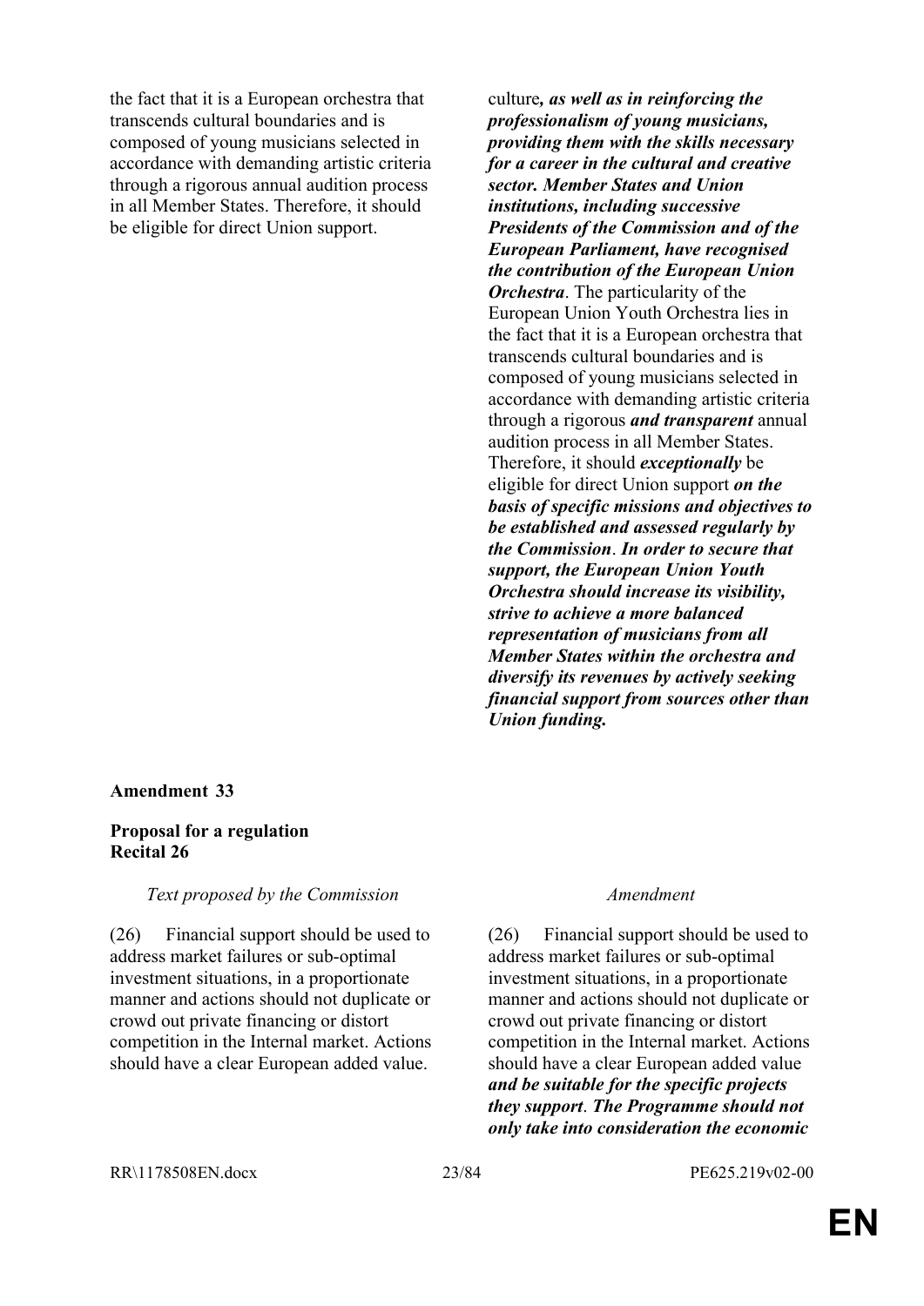| | |
|---|---|
| the fact that it is a European orchestra that transcends cultural boundaries and is composed of young musicians selected in accordance with demanding artistic criteria through a rigorous annual audition process in all Member States. Therefore, it should be eligible for direct Union support. | culture***, as well as in reinforcing the professionalism of young musicians, providing them with the skills necessary for a career in the cultural and creative sector. Member States and Union institutions, including successive Presidents of the Commission and of the European Parliament, have recognised the contribution of the European Union Orchestra***. The particularity of the European Union Youth Orchestra lies in the fact that it is a European orchestra that transcends cultural boundaries and is composed of young musicians selected in accordance with demanding artistic criteria through a rigorous ***and transparent*** annual audition process in all Member States. Therefore, it should ***exceptionally*** be eligible for direct Union support ***on the basis of specific missions and objectives to be established and assessed regularly by the Commission***. ***In order to secure that support, the European Union Youth Orchestra should increase its visibility, strive to achieve a more balanced representation of musicians from all Member States within the orchestra and diversify its revenues by actively seeking financial support from sources other than Union funding.*** |

**Amendment 33**

**Proposal for a regulation**
**Recital 26**

| *Text proposed by the Commission* | *Amendment* |
|---|---|
| (26) Financial support should be used to address market failures or sub-optimal investment situations, in a proportionate manner and actions should not duplicate or crowd out private financing or distort competition in the Internal market. Actions should have a clear European added value. | (26) Financial support should be used to address market failures or sub-optimal investment situations, in a proportionate manner and actions should not duplicate or crowd out private financing or distort competition in the Internal market. Actions should have a clear European added value ***and be suitable for the specific projects they support***. ***The Programme should not only take into consideration the economic*** |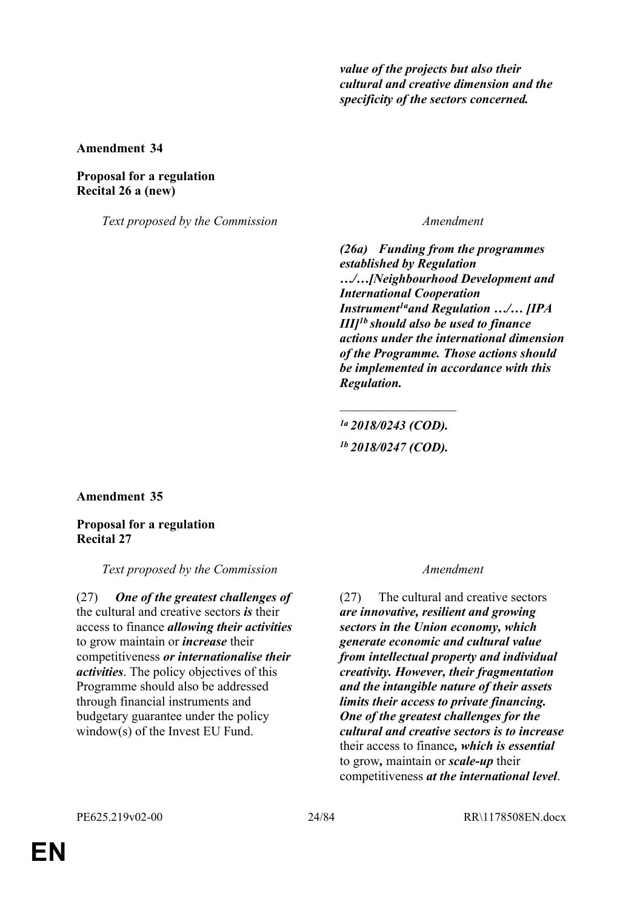| | |
|---|---|
| | ***value of the projects but also their cultural and creative dimension and the specificity of the sectors concerned.*** |

**Amendment 34**

**Proposal for a regulation**
**Recital 26 a (new)**

| *Text proposed by the Commission* | *Amendment* |
|---|---|
| | ***(26a) Funding from the programmes established by Regulation …/…[Neighbourhood Development and International Cooperation Instrument[1a] and Regulation …/… [IPA III][1b] should also be used to finance actions under the international dimension of the Programme. Those actions should be implemented in accordance with this Regulation.*** |
| | __________________ |
| | ***[1a] 2018/0243 (COD).*** |
| | ***[1b] 2018/0247 (COD).*** |

**Amendment 35**

**Proposal for a regulation**
**Recital 27**

| *Text proposed by the Commission* | *Amendment* |
|---|---|
| (27) ***One of the greatest challenges of*** the cultural and creative sectors ***is*** their access to finance ***allowing their activities*** to grow maintain or ***increase*** their competitiveness ***or internationalise their activities***. The policy objectives of this Programme should also be addressed through financial instruments and budgetary guarantee under the policy window(s) of the Invest EU Fund. | (27) The cultural and creative sectors ***are innovative, resilient and growing sectors in the Union economy, which generate economic and cultural value from intellectual property and individual creativity. However, their fragmentation and the intangible nature of their assets limits their access to private financing. One of the greatest challenges for the cultural and creative sectors is to increase*** their access to finance***, which is essential*** to grow***,*** maintain or ***scale-up*** their competitiveness ***at the international level***. |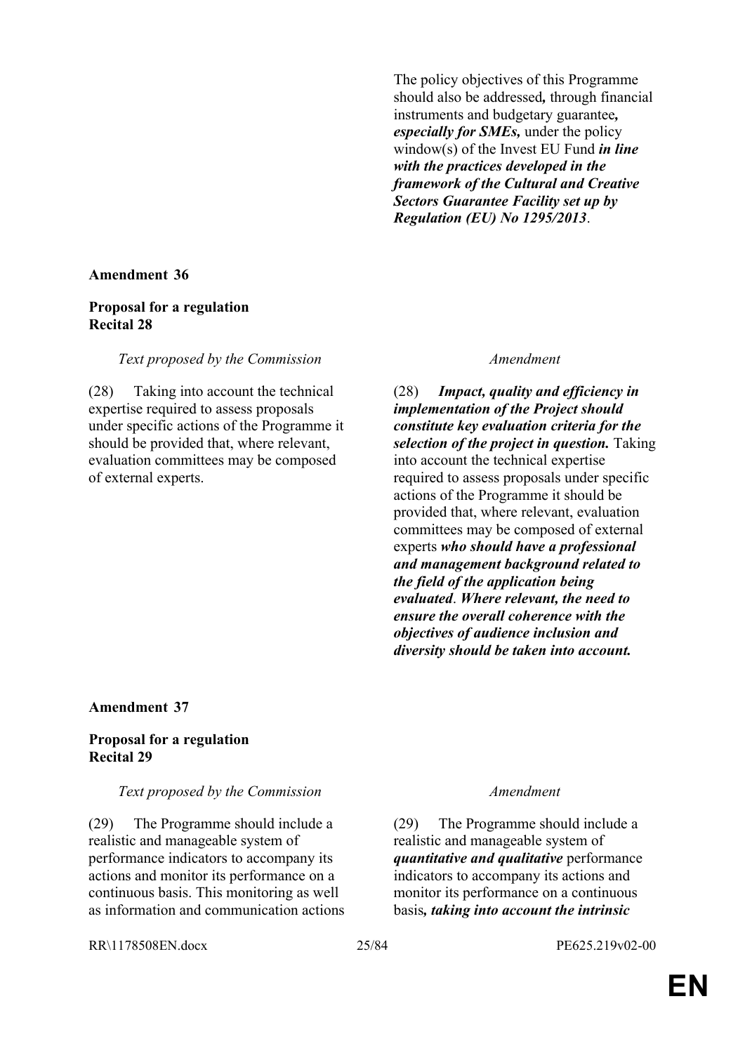| | |
|---|---|
| | The policy objectives of this Programme should also be addressed*,* through financial instruments and budgetary guarantee*, **especially for SMEs,*** under the policy window(s) of the Invest EU Fund ***in line with the practices developed in the framework of the Cultural and Creative Sectors Guarantee Facility set up by Regulation (EU) No 1295/2013***. |

**Amendment 36**

**Proposal for a regulation**
**Recital 28**

| *Text proposed by the Commission* | *Amendment* |
|---|---|
| (28) Taking into account the technical expertise required to assess proposals under specific actions of the Programme it should be provided that, where relevant, evaluation committees may be composed of external experts. | (28) ***Impact, quality and efficiency in implementation of the Project should constitute key evaluation criteria for the selection of the project in question.*** Taking into account the technical expertise required to assess proposals under specific actions of the Programme it should be provided that, where relevant, evaluation committees may be composed of external experts ***who should have a professional and management background related to the field of the application being evaluated***. ***Where relevant, the need to ensure the overall coherence with the objectives of audience inclusion and diversity should be taken into account.*** |

**Amendment 37**

**Proposal for a regulation**
**Recital 29**

| *Text proposed by the Commission* | *Amendment* |
|---|---|
| (29) The Programme should include a realistic and manageable system of performance indicators to accompany its actions and monitor its performance on a continuous basis. This monitoring as well as information and communication actions | (29) The Programme should include a realistic and manageable system of ***quantitative and qualitative*** performance indicators to accompany its actions and monitor its performance on a continuous basis***, taking into account the intrinsic*** |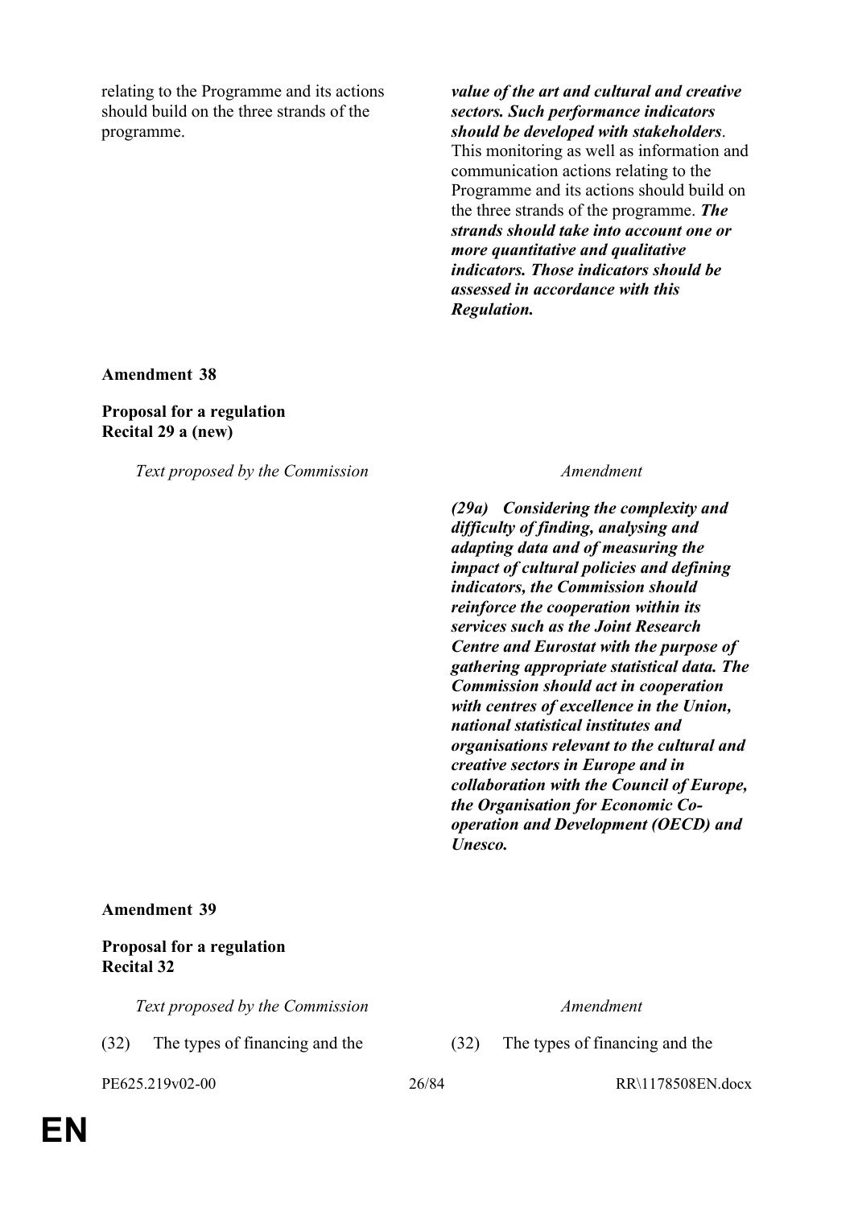| | |
|---|---|
| relating to the Programme and its actions should build on the three strands of the programme. | ***value of the art and cultural and creative sectors. Such performance indicators should be developed with stakeholders***. This monitoring as well as information and communication actions relating to the Programme and its actions should build on the three strands of the programme. ***The strands should take into account one or more quantitative and qualitative indicators. Those indicators should be assessed in accordance with this Regulation.*** |

**Amendment 38**

**Proposal for a regulation**
**Recital 29 a (new)**

| *Text proposed by the Commission* | *Amendment* |
|---|---|
| | ***(29a) Considering the complexity and difficulty of finding, analysing and adapting data and of measuring the impact of cultural policies and defining indicators, the Commission should reinforce the cooperation within its services such as the Joint Research Centre and Eurostat with the purpose of gathering appropriate statistical data. The Commission should act in cooperation with centres of excellence in the Union, national statistical institutes and organisations relevant to the cultural and creative sectors in Europe and in collaboration with the Council of Europe, the Organisation for Economic Co-operation and Development (OECD) and Unesco.*** |

**Amendment 39**

**Proposal for a regulation**
**Recital 32**

| *Text proposed by the Commission* | *Amendment* |
|---|---|
| (32) The types of financing and the | (32) The types of financing and the |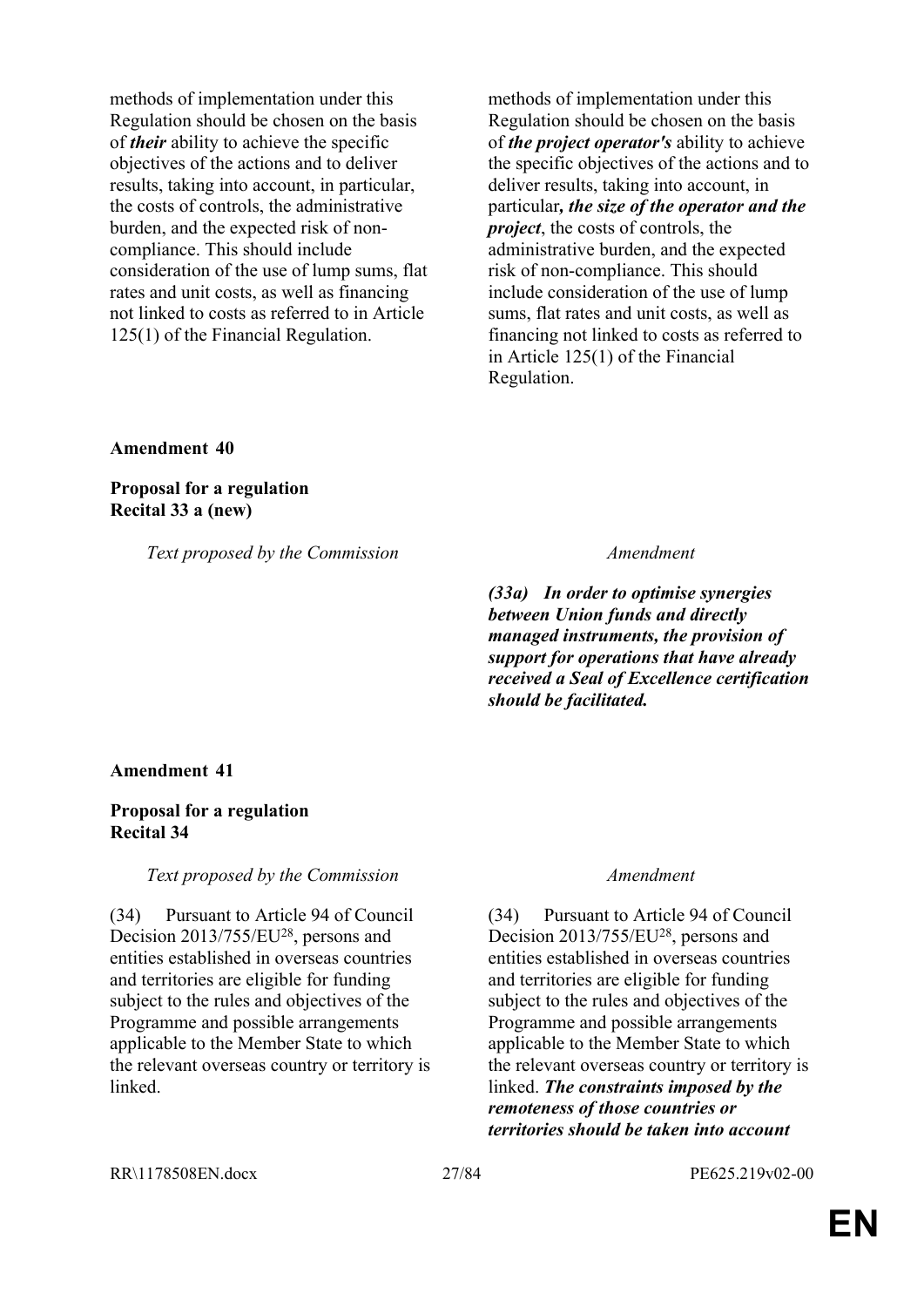| | |
|---|---|
| methods of implementation under this Regulation should be chosen on the basis of ***their*** ability to achieve the specific objectives of the actions and to deliver results, taking into account, in particular, the costs of controls, the administrative burden, and the expected risk of non-compliance. This should include consideration of the use of lump sums, flat rates and unit costs, as well as financing not linked to costs as referred to in Article 125(1) of the Financial Regulation. | methods of implementation under this Regulation should be chosen on the basis of ***the project operator's*** ability to achieve the specific objectives of the actions and to deliver results, taking into account, in particular***, the size of the operator and the project***, the costs of controls, the administrative burden, and the expected risk of non-compliance. This should include consideration of the use of lump sums, flat rates and unit costs, as well as financing not linked to costs as referred to in Article 125(1) of the Financial Regulation. |

**Amendment 40**

**Proposal for a regulation**
**Recital 33 a (new)**

| *Text proposed by the Commission* | *Amendment* |
|---|---|
| | ***(33a) In order to optimise synergies between Union funds and directly managed instruments, the provision of support for operations that have already received a Seal of Excellence certification should be facilitated.*** |

**Amendment 41**

**Proposal for a regulation**
**Recital 34**

| *Text proposed by the Commission* | *Amendment* |
|---|---|
| (34) Pursuant to Article 94 of Council Decision 2013/755/EU[28], persons and entities established in overseas countries and territories are eligible for funding subject to the rules and objectives of the Programme and possible arrangements applicable to the Member State to which the relevant overseas country or territory is linked. | (34) Pursuant to Article 94 of Council Decision 2013/755/EU[28], persons and entities established in overseas countries and territories are eligible for funding subject to the rules and objectives of the Programme and possible arrangements applicable to the Member State to which the relevant overseas country or territory is linked. ***The constraints imposed by the remoteness of those countries or territories should be taken into account*** |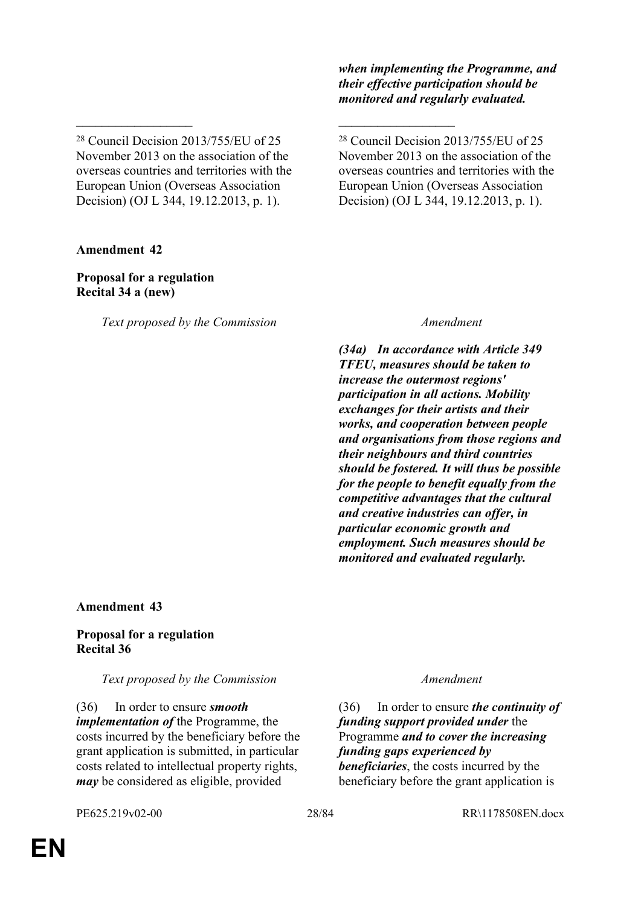| | |
|---|---|
| | ***when implementing the Programme, and their effective participation should be monitored and regularly evaluated.*** |
| __________________ | __________________ |
| [28] Council Decision 2013/755/EU of 25 November 2013 on the association of the overseas countries and territories with the European Union (Overseas Association Decision) (OJ L 344, 19.12.2013, p. 1). | [28] Council Decision 2013/755/EU of 25 November 2013 on the association of the overseas countries and territories with the European Union (Overseas Association Decision) (OJ L 344, 19.12.2013, p. 1). |

**Amendment 42**

**Proposal for a regulation**
**Recital 34 a (new)**

| *Text proposed by the Commission* | *Amendment* |
|---|---|
| | ***(34a) In accordance with Article 349 TFEU, measures should be taken to increase the outermost regions' participation in all actions. Mobility exchanges for their artists and their works, and cooperation between people and organisations from those regions and their neighbours and third countries should be fostered. It will thus be possible for the people to benefit equally from the competitive advantages that the cultural and creative industries can offer, in particular economic growth and employment. Such measures should be monitored and evaluated regularly.*** |

**Amendment 43**

**Proposal for a regulation**
**Recital 36**

| *Text proposed by the Commission* | *Amendment* |
|---|---|
| (36) In order to ensure ***smooth implementation of*** the Programme, the costs incurred by the beneficiary before the grant application is submitted, in particular costs related to intellectual property rights, ***may*** be considered as eligible, provided | (36) In order to ensure ***the continuity of funding support provided under*** the Programme ***and to cover the increasing funding gaps experienced by beneficiaries***, the costs incurred by the beneficiary before the grant application is |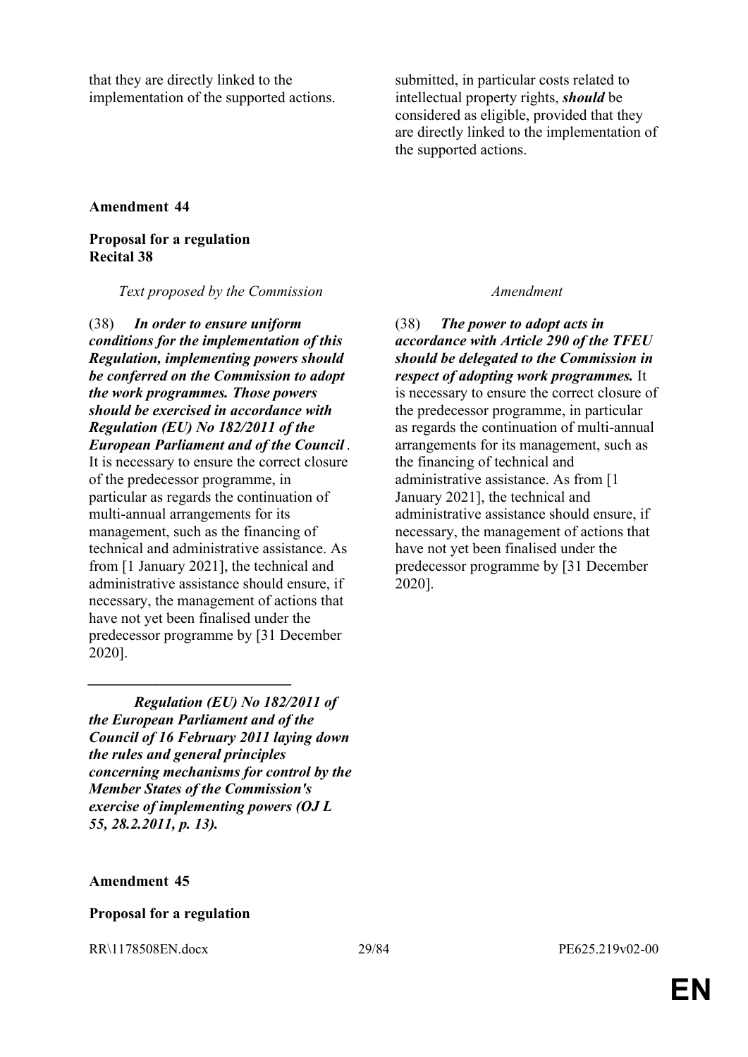| | |
|---|---|
| that they are directly linked to the implementation of the supported actions. | submitted, in particular costs related to intellectual property rights, ***should*** be considered as eligible, provided that they are directly linked to the implementation of the supported actions. |

**Amendment 44**

**Proposal for a regulation**
**Recital 38**

| *Text proposed by the Commission* | *Amendment* |
|---|---|
| (38) ***In order to ensure uniform conditions for the implementation of this Regulation, implementing powers should be conferred on the Commission to adopt the work programmes. Those powers should be exercised in accordance with Regulation (EU) No 182/2011 of the European Parliament and of the Council*** . It is necessary to ensure the correct closure of the predecessor programme, in particular as regards the continuation of multi-annual arrangements for its management, such as the financing of technical and administrative assistance. As from [1 January 2021], the technical and administrative assistance should ensure, if necessary, the management of actions that have not yet been finalised under the predecessor programme by [31 December 2020]. | (38) ***The power to adopt acts in accordance with Article 290 of the TFEU should be delegated to the Commission in respect of adopting work programmes.*** It is necessary to ensure the correct closure of the predecessor programme, in particular as regards the continuation of multi-annual arrangements for its management, such as the financing of technical and administrative assistance. As from [1 January 2021], the technical and administrative assistance should ensure, if necessary, the management of actions that have not yet been finalised under the predecessor programme by [31 December 2020]. |
| ___________________ | |
| ***Regulation (EU) No 182/2011 of the European Parliament and of the Council of 16 February 2011 laying down the rules and general principles concerning mechanisms for control by the Member States of the Commission's exercise of implementing powers (OJ L 55, 28.2.2011, p. 13).*** | |

**Amendment 45**

**Proposal for a regulation**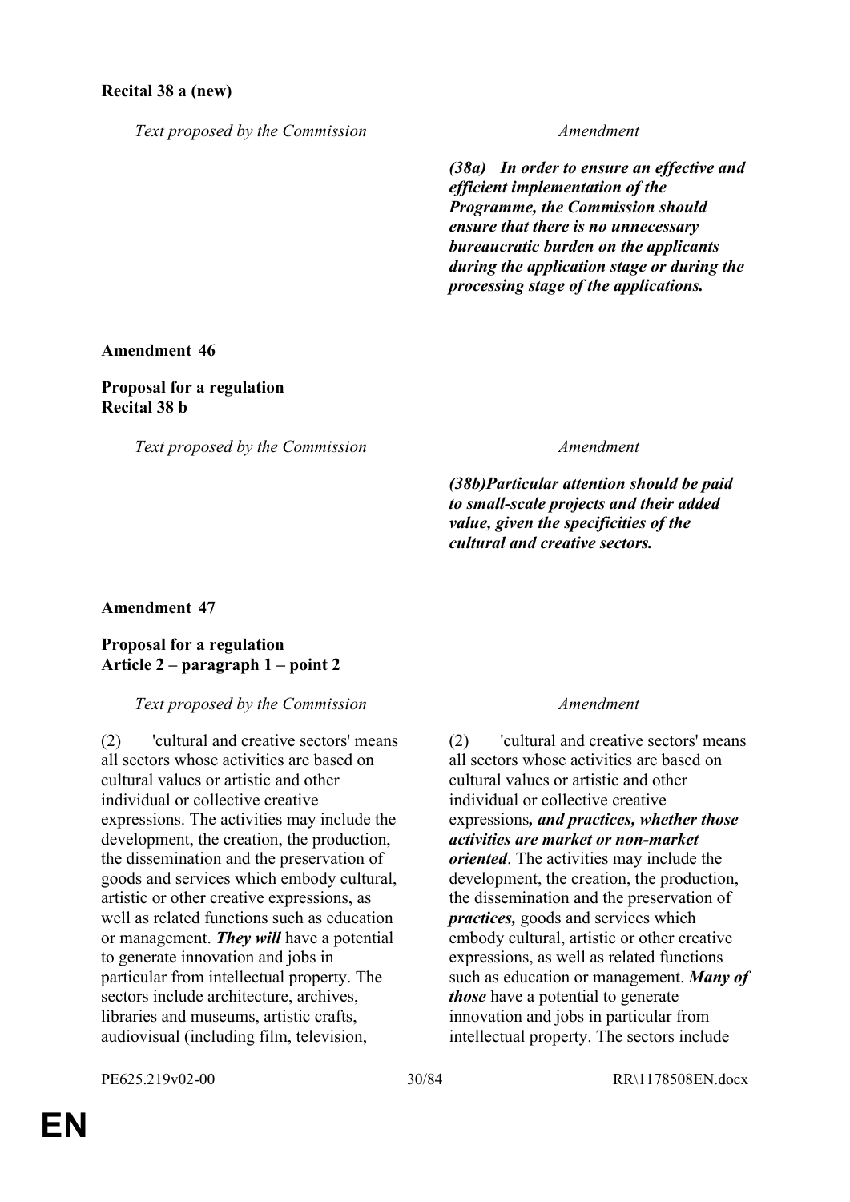**Recital 38 a (new)**

| Text proposed by the Commission | Amendment |
|---|---|
| | ***(38a) In order to ensure an effective and efficient implementation of the Programme, the Commission should ensure that there is no unnecessary bureaucratic burden on the applicants during the application stage or during the processing stage of the applications.*** |

**Amendment 46**

**Proposal for a regulation**
**Recital 38 b**

| Text proposed by the Commission | Amendment |
|---|---|
| | ***(38b)Particular attention should be paid to small-scale projects and their added value, given the specificities of the cultural and creative sectors.*** |

**Amendment 47**

**Proposal for a regulation**
**Article 2 – paragraph 1 – point 2**

| Text proposed by the Commission | Amendment |
|---|---|
| (2) 'cultural and creative sectors' means all sectors whose activities are based on cultural values or artistic and other individual or collective creative expressions. The activities may include the development, the creation, the production, the dissemination and the preservation of goods and services which embody cultural, artistic or other creative expressions, as well as related functions such as education or management. ***They will*** have a potential to generate innovation and jobs in particular from intellectual property. The sectors include architecture, archives, libraries and museums, artistic crafts, audiovisual (including film, television, | (2) 'cultural and creative sectors' means all sectors whose activities are based on cultural values or artistic and other individual or collective creative expressions***, and practices, whether those activities are market or non-market oriented***. The activities may include the development, the creation, the production, the dissemination and the preservation of ***practices,*** goods and services which embody cultural, artistic or other creative expressions, as well as related functions such as education or management. ***Many of those*** have a potential to generate innovation and jobs in particular from intellectual property. The sectors include |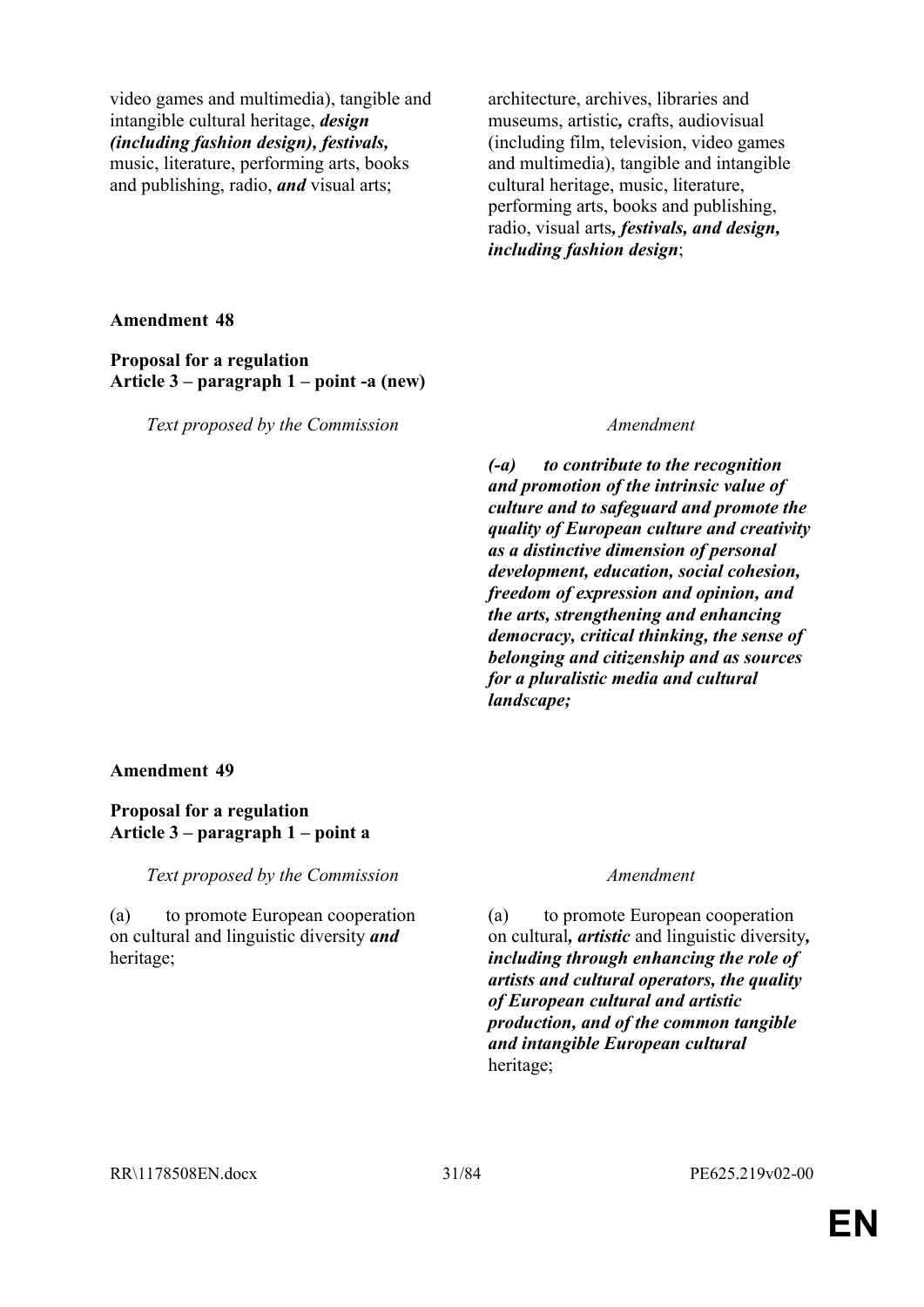| | |
|---|---|
| video games and multimedia), tangible and intangible cultural heritage, ***design (including fashion design), festivals,*** music, literature, performing arts, books and publishing, radio, ***and*** visual arts; | architecture, archives, libraries and museums, artistic***,*** crafts, audiovisual (including film, television, video games and multimedia), tangible and intangible cultural heritage, music, literature, performing arts, books and publishing, radio, visual arts***, festivals, and design, including fashion design***; |

**Amendment 48**

**Proposal for a regulation**
**Article 3 – paragraph 1 – point -a (new)**

| *Text proposed by the Commission* | *Amendment* |
|---|---|
| | ***(-a) to contribute to the recognition and promotion of the intrinsic value of culture and to safeguard and promote the quality of European culture and creativity as a distinctive dimension of personal development, education, social cohesion, freedom of expression and opinion, and the arts, strengthening and enhancing democracy, critical thinking, the sense of belonging and citizenship and as sources for a pluralistic media and cultural landscape;*** |

**Amendment 49**

**Proposal for a regulation**
**Article 3 – paragraph 1 – point a**

| *Text proposed by the Commission* | *Amendment* |
|---|---|
| (a) to promote European cooperation on cultural and linguistic diversity ***and*** heritage; | (a) to promote European cooperation on cultural***, artistic*** and linguistic diversity***, including through enhancing the role of artists and cultural operators, the quality of European cultural and artistic production, and of the common tangible and intangible European cultural*** heritage; |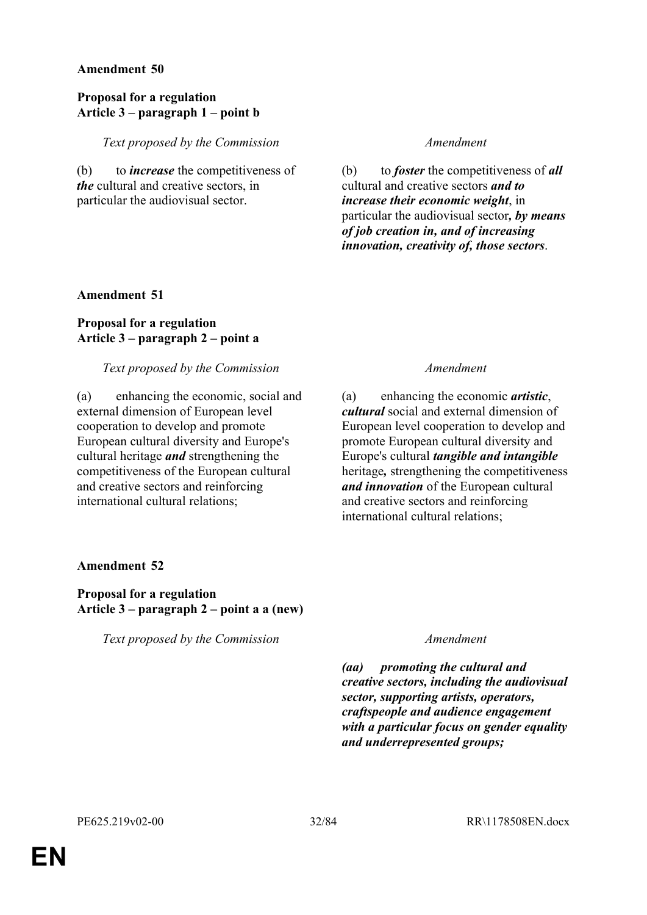**Amendment 50**

**Proposal for a regulation**
**Article 3 – paragraph 1 – point b**

| *Text proposed by the Commission* | *Amendment* |
| --- | --- |
| (b) to ***increase*** the competitiveness of ***the*** cultural and creative sectors, in particular the audiovisual sector. | (b) to ***foster*** the competitiveness of ***all*** cultural and creative sectors ***and to increase their economic weight***, in particular the audiovisual sector***, by means of job creation in, and of increasing innovation, creativity of, those sectors***. |

**Amendment 51**

**Proposal for a regulation**
**Article 3 – paragraph 2 – point a**

| *Text proposed by the Commission* | *Amendment* |
| --- | --- |
| (a) enhancing the economic, social and external dimension of European level cooperation to develop and promote European cultural diversity and Europe's cultural heritage ***and*** strengthening the competitiveness of the European cultural and creative sectors and reinforcing international cultural relations; | (a) enhancing the economic ***artistic***, ***cultural*** social and external dimension of European level cooperation to develop and promote European cultural diversity and Europe's cultural ***tangible and intangible*** heritage***,*** strengthening the competitiveness ***and innovation*** of the European cultural and creative sectors and reinforcing international cultural relations; |

**Amendment 52**

**Proposal for a regulation**
**Article 3 – paragraph 2 – point a a (new)**

| *Text proposed by the Commission* | *Amendment* |
| --- | --- |
| | ***(aa) promoting the cultural and creative sectors, including the audiovisual sector, supporting artists, operators, craftspeople and audience engagement with a particular focus on gender equality and underrepresented groups;*** |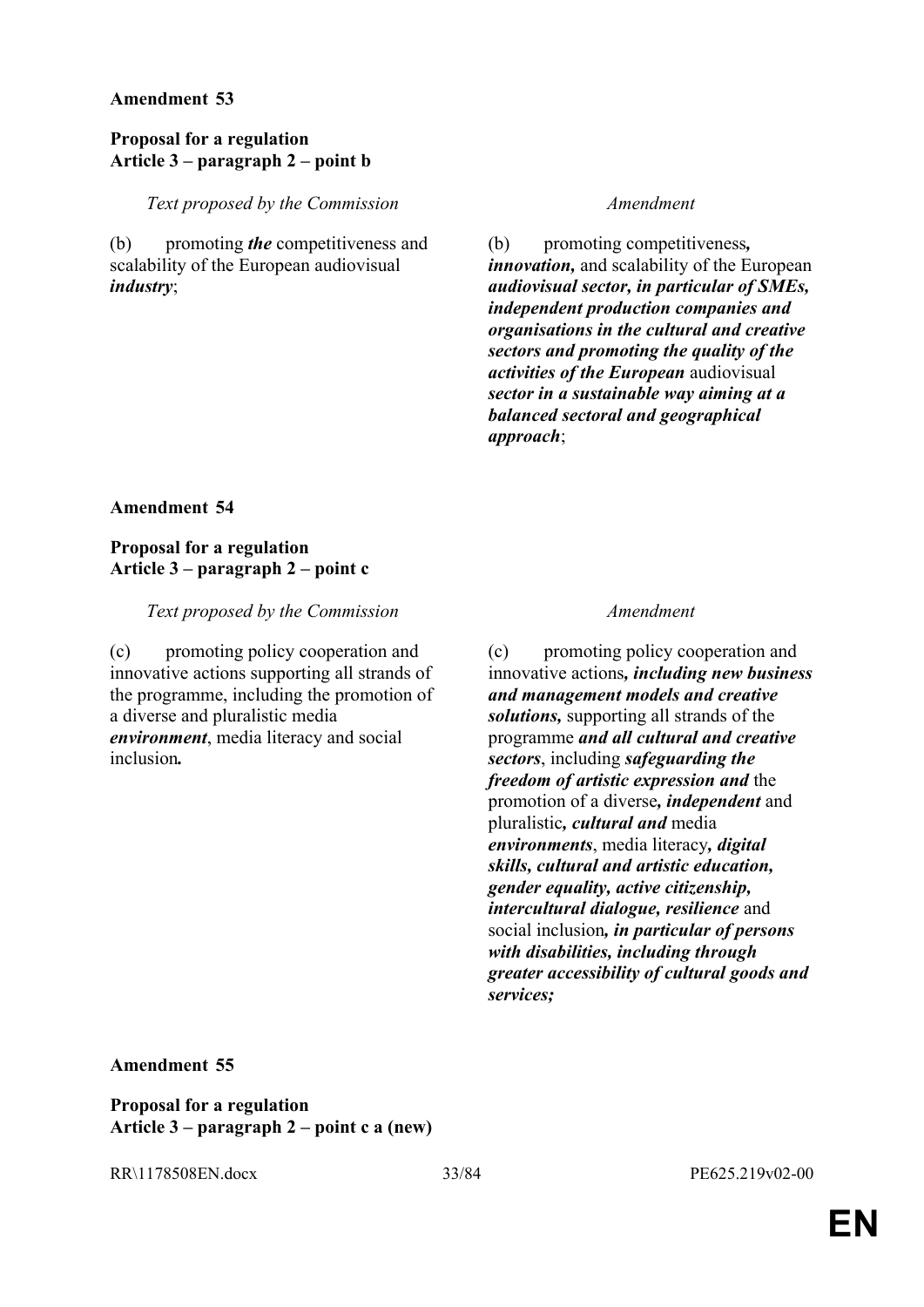**Amendment 53**

**Proposal for a regulation**
**Article 3 – paragraph 2 – point b**

| *Text proposed by the Commission* | *Amendment* |
|---|---|
| (b) promoting ***the*** competitiveness and scalability of the European audiovisual ***industry***; | (b) promoting competitiveness***, innovation,*** and scalability of the European ***audiovisual sector, in particular of SMEs, independent production companies and organisations in the cultural and creative sectors and promoting the quality of the activities of the European*** audiovisual ***sector in a sustainable way aiming at a balanced sectoral and geographical approach***; |

**Amendment 54**

**Proposal for a regulation**
**Article 3 – paragraph 2 – point c**

| *Text proposed by the Commission* | *Amendment* |
|---|---|
| (c) promoting policy cooperation and innovative actions supporting all strands of the programme, including the promotion of a diverse and pluralistic media ***environment***, media literacy and social inclusion***.*** | (c) promoting policy cooperation and innovative actions***, including new business and management models and creative solutions,*** supporting all strands of the programme ***and all cultural and creative sectors***, including ***safeguarding the freedom of artistic expression and*** the promotion of a diverse***, independent*** and pluralistic***, cultural and*** media ***environments***, media literacy***, digital skills, cultural and artistic education, gender equality, active citizenship, intercultural dialogue, resilience*** and social inclusion***, in particular of persons with disabilities, including through greater accessibility of cultural goods and services;*** |

**Amendment 55**

**Proposal for a regulation**
**Article 3 – paragraph 2 – point c a (new)**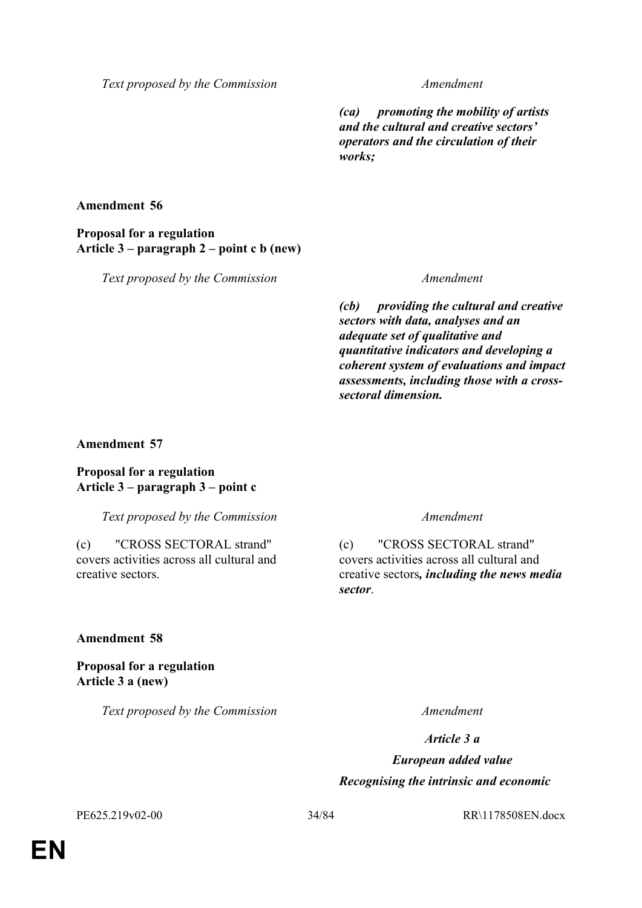| Text proposed by the Commission | Amendment |
|---|---|
| | ***(ca) promoting the mobility of artists and the cultural and creative sectors' operators and the circulation of their works;*** |

**Amendment 56**

**Proposal for a regulation**
**Article 3 – paragraph 2 – point c b (new)**

| Text proposed by the Commission | Amendment |
|---|---|
| | ***(cb) providing the cultural and creative sectors with data, analyses and an adequate set of qualitative and quantitative indicators and developing a coherent system of evaluations and impact assessments, including those with a cross-sectoral dimension.*** |

**Amendment 57**

**Proposal for a regulation**
**Article 3 – paragraph 3 – point c**

| Text proposed by the Commission | Amendment |
|---|---|
| (c) "CROSS SECTORAL strand" covers activities across all cultural and creative sectors. | (c) "CROSS SECTORAL strand" covers activities across all cultural and creative sectors***, including the news media sector***. |

**Amendment 58**

**Proposal for a regulation**
**Article 3 a (new)**

| Text proposed by the Commission | Amendment |
|---|---|
| | ***Article 3 a*** |
| | ***European added value*** |
| | ***Recognising the intrinsic and economic*** |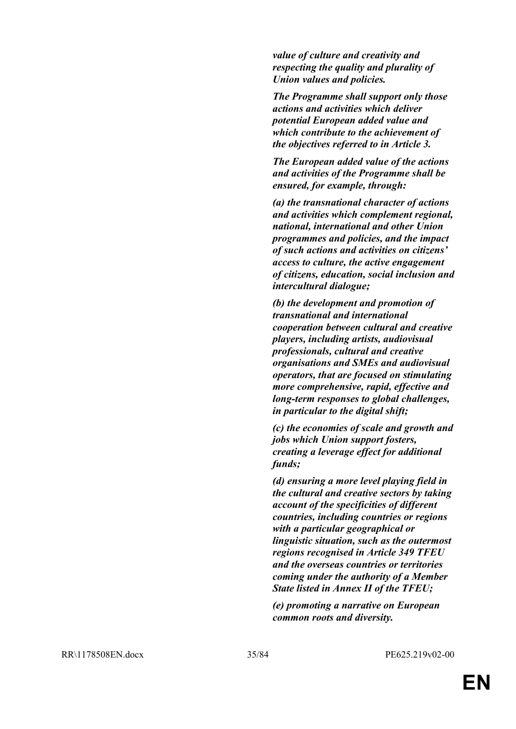***value of culture and creativity and respecting the quality and plurality of Union values and policies.***

***The Programme shall support only those actions and activities which deliver potential European added value and which contribute to the achievement of the objectives referred to in Article 3.***

***The European added value of the actions and activities of the Programme shall be ensured, for example, through:***

***(a) the transnational character of actions and activities which complement regional, national, international and other Union programmes and policies, and the impact of such actions and activities on citizens' access to culture, the active engagement of citizens, education, social inclusion and intercultural dialogue;***

***(b) the development and promotion of transnational and international cooperation between cultural and creative players, including artists, audiovisual professionals, cultural and creative organisations and SMEs and audiovisual operators, that are focused on stimulating more comprehensive, rapid, effective and long-term responses to global challenges, in particular to the digital shift;***

***(c) the economies of scale and growth and jobs which Union support fosters, creating a leverage effect for additional funds;***

***(d) ensuring a more level playing field in the cultural and creative sectors by taking account of the specificities of different countries, including countries or regions with a particular geographical or linguistic situation, such as the outermost regions recognised in Article 349 TFEU and the overseas countries or territories coming under the authority of a Member State listed in Annex II of the TFEU;***

***(e) promoting a narrative on European common roots and diversity.***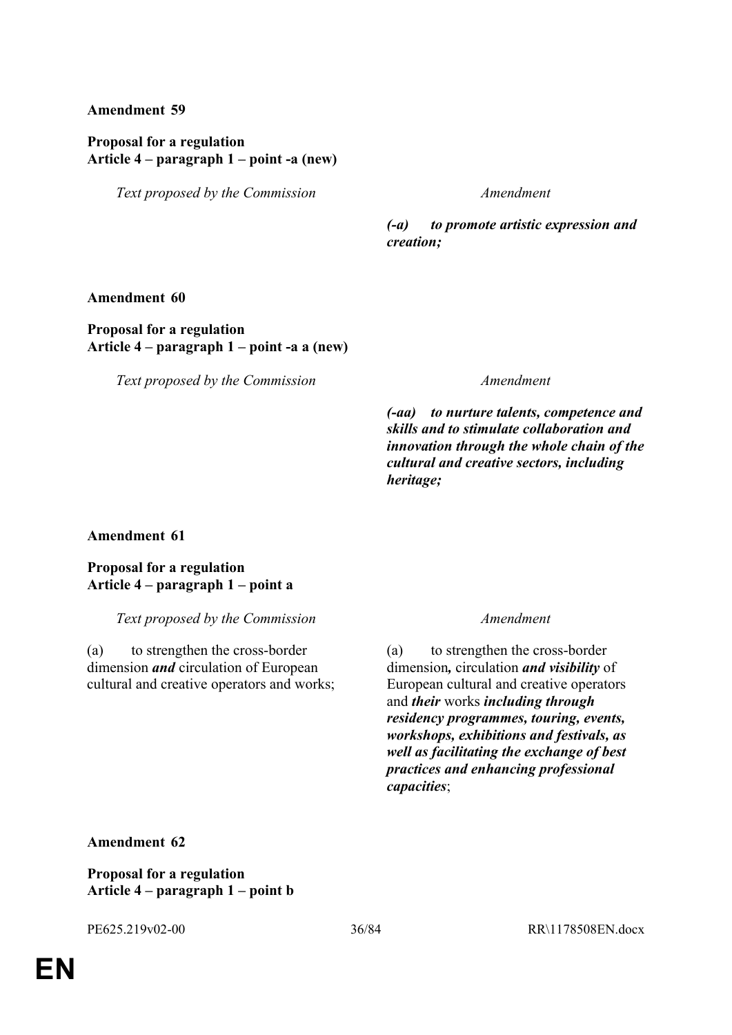**Amendment 59**

**Proposal for a regulation**
**Article 4 – paragraph 1 – point -a (new)**

| *Text proposed by the Commission* | *Amendment* |
|---|---|
| | ***(-a) to promote artistic expression and creation;*** |

**Amendment 60**

**Proposal for a regulation**
**Article 4 – paragraph 1 – point -a a (new)**

| *Text proposed by the Commission* | *Amendment* |
|---|---|
| | ***(-aa) to nurture talents, competence and skills and to stimulate collaboration and innovation through the whole chain of the cultural and creative sectors, including heritage;*** |

**Amendment 61**

**Proposal for a regulation**
**Article 4 – paragraph 1 – point a**

| *Text proposed by the Commission* | *Amendment* |
|---|---|
| (a) to strengthen the cross-border dimension ***and*** circulation of European cultural and creative operators and works; | (a) to strengthen the cross-border dimension***,*** circulation ***and visibility*** of European cultural and creative operators and ***their*** works ***including through residency programmes, touring, events, workshops, exhibitions and festivals, as well as facilitating the exchange of best practices and enhancing professional capacities***; |

**Amendment 62**

**Proposal for a regulation**
**Article 4 – paragraph 1 – point b**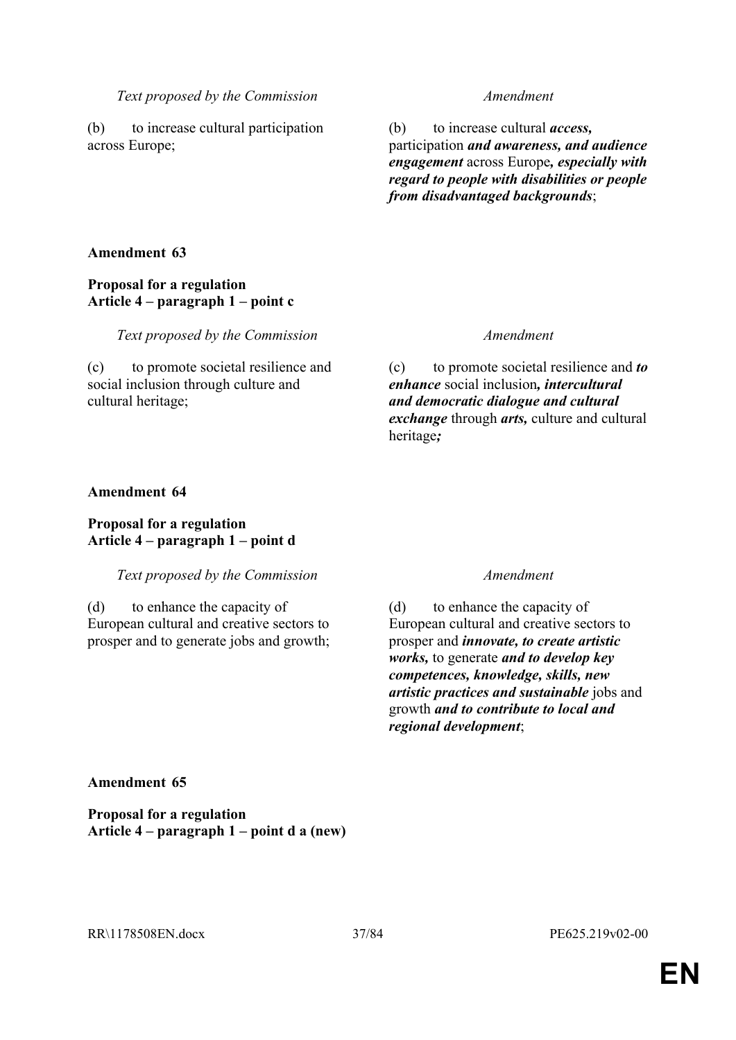| *Text proposed by the Commission* | *Amendment* |
|---|---|
| (b) to increase cultural participation across Europe; | (b) to increase cultural ***access,*** participation ***and awareness, and audience engagement*** across Europe***, especially with regard to people with disabilities or people from disadvantaged backgrounds***; |

**Amendment 63**

**Proposal for a regulation**
**Article 4 – paragraph 1 – point c**

| *Text proposed by the Commission* | *Amendment* |
|---|---|
| (c) to promote societal resilience and social inclusion through culture and cultural heritage; | (c) to promote societal resilience and ***to enhance*** social inclusion***, intercultural and democratic dialogue and cultural exchange*** through ***arts,*** culture and cultural heritage***;*** |

**Amendment 64**

**Proposal for a regulation**
**Article 4 – paragraph 1 – point d**

| *Text proposed by the Commission* | *Amendment* |
|---|---|
| (d) to enhance the capacity of European cultural and creative sectors to prosper and to generate jobs and growth; | (d) to enhance the capacity of European cultural and creative sectors to prosper and ***innovate, to create artistic works,*** to generate ***and to develop key competences, knowledge, skills, new artistic practices and sustainable*** jobs and growth ***and to contribute to local and regional development***; |

**Amendment 65**

**Proposal for a regulation**
**Article 4 – paragraph 1 – point d a (new)**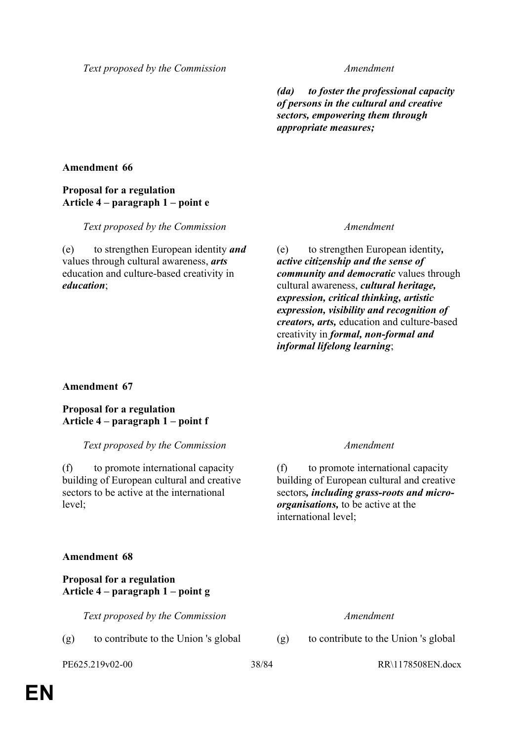| Text proposed by the Commission | Amendment |
|---|---|
| | ***(da) to foster the professional capacity of persons in the cultural and creative sectors, empowering them through appropriate measures;*** |

**Amendment 66**

**Proposal for a regulation**
**Article 4 – paragraph 1 – point e**

| Text proposed by the Commission | Amendment |
|---|---|
| (e) to strengthen European identity ***and*** values through cultural awareness, ***arts*** education and culture-based creativity in ***education***; | (e) to strengthen European identity***, active citizenship and the sense of community and democratic*** values through cultural awareness, ***cultural heritage, expression, critical thinking, artistic expression, visibility and recognition of creators, arts,*** education and culture-based creativity in ***formal, non-formal and informal lifelong learning***; |

**Amendment 67**

**Proposal for a regulation**
**Article 4 – paragraph 1 – point f**

| Text proposed by the Commission | Amendment |
|---|---|
| (f) to promote international capacity building of European cultural and creative sectors to be active at the international level; | (f) to promote international capacity building of European cultural and creative sectors***, including grass-roots and micro-organisations,*** to be active at the international level; |

**Amendment 68**

**Proposal for a regulation**
**Article 4 – paragraph 1 – point g**

| Text proposed by the Commission | Amendment |
|---|---|
| (g) to contribute to the Union 's global | (g) to contribute to the Union 's global |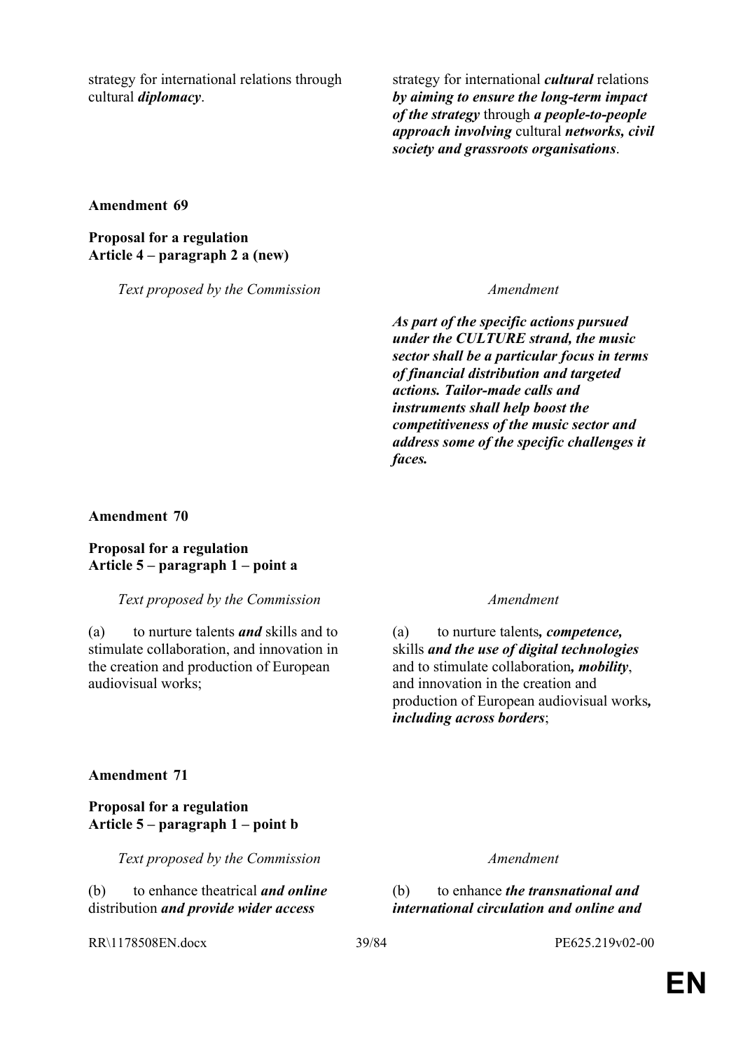| | |
|---|---|
| strategy for international relations through cultural ***diplomacy***. | strategy for international ***cultural*** relations ***by aiming to ensure the long-term impact of the strategy*** through ***a people-to-people approach involving*** cultural ***networks, civil society and grassroots organisations***. |

**Amendment 69**

**Proposal for a regulation**
**Article 4 – paragraph 2 a (new)**

| *Text proposed by the Commission* | *Amendment* |
|---|---|
| | ***As part of the specific actions pursued under the CULTURE strand, the music sector shall be a particular focus in terms of financial distribution and targeted actions. Tailor-made calls and instruments shall help boost the competitiveness of the music sector and address some of the specific challenges it faces.*** |

**Amendment 70**

**Proposal for a regulation**
**Article 5 – paragraph 1 – point a**

| *Text proposed by the Commission* | *Amendment* |
|---|---|
| (a) to nurture talents ***and*** skills and to stimulate collaboration, and innovation in the creation and production of European audiovisual works; | (a) to nurture talents***, competence,*** skills ***and the use of digital technologies*** and to stimulate collaboration***, mobility***, and innovation in the creation and production of European audiovisual works***, including across borders***; |

**Amendment 71**

**Proposal for a regulation**
**Article 5 – paragraph 1 – point b**

| *Text proposed by the Commission* | *Amendment* |
|---|---|
| (b) to enhance theatrical ***and online*** distribution ***and provide wider access*** | (b) to enhance ***the transnational and international circulation and online and*** |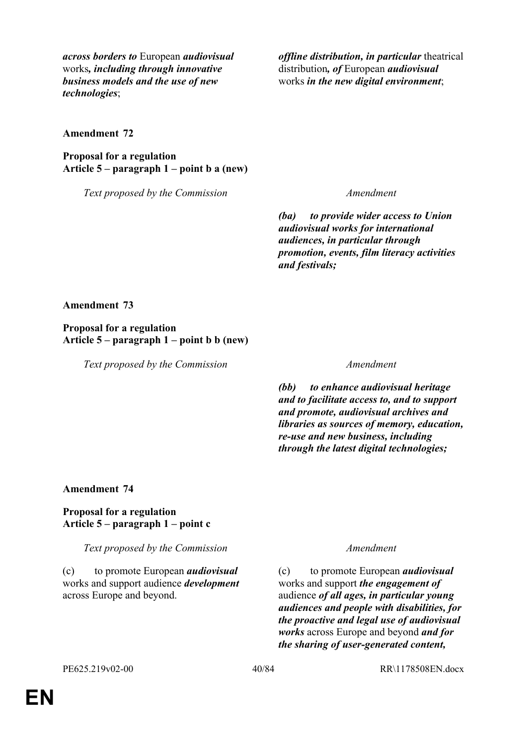| | |
|---|---|
| ***across borders to*** European ***audiovisual*** works***, including through innovative business models and the use of new technologies***; | ***offline distribution, in particular*** theatrical distribution***, of*** European ***audiovisual*** works ***in the new digital environment***; |

**Amendment 72**

**Proposal for a regulation**
**Article 5 – paragraph 1 – point b a (new)**

| *Text proposed by the Commission* | *Amendment* |
|---|---|
| | ***(ba) to provide wider access to Union audiovisual works for international audiences, in particular through promotion, events, film literacy activities and festivals;*** |

**Amendment 73**

**Proposal for a regulation**
**Article 5 – paragraph 1 – point b b (new)**

| *Text proposed by the Commission* | *Amendment* |
|---|---|
| | ***(bb) to enhance audiovisual heritage and to facilitate access to, and to support and promote, audiovisual archives and libraries as sources of memory, education, re-use and new business, including through the latest digital technologies;*** |

**Amendment 74**

**Proposal for a regulation**
**Article 5 – paragraph 1 – point c**

| *Text proposed by the Commission* | *Amendment* |
|---|---|
| (c) to promote European ***audiovisual*** works and support audience ***development*** across Europe and beyond. | (c) to promote European ***audiovisual*** works and support ***the engagement of*** audience ***of all ages, in particular young audiences and people with disabilities, for the proactive and legal use of audiovisual works*** across Europe and beyond ***and for the sharing of user-generated content,*** |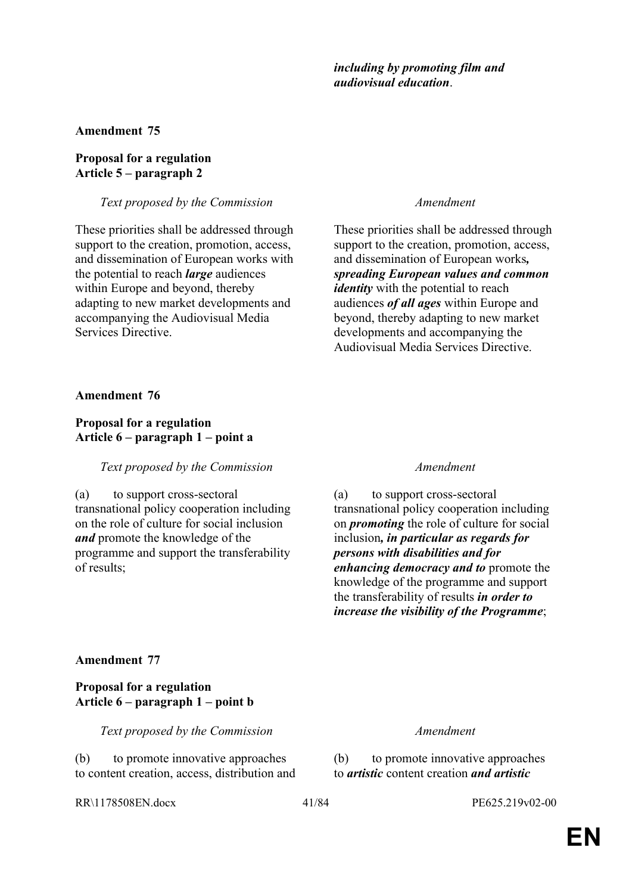| | |
|---|---|
| | ***including by promoting film and audiovisual education***. |

**Amendment 75**

**Proposal for a regulation**
**Article 5 – paragraph 2**

| *Text proposed by the Commission* | *Amendment* |
|---|---|
| These priorities shall be addressed through support to the creation, promotion, access, and dissemination of European works with the potential to reach ***large*** audiences within Europe and beyond, thereby adapting to new market developments and accompanying the Audiovisual Media Services Directive. | These priorities shall be addressed through support to the creation, promotion, access, and dissemination of European works***, spreading European values and common identity*** with the potential to reach audiences ***of all ages*** within Europe and beyond, thereby adapting to new market developments and accompanying the Audiovisual Media Services Directive. |

**Amendment 76**

**Proposal for a regulation**
**Article 6 – paragraph 1 – point a**

| *Text proposed by the Commission* | *Amendment* |
|---|---|
| (a) to support cross-sectoral transnational policy cooperation including on the role of culture for social inclusion ***and*** promote the knowledge of the programme and support the transferability of results; | (a) to support cross-sectoral transnational policy cooperation including on ***promoting*** the role of culture for social inclusion***, in particular as regards for persons with disabilities and for enhancing democracy and to*** promote the knowledge of the programme and support the transferability of results ***in order to increase the visibility of the Programme***; |

**Amendment 77**

**Proposal for a regulation**
**Article 6 – paragraph 1 – point b**

| *Text proposed by the Commission* | *Amendment* |
|---|---|
| (b) to promote innovative approaches to content creation, access, distribution and | (b) to promote innovative approaches to ***artistic*** content creation ***and artistic*** |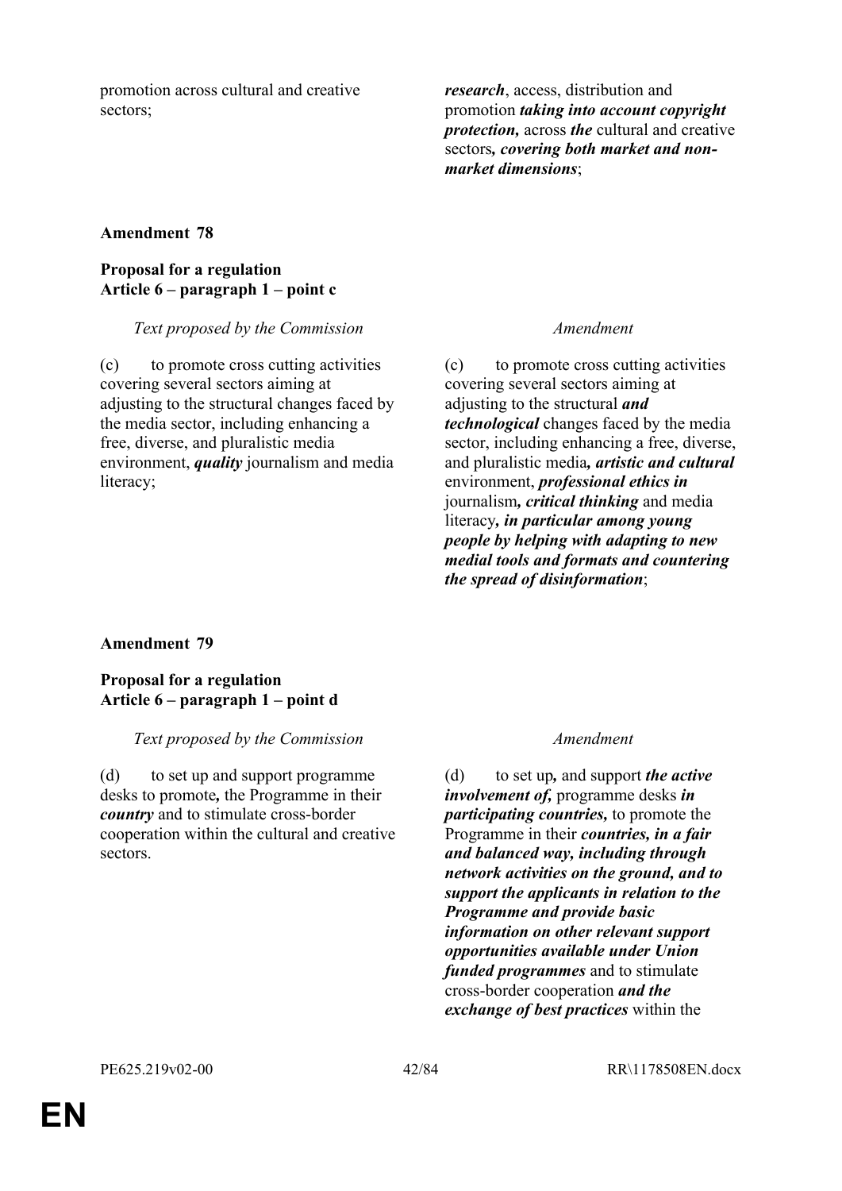| | |
|---|---|
| promotion across cultural and creative sectors; | ***research***, access, distribution and promotion ***taking into account copyright protection,*** across ***the*** cultural and creative sectors***, covering both market and non-market dimensions***; |

**Amendment 78**

**Proposal for a regulation**
**Article 6 – paragraph 1 – point c**

| *Text proposed by the Commission* | *Amendment* |
|---|---|
| (c) to promote cross cutting activities covering several sectors aiming at adjusting to the structural changes faced by the media sector, including enhancing a free, diverse, and pluralistic media environment, ***quality*** journalism and media literacy; | (c) to promote cross cutting activities covering several sectors aiming at adjusting to the structural ***and technological*** changes faced by the media sector, including enhancing a free, diverse, and pluralistic media***, artistic and cultural*** environment, ***professional ethics in*** journalism***, critical thinking*** and media literacy***, in particular among young people by helping with adapting to new medial tools and formats and countering the spread of disinformation***; |

**Amendment 79**

**Proposal for a regulation**
**Article 6 – paragraph 1 – point d**

| *Text proposed by the Commission* | *Amendment* |
|---|---|
| (d) to set up and support programme desks to promote***,*** the Programme in their ***country*** and to stimulate cross-border cooperation within the cultural and creative sectors. | (d) to set up***,*** and support ***the active involvement of,*** programme desks ***in participating countries,*** to promote the Programme in their ***countries, in a fair and balanced way, including through network activities on the ground, and to support the applicants in relation to the Programme and provide basic information on other relevant support opportunities available under Union funded programmes*** and to stimulate cross-border cooperation ***and the exchange of best practices*** within the |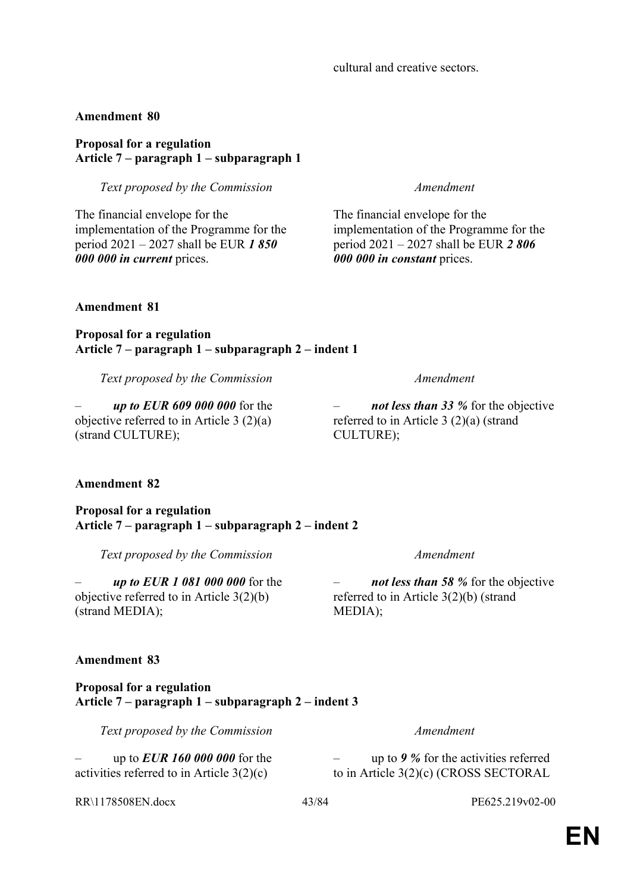| | cultural and creative sectors. |
|---|---|

**Amendment 80**

**Proposal for a regulation**
**Article 7 – paragraph 1 – subparagraph 1**

| *Text proposed by the Commission* | *Amendment* |
|---|---|
| The financial envelope for the implementation of the Programme for the period 2021 – 2027 shall be EUR ***1 850 000 000 in current*** prices. | The financial envelope for the implementation of the Programme for the period 2021 – 2027 shall be EUR ***2 806 000 000 in constant*** prices. |

**Amendment 81**

**Proposal for a regulation**
**Article 7 – paragraph 1 – subparagraph 2 – indent 1**

| *Text proposed by the Commission* | *Amendment* |
|---|---|
| – ***up to EUR 609 000 000*** for the objective referred to in Article 3 (2)(a) (strand CULTURE); | – ***not less than 33 %*** for the objective referred to in Article 3 (2)(a) (strand CULTURE); |

**Amendment 82**

**Proposal for a regulation**
**Article 7 – paragraph 1 – subparagraph 2 – indent 2**

| *Text proposed by the Commission* | *Amendment* |
|---|---|
| – ***up to EUR 1 081 000 000*** for the objective referred to in Article 3(2)(b) (strand MEDIA); | – ***not less than 58 %*** for the objective referred to in Article 3(2)(b) (strand MEDIA); |

**Amendment 83**

**Proposal for a regulation**
**Article 7 – paragraph 1 – subparagraph 2 – indent 3**

| *Text proposed by the Commission* | *Amendment* |
|---|---|
| – up to ***EUR 160 000 000*** for the activities referred to in Article 3(2)(c) | – up to ***9 %*** for the activities referred to in Article 3(2)(c) (CROSS SECTORAL |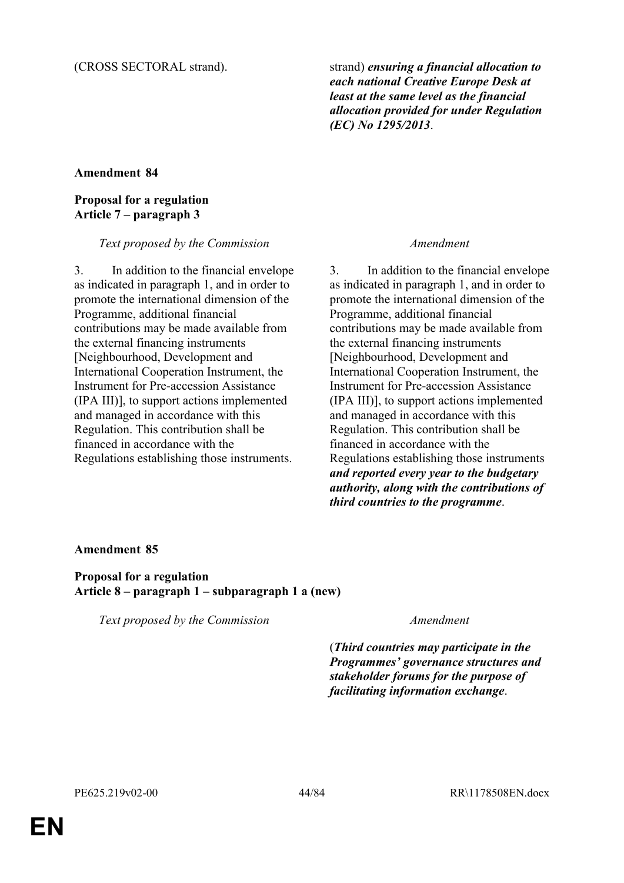| | |
|---|---|
| (CROSS SECTORAL strand). | strand) ***ensuring a financial allocation to each national Creative Europe Desk at least at the same level as the financial allocation provided for under Regulation (EC) No 1295/2013***. |

**Amendment 84**

**Proposal for a regulation**
**Article 7 – paragraph 3**

| *Text proposed by the Commission* | *Amendment* |
|---|---|
| 3. In addition to the financial envelope as indicated in paragraph 1, and in order to promote the international dimension of the Programme, additional financial contributions may be made available from the external financing instruments [Neighbourhood, Development and International Cooperation Instrument, the Instrument for Pre-accession Assistance (IPA III)], to support actions implemented and managed in accordance with this Regulation. This contribution shall be financed in accordance with the Regulations establishing those instruments. | 3. In addition to the financial envelope as indicated in paragraph 1, and in order to promote the international dimension of the Programme, additional financial contributions may be made available from the external financing instruments [Neighbourhood, Development and International Cooperation Instrument, the Instrument for Pre-accession Assistance (IPA III)], to support actions implemented and managed in accordance with this Regulation. This contribution shall be financed in accordance with the Regulations establishing those instruments ***and reported every year to the budgetary authority, along with the contributions of third countries to the programme***. |

**Amendment 85**

**Proposal for a regulation**
**Article 8 – paragraph 1 – subparagraph 1 a (new)**

| *Text proposed by the Commission* | *Amendment* |
|---|---|
| | (***Third countries may participate in the Programmes' governance structures and stakeholder forums for the purpose of facilitating information exchange***. |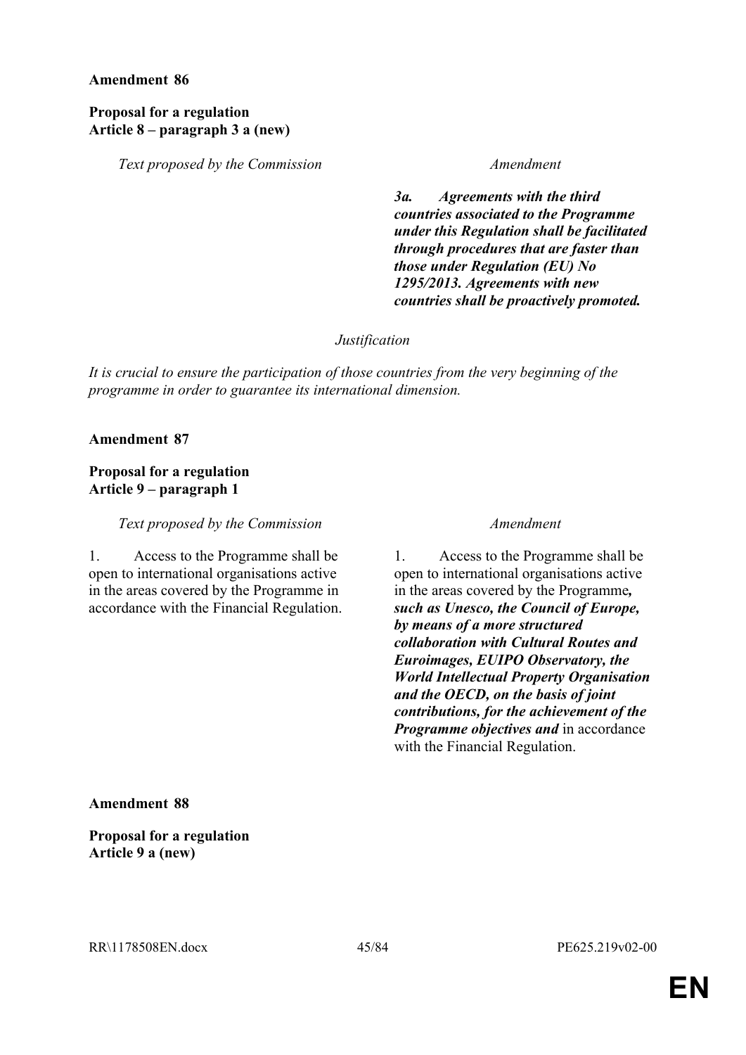**Amendment 86**

**Proposal for a regulation**
**Article 8 – paragraph 3 a (new)**

| *Text proposed by the Commission* | *Amendment* |
|---|---|
| | ***3a. Agreements with the third countries associated to the Programme under this Regulation shall be facilitated through procedures that are faster than those under Regulation (EU) No 1295/2013. Agreements with new countries shall be proactively promoted.*** |

*Justification*

*It is crucial to ensure the participation of those countries from the very beginning of the programme in order to guarantee its international dimension.*

**Amendment 87**

**Proposal for a regulation**
**Article 9 – paragraph 1**

| *Text proposed by the Commission* | *Amendment* |
|---|---|
| 1. Access to the Programme shall be open to international organisations active in the areas covered by the Programme in accordance with the Financial Regulation. | 1. Access to the Programme shall be open to international organisations active in the areas covered by the Programme***, such as Unesco, the Council of Europe, by means of a more structured collaboration with Cultural Routes and Euroimages, EUIPO Observatory, the World Intellectual Property Organisation and the OECD, on the basis of joint contributions, for the achievement of the Programme objectives and*** in accordance with the Financial Regulation. |

**Amendment 88**

**Proposal for a regulation**
**Article 9 a (new)**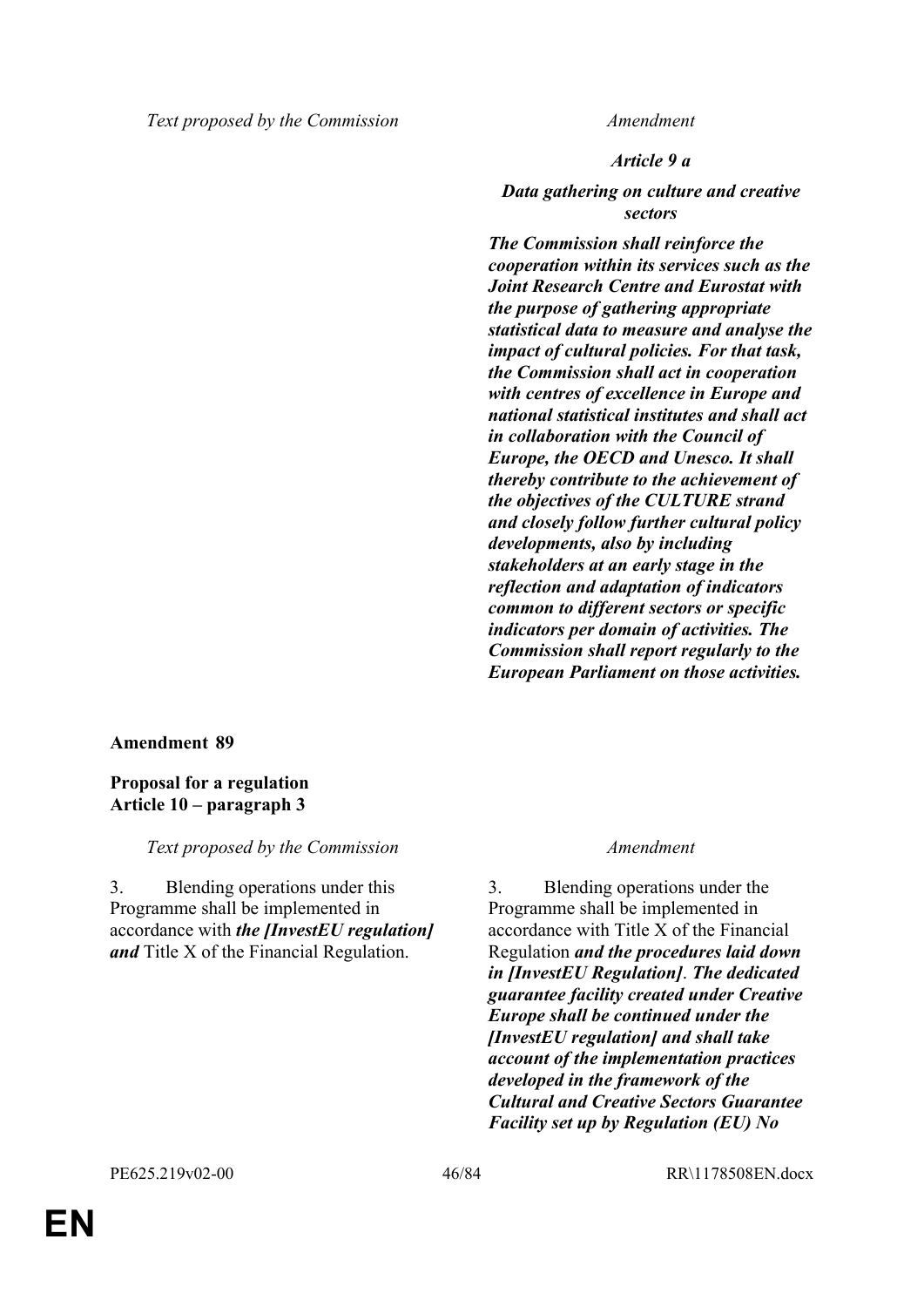| Text proposed by the Commission | Amendment |
|---|---|
| | ***Article 9 a*** |
| | ***Data gathering on culture and creative sectors*** |
| | ***The Commission shall reinforce the cooperation within its services such as the Joint Research Centre and Eurostat with the purpose of gathering appropriate statistical data to measure and analyse the impact of cultural policies. For that task, the Commission shall act in cooperation with centres of excellence in Europe and national statistical institutes and shall act in collaboration with the Council of Europe, the OECD and Unesco. It shall thereby contribute to the achievement of the objectives of the CULTURE strand and closely follow further cultural policy developments, also by including stakeholders at an early stage in the reflection and adaptation of indicators common to different sectors or specific indicators per domain of activities. The Commission shall report regularly to the European Parliament on those activities.*** |

**Amendment 89**

**Proposal for a regulation**
**Article 10 – paragraph 3**

| Text proposed by the Commission | Amendment |
|---|---|
| 3. Blending operations under this Programme shall be implemented in accordance with ***the [InvestEU regulation] and*** Title X of the Financial Regulation. | 3. Blending operations under the Programme shall be implemented in accordance with Title X of the Financial Regulation ***and the procedures laid down in [InvestEU Regulation]***. ***The dedicated guarantee facility created under Creative Europe shall be continued under the [InvestEU regulation] and shall take account of the implementation practices developed in the framework of the Cultural and Creative Sectors Guarantee Facility set up by Regulation (EU) No*** |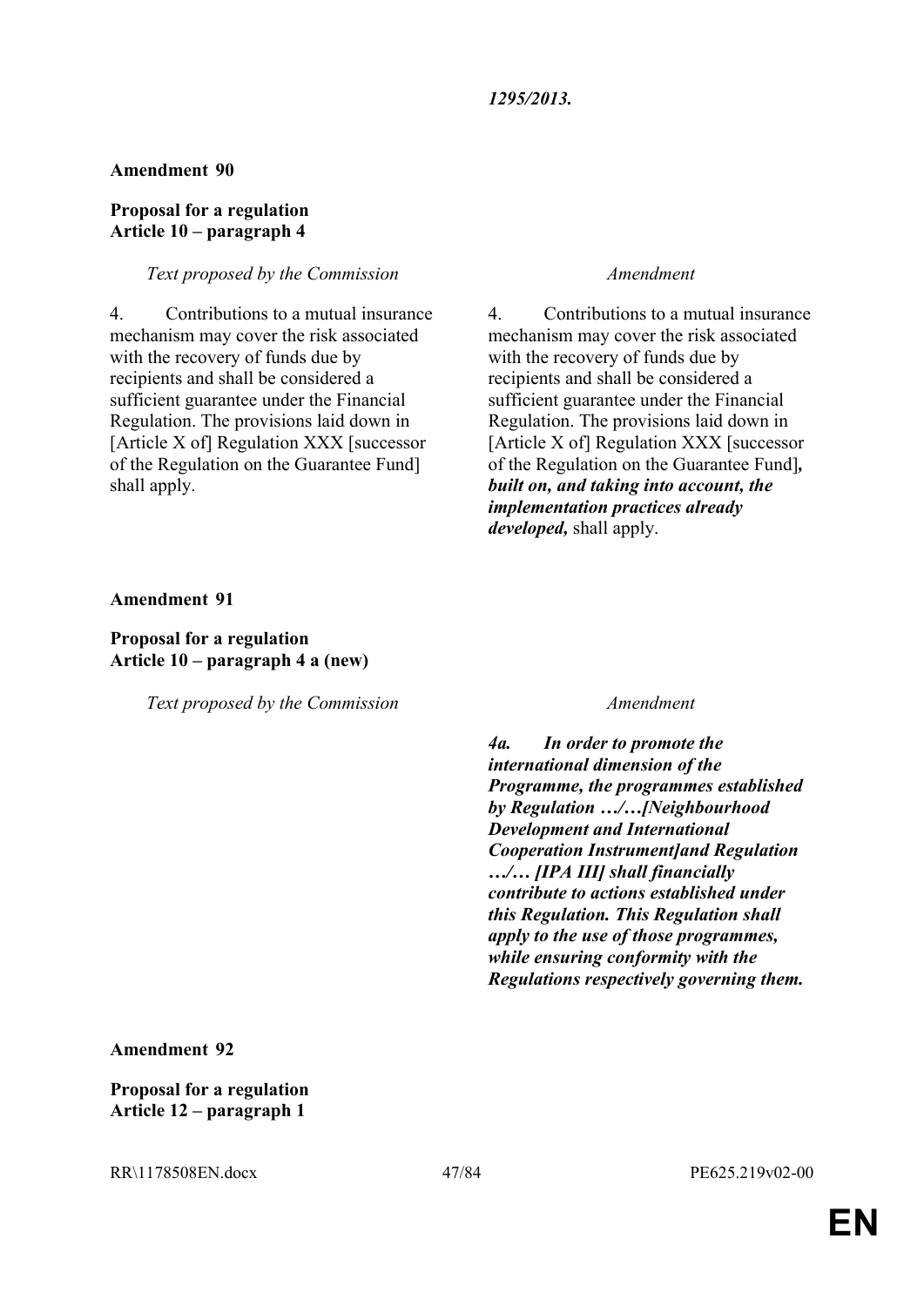***1295/2013.***

**Amendment 90**

**Proposal for a regulation**
**Article 10 – paragraph 4**

| *Text proposed by the Commission* | *Amendment* |
|---|---|
| 4. Contributions to a mutual insurance mechanism may cover the risk associated with the recovery of funds due by recipients and shall be considered a sufficient guarantee under the Financial Regulation. The provisions laid down in [Article X of] Regulation XXX [successor of the Regulation on the Guarantee Fund] shall apply. | 4. Contributions to a mutual insurance mechanism may cover the risk associated with the recovery of funds due by recipients and shall be considered a sufficient guarantee under the Financial Regulation. The provisions laid down in [Article X of] Regulation XXX [successor of the Regulation on the Guarantee Fund]***, built on, and taking into account, the implementation practices already developed,*** shall apply. |

**Amendment 91**

**Proposal for a regulation**
**Article 10 – paragraph 4 a (new)**

| *Text proposed by the Commission* | *Amendment* |
|---|---|
| | ***4a. In order to promote the international dimension of the Programme, the programmes established by Regulation …/…[Neighbourhood Development and International Cooperation Instrument]and Regulation …/… [IPA III] shall financially contribute to actions established under this Regulation. This Regulation shall apply to the use of those programmes, while ensuring conformity with the Regulations respectively governing them.*** |

**Amendment 92**

**Proposal for a regulation**
**Article 12 – paragraph 1**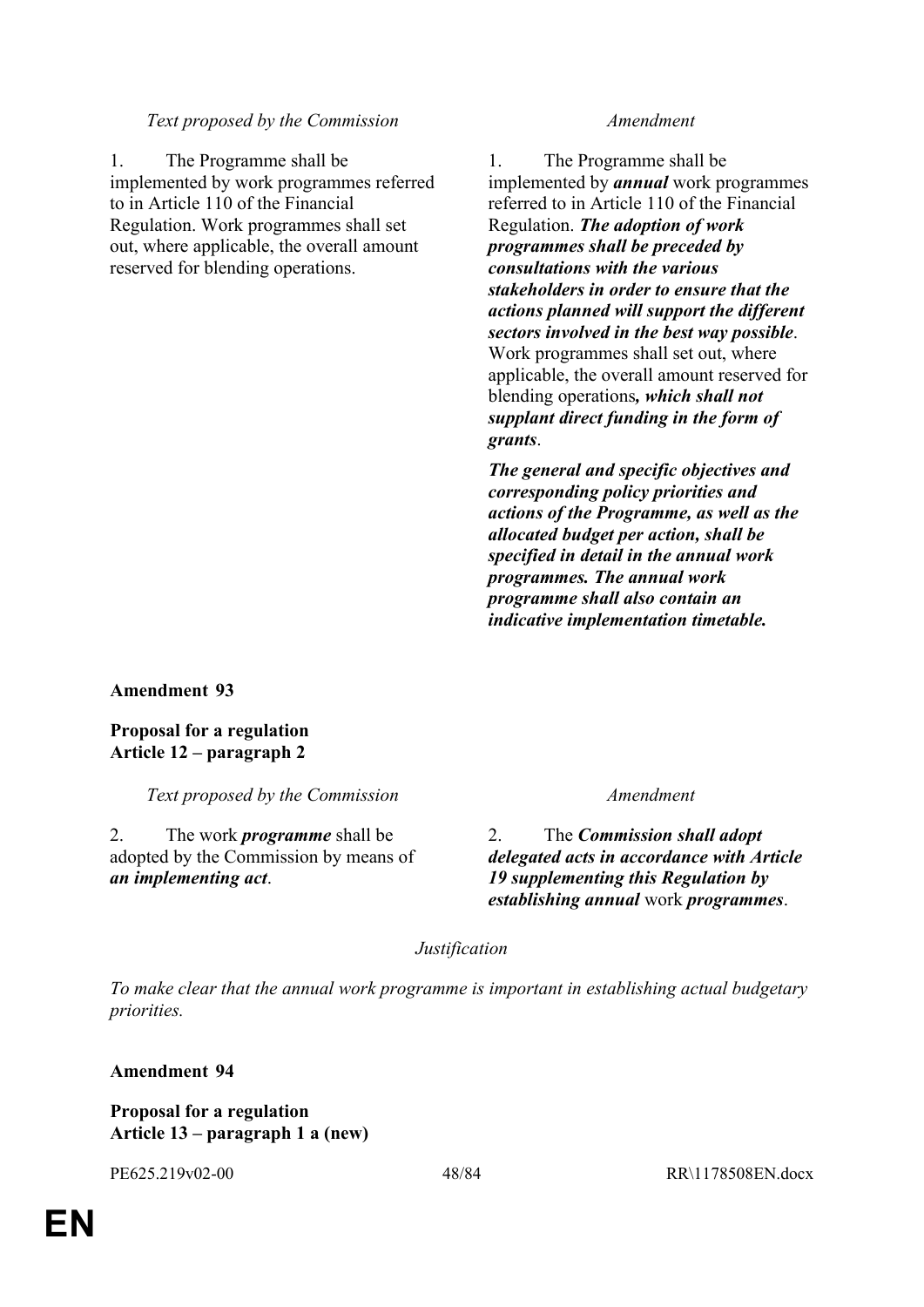| *Text proposed by the Commission* | *Amendment* |
|---|---|
| 1. The Programme shall be implemented by work programmes referred to in Article 110 of the Financial Regulation. Work programmes shall set out, where applicable, the overall amount reserved for blending operations. | 1. The Programme shall be implemented by ***annual*** work programmes referred to in Article 110 of the Financial Regulation. ***The adoption of work programmes shall be preceded by consultations with the various stakeholders in order to ensure that the actions planned will support the different sectors involved in the best way possible***. Work programmes shall set out, where applicable, the overall amount reserved for blending operations***, which shall not supplant direct funding in the form of grants***. |
| | ***The general and specific objectives and corresponding policy priorities and actions of the Programme, as well as the allocated budget per action, shall be specified in detail in the annual work programmes. The annual work programme shall also contain an indicative implementation timetable.*** |

**Amendment 93**

**Proposal for a regulation**
**Article 12 – paragraph 2**

| *Text proposed by the Commission* | *Amendment* |
|---|---|
| 2. The work ***programme*** shall be adopted by the Commission by means of ***an implementing act***. | 2. The ***Commission shall adopt delegated acts in accordance with Article 19 supplementing this Regulation by establishing annual*** work ***programmes***. |

*Justification*

*To make clear that the annual work programme is important in establishing actual budgetary priorities.*

**Amendment 94**

**Proposal for a regulation**
**Article 13 – paragraph 1 a (new)**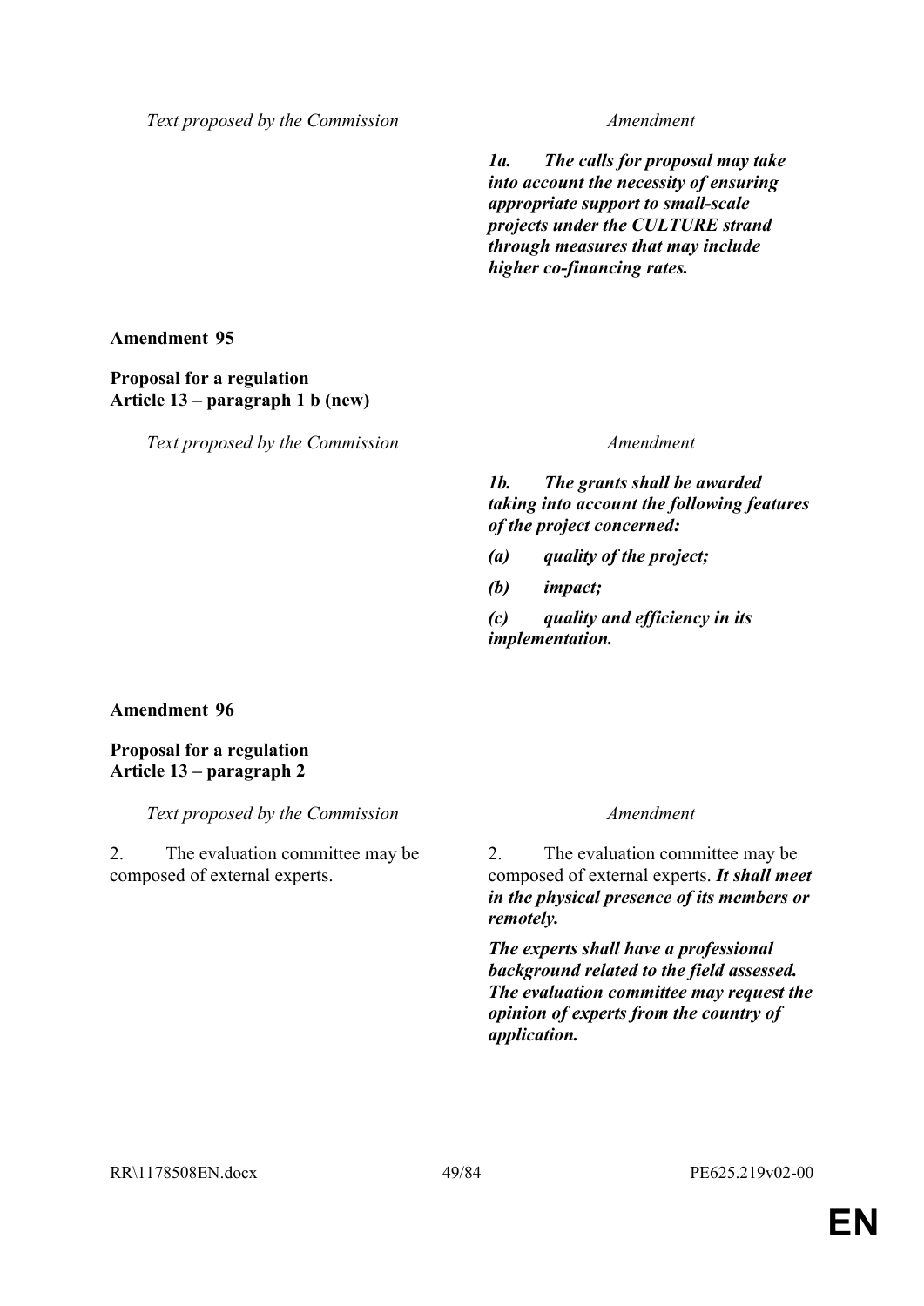| Text proposed by the Commission | Amendment |
|---|---|
| | ***1a. The calls for proposal may take into account the necessity of ensuring appropriate support to small-scale projects under the CULTURE strand through measures that may include higher co-financing rates.*** |

**Amendment 95**

**Proposal for a regulation**
**Article 13 – paragraph 1 b (new)**

| Text proposed by the Commission | Amendment |
|---|---|
| | ***1b. The grants shall be awarded taking into account the following features of the project concerned:*** |
| | ***(a) quality of the project;*** |
| | ***(b) impact;*** |
| | ***(c) quality and efficiency in its implementation.*** |

**Amendment 96**

**Proposal for a regulation**
**Article 13 – paragraph 2**

| Text proposed by the Commission | Amendment |
|---|---|
| 2. The evaluation committee may be composed of external experts. | 2. The evaluation committee may be composed of external experts. ***It shall meet in the physical presence of its members or remotely.*** |
| | ***The experts shall have a professional background related to the field assessed. The evaluation committee may request the opinion of experts from the country of application.*** |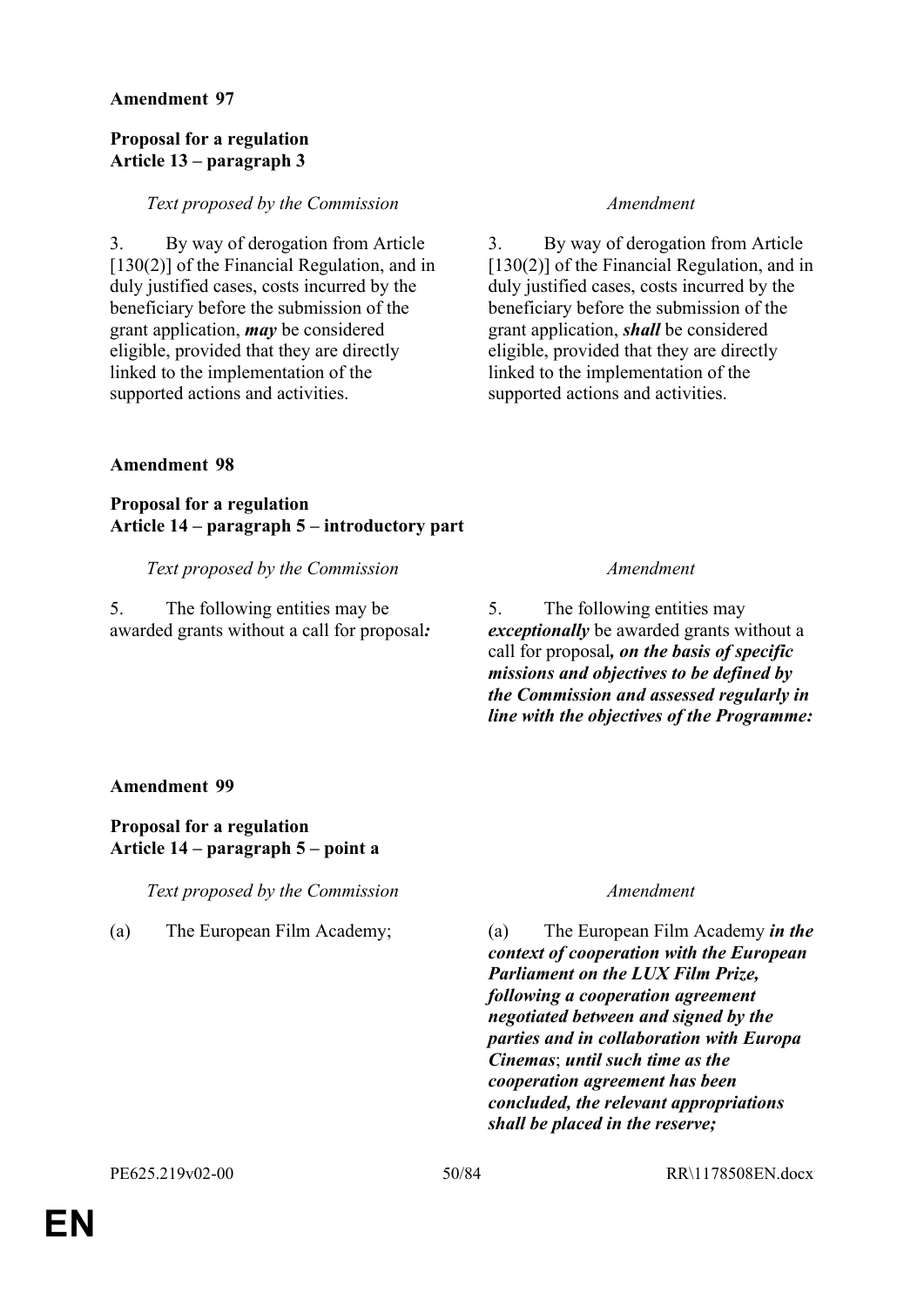**Amendment 97**

**Proposal for a regulation**
**Article 13 – paragraph 3**

| *Text proposed by the Commission* | *Amendment* |
|---|---|
| 3. By way of derogation from Article [130(2)] of the Financial Regulation, and in duly justified cases, costs incurred by the beneficiary before the submission of the grant application, ***may*** be considered eligible, provided that they are directly linked to the implementation of the supported actions and activities. | 3. By way of derogation from Article [130(2)] of the Financial Regulation, and in duly justified cases, costs incurred by the beneficiary before the submission of the grant application, ***shall*** be considered eligible, provided that they are directly linked to the implementation of the supported actions and activities. |

**Amendment 98**

**Proposal for a regulation**
**Article 14 – paragraph 5 – introductory part**

| *Text proposed by the Commission* | *Amendment* |
|---|---|
| 5. The following entities may be awarded grants without a call for proposal***:*** | 5. The following entities may ***exceptionally*** be awarded grants without a call for proposal***, on the basis of specific missions and objectives to be defined by the Commission and assessed regularly in line with the objectives of the Programme:*** |

**Amendment 99**

**Proposal for a regulation**
**Article 14 – paragraph 5 – point a**

| *Text proposed by the Commission* | *Amendment* |
|---|---|
| (a) The European Film Academy; | (a) The European Film Academy ***in the context of cooperation with the European Parliament on the LUX Film Prize, following a cooperation agreement negotiated between and signed by the parties and in collaboration with Europa Cinemas***; ***until such time as the cooperation agreement has been concluded, the relevant appropriations shall be placed in the reserve;*** |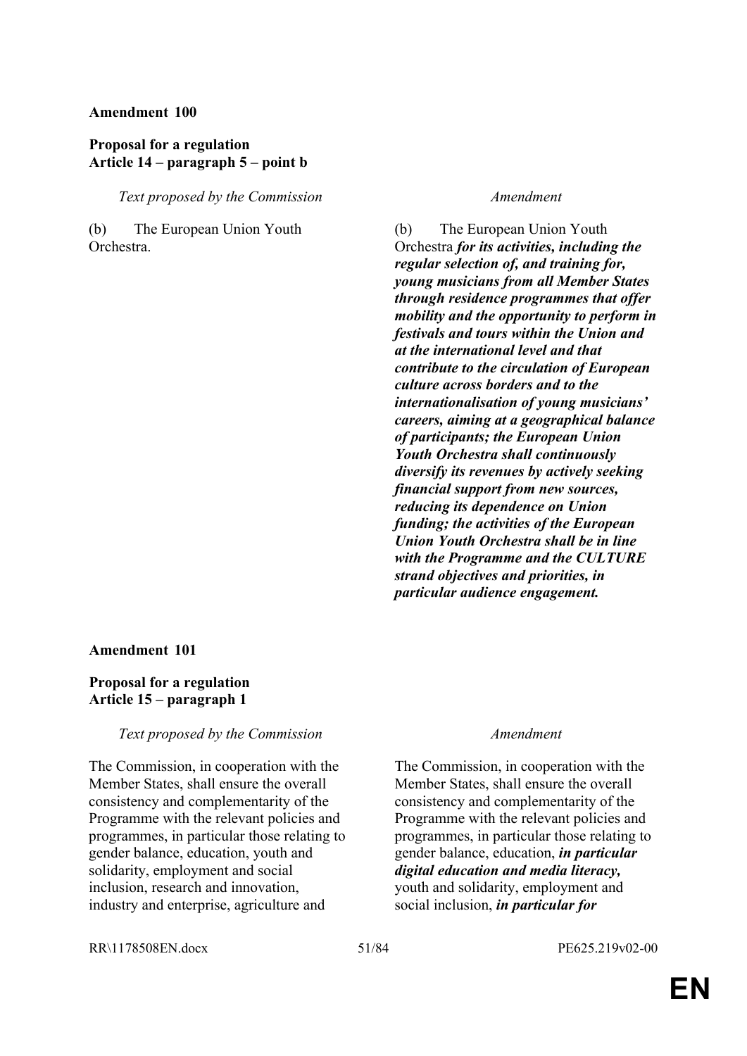**Amendment 100**

**Proposal for a regulation**
**Article 14 – paragraph 5 – point b**

| *Text proposed by the Commission* | *Amendment* |
|---|---|
| (b) The European Union Youth Orchestra. | (b) The European Union Youth Orchestra ***for its activities, including the regular selection of, and training for, young musicians from all Member States through residence programmes that offer mobility and the opportunity to perform in festivals and tours within the Union and at the international level and that contribute to the circulation of European culture across borders and to the internationalisation of young musicians' careers, aiming at a geographical balance of participants; the European Union Youth Orchestra shall continuously diversify its revenues by actively seeking financial support from new sources, reducing its dependence on Union funding; the activities of the European Union Youth Orchestra shall be in line with the Programme and the CULTURE strand objectives and priorities, in particular audience engagement.*** |

**Amendment 101**

**Proposal for a regulation**
**Article 15 – paragraph 1**

| *Text proposed by the Commission* | *Amendment* |
|---|---|
| The Commission, in cooperation with the Member States, shall ensure the overall consistency and complementarity of the Programme with the relevant policies and programmes, in particular those relating to gender balance, education, youth and solidarity, employment and social inclusion, research and innovation, industry and enterprise, agriculture and | The Commission, in cooperation with the Member States, shall ensure the overall consistency and complementarity of the Programme with the relevant policies and programmes, in particular those relating to gender balance, education, ***in particular digital education and media literacy,*** youth and solidarity, employment and social inclusion, ***in particular for*** |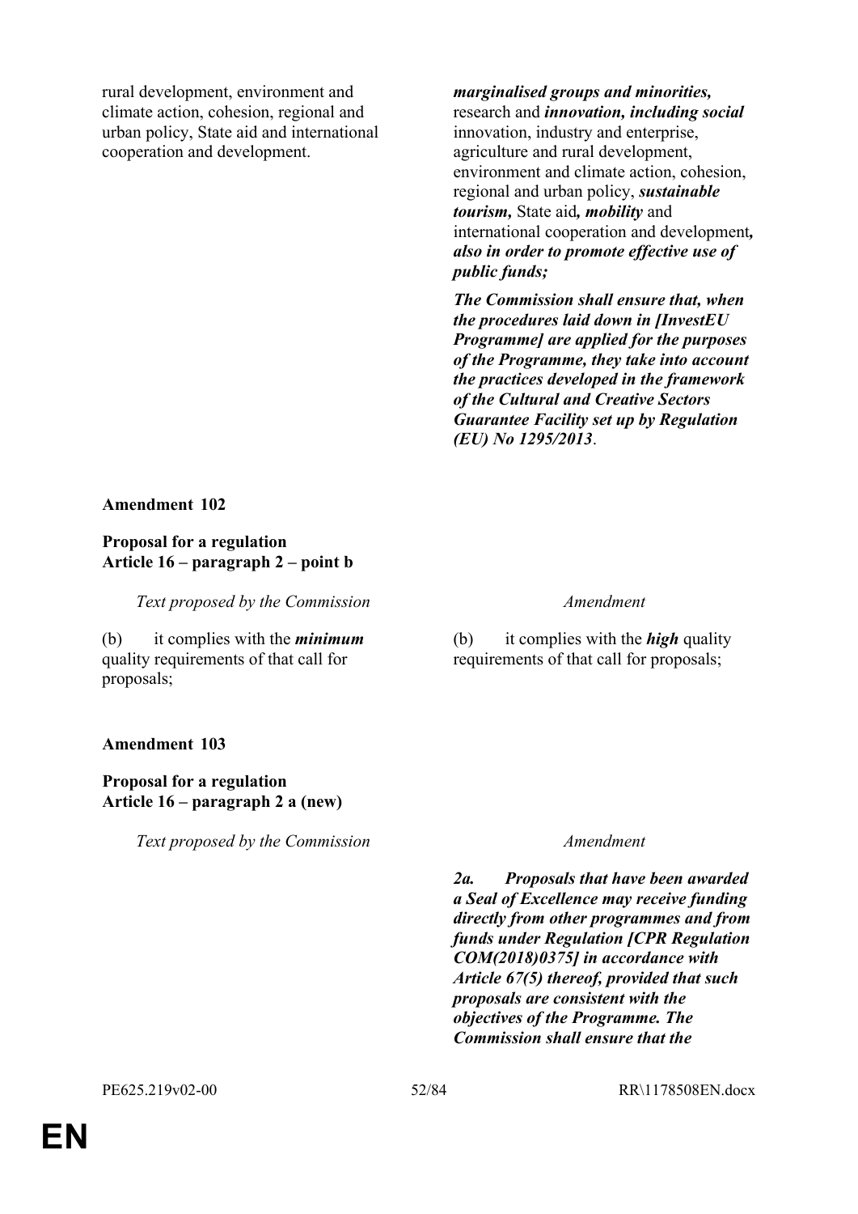| | |
|---|---|
| rural development, environment and climate action, cohesion, regional and urban policy, State aid and international cooperation and development. | ***marginalised groups and minorities,*** research and ***innovation, including social*** innovation, industry and enterprise, agriculture and rural development, environment and climate action, cohesion, regional and urban policy, ***sustainable tourism,*** State aid***, mobility*** and international cooperation and development***, also in order to promote effective use of public funds;*** |
| | ***The Commission shall ensure that, when the procedures laid down in [InvestEU Programme] are applied for the purposes of the Programme, they take into account the practices developed in the framework of the Cultural and Creative Sectors Guarantee Facility set up by Regulation (EU) No 1295/2013***. |

**Amendment 102**

**Proposal for a regulation**
**Article 16 – paragraph 2 – point b**

| *Text proposed by the Commission* | *Amendment* |
|---|---|
| (b) it complies with the ***minimum*** quality requirements of that call for proposals; | (b) it complies with the ***high*** quality requirements of that call for proposals; |

**Amendment 103**

**Proposal for a regulation**
**Article 16 – paragraph 2 a (new)**

| *Text proposed by the Commission* | *Amendment* |
|---|---|
| | ***2a. Proposals that have been awarded a Seal of Excellence may receive funding directly from other programmes and from funds under Regulation [CPR Regulation COM(2018)0375] in accordance with Article 67(5) thereof, provided that such proposals are consistent with the objectives of the Programme. The Commission shall ensure that the*** |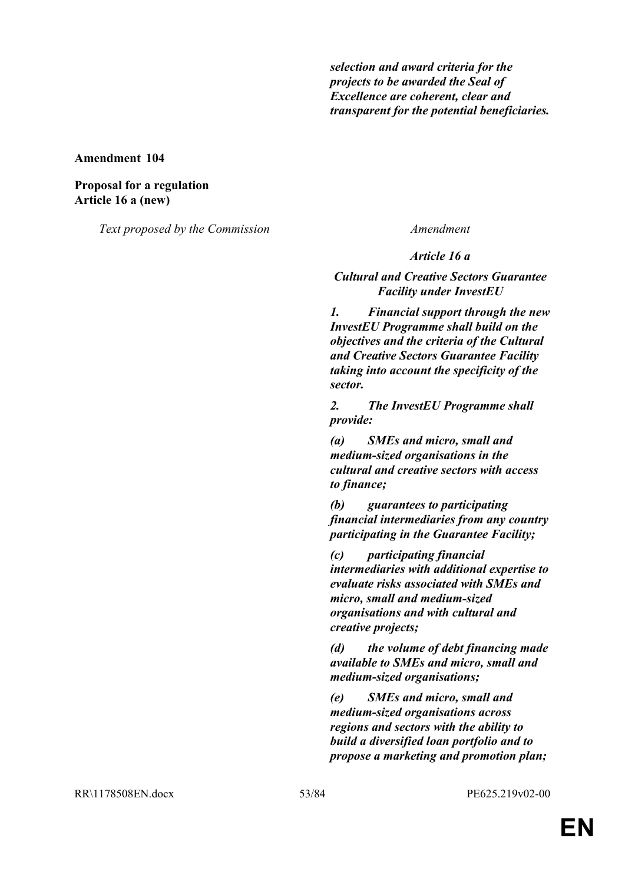*selection and award criteria for the projects to be awarded the Seal of Excellence are coherent, clear and transparent for the potential beneficiaries.*

**Amendment 104**

**Proposal for a regulation**
**Article 16 a (new)**

| Text proposed by the Commission | Amendment |
|---|---|
| | ***Article 16 a*** |
| | ***Cultural and Creative Sectors Guarantee Facility under InvestEU*** |
| | ***1. Financial support through the new InvestEU Programme shall build on the objectives and the criteria of the Cultural and Creative Sectors Guarantee Facility taking into account the specificity of the sector.*** |
| | ***2. The InvestEU Programme shall provide:*** |
| | ***(a) SMEs and micro, small and medium-sized organisations in the cultural and creative sectors with access to finance;*** |
| | ***(b) guarantees to participating financial intermediaries from any country participating in the Guarantee Facility;*** |
| | ***(c) participating financial intermediaries with additional expertise to evaluate risks associated with SMEs and micro, small and medium-sized organisations and with cultural and creative projects;*** |
| | ***(d) the volume of debt financing made available to SMEs and micro, small and medium-sized organisations;*** |
| | ***(e) SMEs and micro, small and medium-sized organisations across regions and sectors with the ability to build a diversified loan portfolio and to propose a marketing and promotion plan;*** |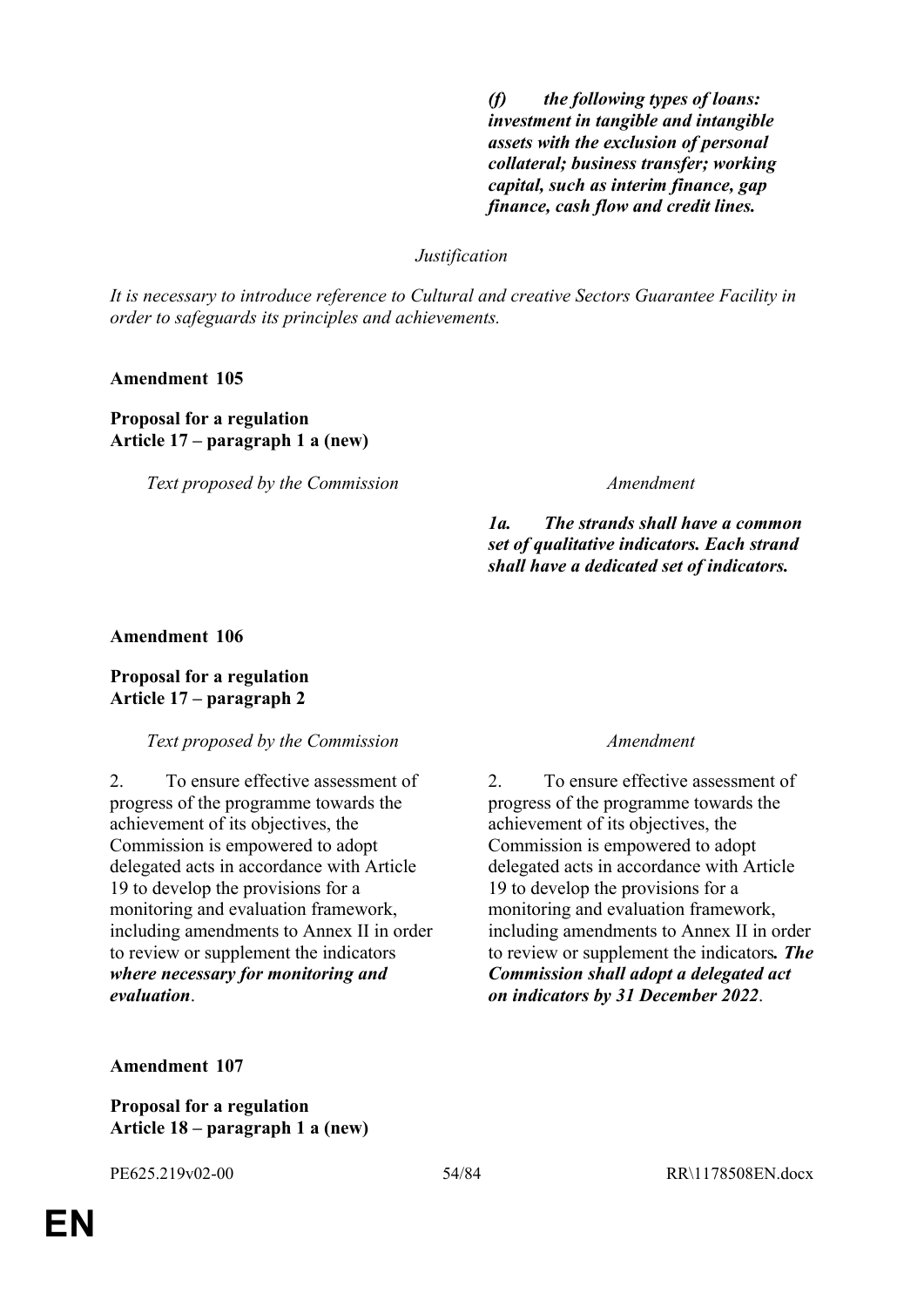| | |
|---|---|
| | ***(f) the following types of loans: investment in tangible and intangible assets with the exclusion of personal collateral; business transfer; working capital, such as interim finance, gap finance, cash flow and credit lines.*** |

*Justification*

*It is necessary to introduce reference to Cultural and creative Sectors Guarantee Facility in order to safeguards its principles and achievements.*

**Amendment 105**

**Proposal for a regulation**
**Article 17 – paragraph 1 a (new)**

| *Text proposed by the Commission* | *Amendment* |
|---|---|
| | ***1a. The strands shall have a common set of qualitative indicators. Each strand shall have a dedicated set of indicators.*** |

**Amendment 106**

**Proposal for a regulation**
**Article 17 – paragraph 2**

| *Text proposed by the Commission* | *Amendment* |
|---|---|
| 2. To ensure effective assessment of progress of the programme towards the achievement of its objectives, the Commission is empowered to adopt delegated acts in accordance with Article 19 to develop the provisions for a monitoring and evaluation framework, including amendments to Annex II in order to review or supplement the indicators ***where necessary for monitoring and evaluation***. | 2. To ensure effective assessment of progress of the programme towards the achievement of its objectives, the Commission is empowered to adopt delegated acts in accordance with Article 19 to develop the provisions for a monitoring and evaluation framework, including amendments to Annex II in order to review or supplement the indicators***. The Commission shall adopt a delegated act on indicators by 31 December 2022***. |

**Amendment 107**

**Proposal for a regulation**
**Article 18 – paragraph 1 a (new)**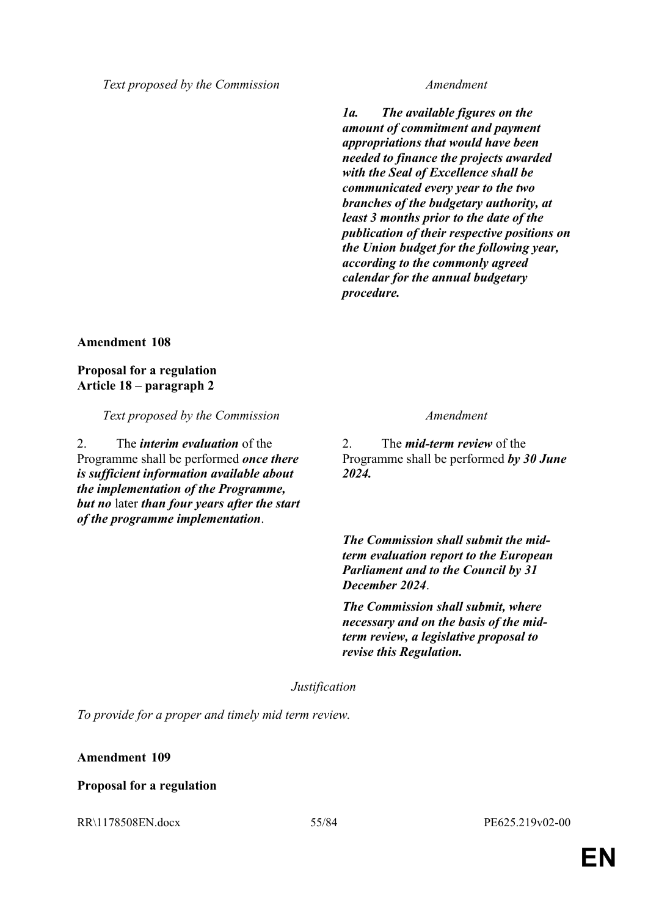| *Text proposed by the Commission* | *Amendment* |
|---|---|
| | ***1a. The available figures on the amount of commitment and payment appropriations that would have been needed to finance the projects awarded with the Seal of Excellence shall be communicated every year to the two branches of the budgetary authority, at least 3 months prior to the date of the publication of their respective positions on the Union budget for the following year, according to the commonly agreed calendar for the annual budgetary procedure.*** |

**Amendment 108**

**Proposal for a regulation**
**Article 18 – paragraph 2**

| *Text proposed by the Commission* | *Amendment* |
|---|---|
| 2. The ***interim evaluation*** of the Programme shall be performed ***once there is sufficient information available about the implementation of the Programme, but no*** later ***than four years after the start of the programme implementation***. | 2. The ***mid-term review*** of the Programme shall be performed ***by 30 June 2024.*** |
| | ***The Commission shall submit the mid-term evaluation report to the European Parliament and to the Council by 31 December 2024***. |
| | ***The Commission shall submit, where necessary and on the basis of the mid-term review, a legislative proposal to revise this Regulation.*** |

*Justification*

*To provide for a proper and timely mid term review.*

**Amendment 109**

**Proposal for a regulation**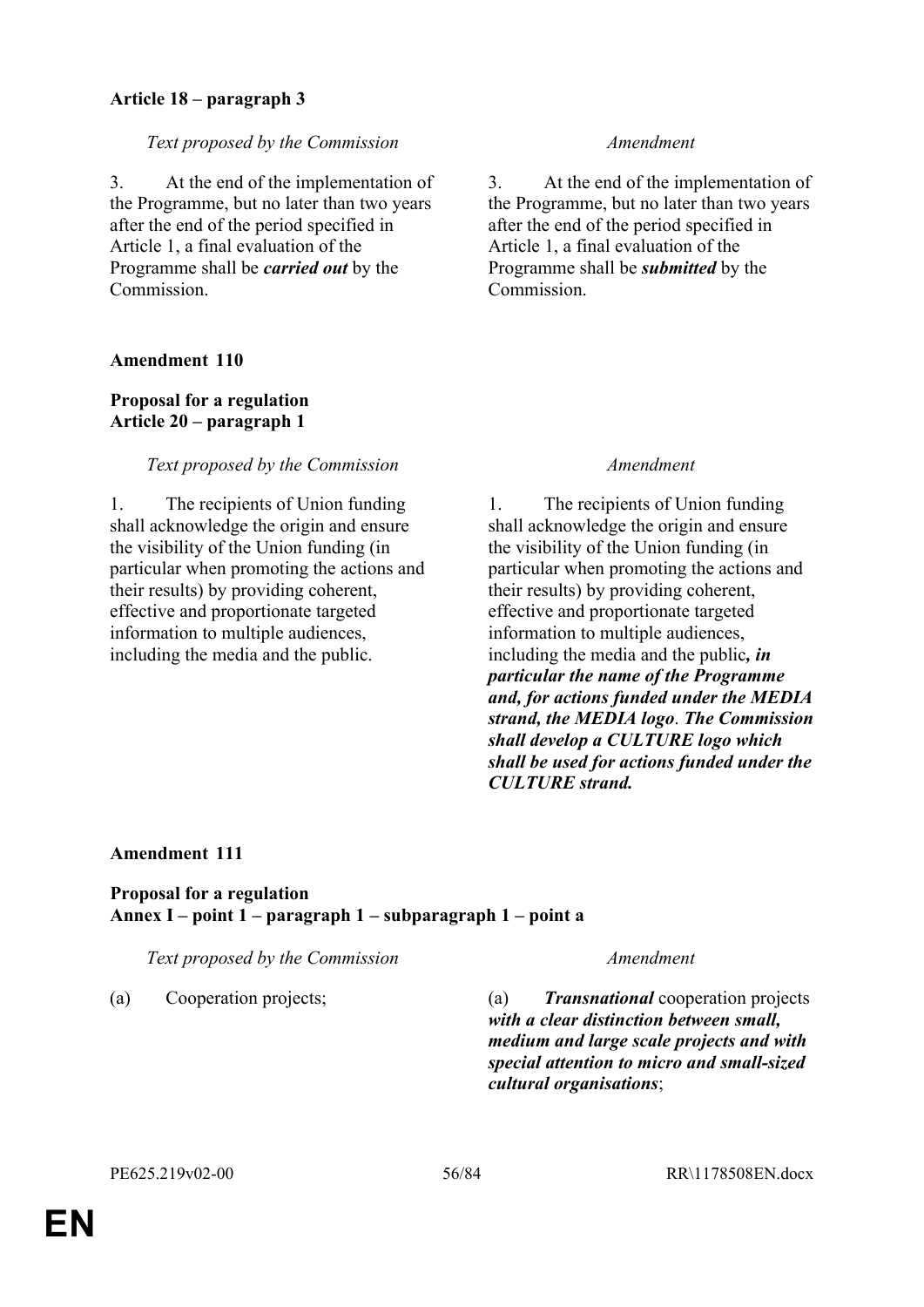**Article 18 – paragraph 3**

| *Text proposed by the Commission* | *Amendment* |
|---|---|
| 3. At the end of the implementation of the Programme, but no later than two years after the end of the period specified in Article 1, a final evaluation of the Programme shall be ***carried out*** by the Commission. | 3. At the end of the implementation of the Programme, but no later than two years after the end of the period specified in Article 1, a final evaluation of the Programme shall be ***submitted*** by the Commission. |

**Amendment 110**

**Proposal for a regulation**
**Article 20 – paragraph 1**

| *Text proposed by the Commission* | *Amendment* |
|---|---|
| 1. The recipients of Union funding shall acknowledge the origin and ensure the visibility of the Union funding (in particular when promoting the actions and their results) by providing coherent, effective and proportionate targeted information to multiple audiences, including the media and the public. | 1. The recipients of Union funding shall acknowledge the origin and ensure the visibility of the Union funding (in particular when promoting the actions and their results) by providing coherent, effective and proportionate targeted information to multiple audiences, including the media and the public***, in particular the name of the Programme and, for actions funded under the MEDIA strand, the MEDIA logo***. ***The Commission shall develop a CULTURE logo which shall be used for actions funded under the CULTURE strand.*** |

**Amendment 111**

**Proposal for a regulation**
**Annex I – point 1 – paragraph 1 – subparagraph 1 – point a**

| *Text proposed by the Commission* | *Amendment* |
|---|---|
| (a) Cooperation projects; | (a) ***Transnational*** cooperation projects ***with a clear distinction between small, medium and large scale projects and with special attention to micro and small-sized cultural organisations***; |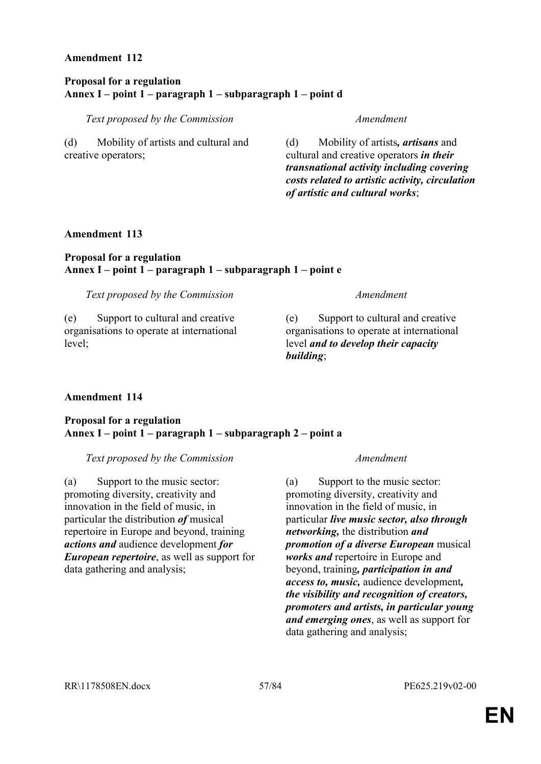**Amendment 112**

**Proposal for a regulation**
**Annex I – point 1 – paragraph 1 – subparagraph 1 – point d**

| *Text proposed by the Commission* | *Amendment* |
|---|---|
| (d) Mobility of artists and cultural and creative operators; | (d) Mobility of artists***, artisans*** and cultural and creative operators ***in their transnational activity including covering costs related to artistic activity, circulation of artistic and cultural works***; |

**Amendment 113**

**Proposal for a regulation**
**Annex I – point 1 – paragraph 1 – subparagraph 1 – point e**

| *Text proposed by the Commission* | *Amendment* |
|---|---|
| (e) Support to cultural and creative organisations to operate at international level; | (e) Support to cultural and creative organisations to operate at international level ***and to develop their capacity building***; |

**Amendment 114**

**Proposal for a regulation**
**Annex I – point 1 – paragraph 1 – subparagraph 2 – point a**

| *Text proposed by the Commission* | *Amendment* |
|---|---|
| (a) Support to the music sector: promoting diversity, creativity and innovation in the field of music, in particular the distribution ***of*** musical repertoire in Europe and beyond, training ***actions and*** audience development ***for European repertoire***, as well as support for data gathering and analysis; | (a) Support to the music sector: promoting diversity, creativity and innovation in the field of music, in particular ***live music sector, also through networking,*** the distribution ***and promotion of a diverse European*** musical ***works and*** repertoire in Europe and beyond, training***, participation in and access to, music,*** audience development***, the visibility and recognition of creators, promoters and artists, in particular young and emerging ones***, as well as support for data gathering and analysis; |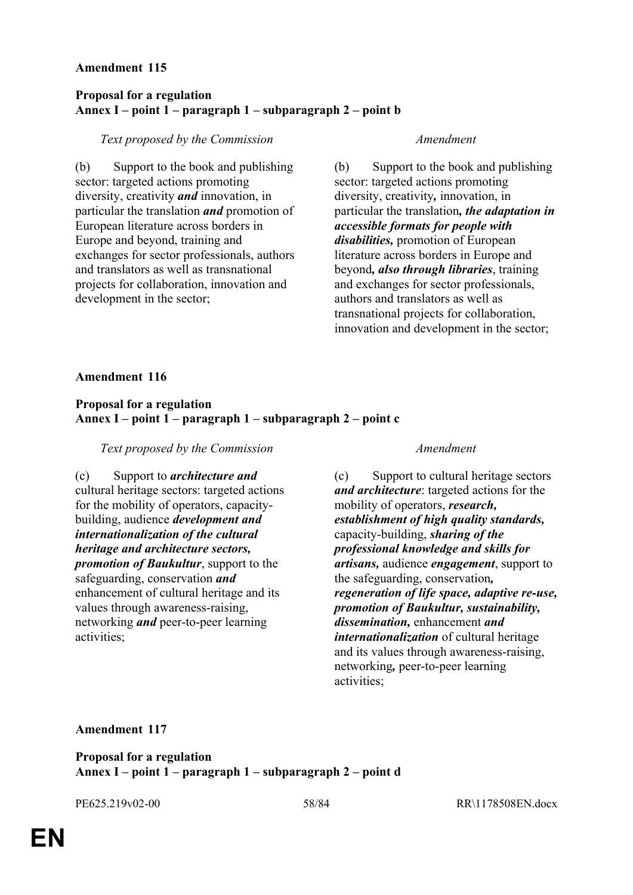**Amendment 115**

**Proposal for a regulation**
**Annex I – point 1 – paragraph 1 – subparagraph 2 – point b**

| *Text proposed by the Commission* | *Amendment* |
|---|---|
| (b) Support to the book and publishing sector: targeted actions promoting diversity, creativity ***and*** innovation, in particular the translation ***and*** promotion of European literature across borders in Europe and beyond, training and exchanges for sector professionals, authors and translators as well as transnational projects for collaboration, innovation and development in the sector; | (b) Support to the book and publishing sector: targeted actions promoting diversity, creativity***,*** innovation, in particular the translation***, the adaptation in accessible formats for people with disabilities,*** promotion of European literature across borders in Europe and beyond***, also through libraries***, training and exchanges for sector professionals, authors and translators as well as transnational projects for collaboration, innovation and development in the sector; |

**Amendment 116**

**Proposal for a regulation**
**Annex I – point 1 – paragraph 1 – subparagraph 2 – point c**

| *Text proposed by the Commission* | *Amendment* |
|---|---|
| (c) Support to ***architecture and*** cultural heritage sectors: targeted actions for the mobility of operators, capacity-building, audience ***development and internationalization of the cultural heritage and architecture sectors, promotion of Baukultur***, support to the safeguarding, conservation ***and*** enhancement of cultural heritage and its values through awareness-raising, networking ***and*** peer-to-peer learning activities; | (c) Support to cultural heritage sectors ***and architecture***: targeted actions for the mobility of operators, ***research, establishment of high quality standards,*** capacity-building, ***sharing of the professional knowledge and skills for artisans,*** audience ***engagement***, support to the safeguarding, conservation***, regeneration of life space, adaptive re-use, promotion of Baukultur, sustainability, dissemination,*** enhancement ***and internationalization*** of cultural heritage and its values through awareness-raising, networking***,*** peer-to-peer learning activities; |

**Amendment 117**

**Proposal for a regulation**
**Annex I – point 1 – paragraph 1 – subparagraph 2 – point d**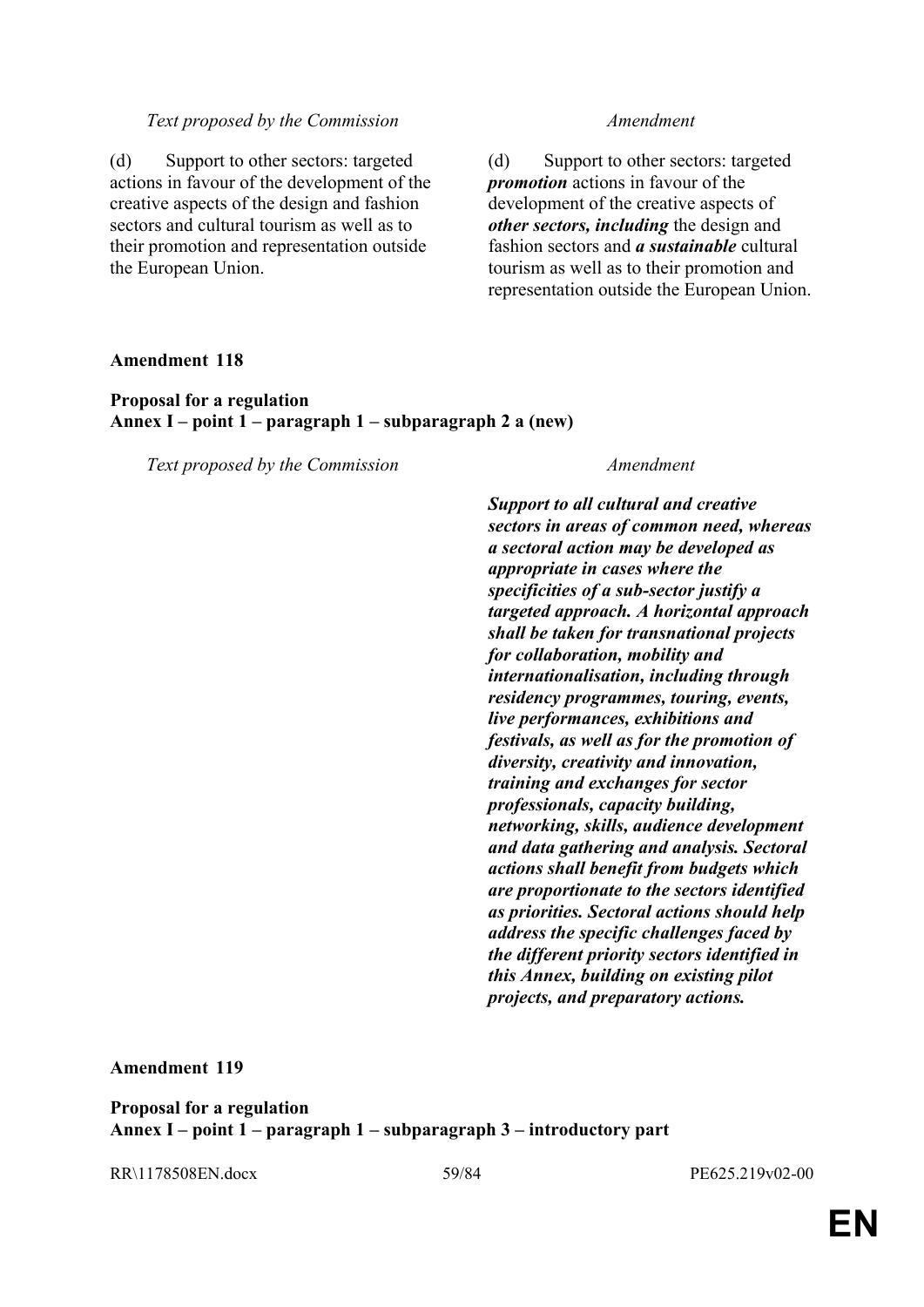| Text proposed by the Commission | Amendment |
|---|---|
| (d) Support to other sectors: targeted actions in favour of the development of the creative aspects of the design and fashion sectors and cultural tourism as well as to their promotion and representation outside the European Union. | (d) Support to other sectors: targeted ***promotion*** actions in favour of the development of the creative aspects of ***other sectors, including*** the design and fashion sectors and ***a sustainable*** cultural tourism as well as to their promotion and representation outside the European Union. |

**Amendment 118**

**Proposal for a regulation**
**Annex I – point 1 – paragraph 1 – subparagraph 2 a (new)**

| Text proposed by the Commission | Amendment |
|---|---|
| | ***Support to all cultural and creative sectors in areas of common need, whereas a sectoral action may be developed as appropriate in cases where the specificities of a sub-sector justify a targeted approach. A horizontal approach shall be taken for transnational projects for collaboration, mobility and internationalisation, including through residency programmes, touring, events, live performances, exhibitions and festivals, as well as for the promotion of diversity, creativity and innovation, training and exchanges for sector professionals, capacity building, networking, skills, audience development and data gathering and analysis. Sectoral actions shall benefit from budgets which are proportionate to the sectors identified as priorities. Sectoral actions should help address the specific challenges faced by the different priority sectors identified in this Annex, building on existing pilot projects, and preparatory actions.*** |

**Amendment 119**

**Proposal for a regulation**
**Annex I – point 1 – paragraph 1 – subparagraph 3 – introductory part**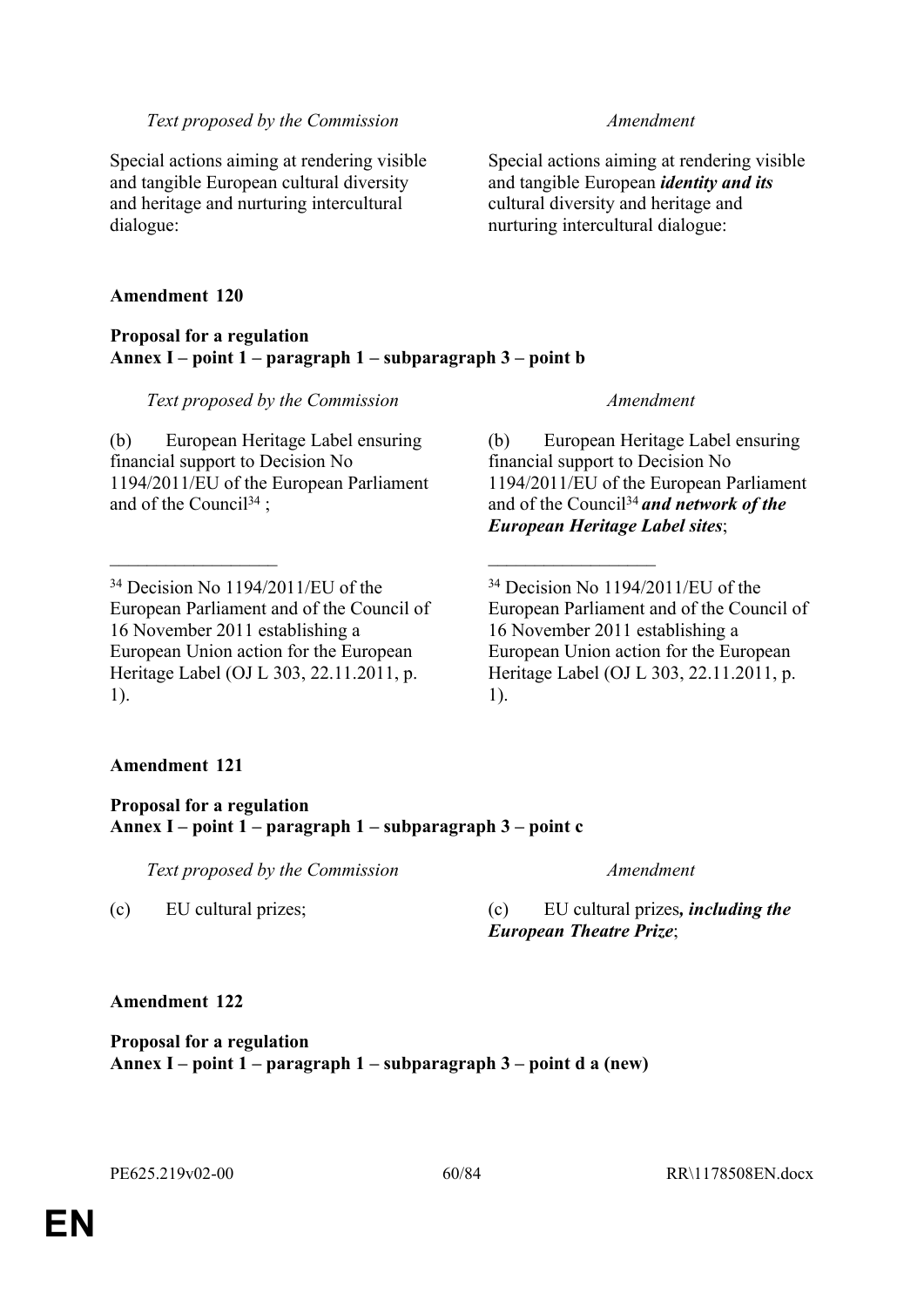| *Text proposed by the Commission* | *Amendment* |
|---|---|
| Special actions aiming at rendering visible and tangible European cultural diversity and heritage and nurturing intercultural dialogue: | Special actions aiming at rendering visible and tangible European ***identity and its*** cultural diversity and heritage and nurturing intercultural dialogue: |

**Amendment 120**

**Proposal for a regulation**
**Annex I – point 1 – paragraph 1 – subparagraph 3 – point b**

| *Text proposed by the Commission* | *Amendment* |
|---|---|
| (b) European Heritage Label ensuring financial support to Decision No 1194/2011/EU of the European Parliament and of the Council[34] ; | (b) European Heritage Label ensuring financial support to Decision No 1194/2011/EU of the European Parliament and of the Council[34] ***and network of the European Heritage Label sites***; |
| __________________ | __________________ |
| [34] Decision No 1194/2011/EU of the European Parliament and of the Council of 16 November 2011 establishing a European Union action for the European Heritage Label (OJ L 303, 22.11.2011, p. 1). | [34] Decision No 1194/2011/EU of the European Parliament and of the Council of 16 November 2011 establishing a European Union action for the European Heritage Label (OJ L 303, 22.11.2011, p. 1). |

**Amendment 121**

**Proposal for a regulation**
**Annex I – point 1 – paragraph 1 – subparagraph 3 – point c**

| *Text proposed by the Commission* | *Amendment* |
|---|---|
| (c) EU cultural prizes; | (c) EU cultural prizes***, including the European Theatre Prize***; |

**Amendment 122**

**Proposal for a regulation**
**Annex I – point 1 – paragraph 1 – subparagraph 3 – point d a (new)**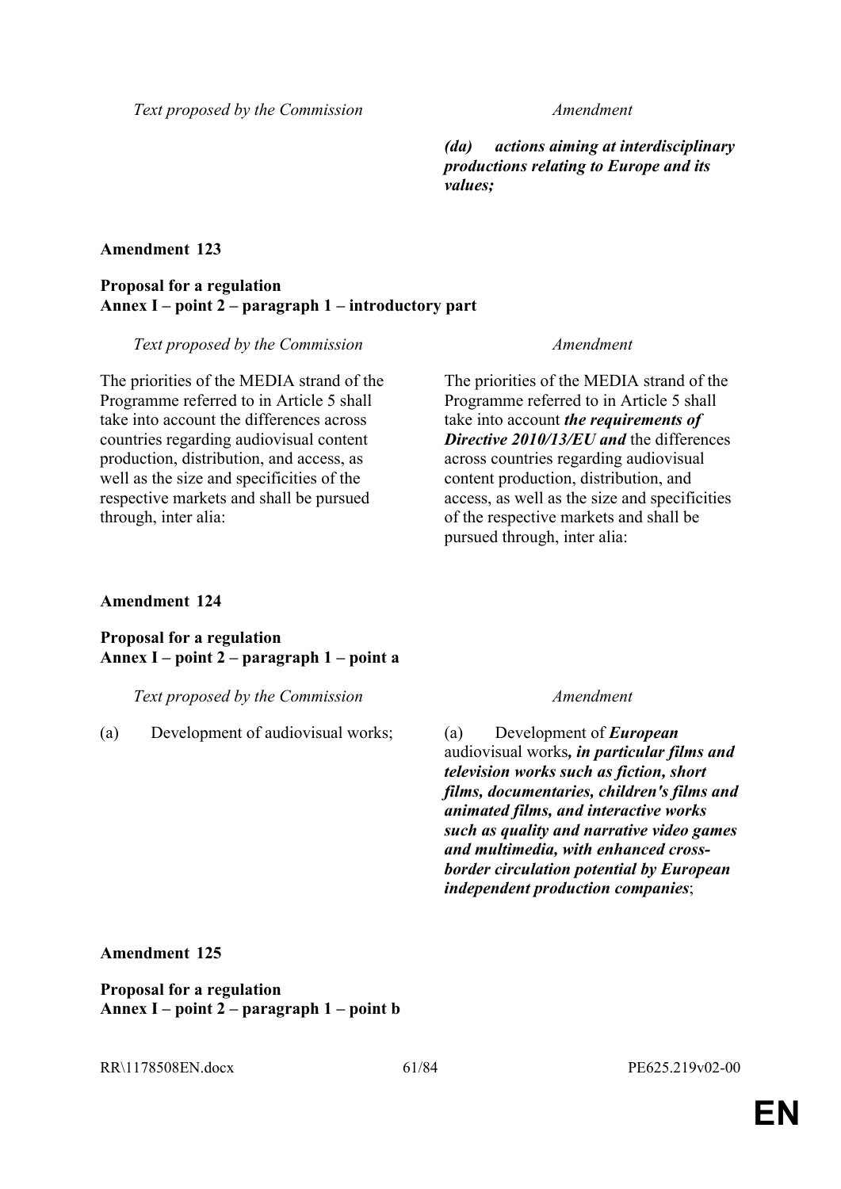| Text proposed by the Commission | Amendment |
|---|---|
| | ***(da) actions aiming at interdisciplinary productions relating to Europe and its values;*** |

**Amendment 123**

**Proposal for a regulation**
**Annex I – point 2 – paragraph 1 – introductory part**

| Text proposed by the Commission | Amendment |
|---|---|
| The priorities of the MEDIA strand of the Programme referred to in Article 5 shall take into account the differences across countries regarding audiovisual content production, distribution, and access, as well as the size and specificities of the respective markets and shall be pursued through, inter alia: | The priorities of the MEDIA strand of the Programme referred to in Article 5 shall take into account ***the requirements of Directive 2010/13/EU and*** the differences across countries regarding audiovisual content production, distribution, and access, as well as the size and specificities of the respective markets and shall be pursued through, inter alia: |

**Amendment 124**

**Proposal for a regulation**
**Annex I – point 2 – paragraph 1 – point a**

| Text proposed by the Commission | Amendment |
|---|---|
| (a) Development of audiovisual works; | (a) Development of ***European*** audiovisual works***, in particular films and television works such as fiction, short films, documentaries, children's films and animated films, and interactive works such as quality and narrative video games and multimedia, with enhanced cross-border circulation potential by European independent production companies***; |

**Amendment 125**

**Proposal for a regulation**
**Annex I – point 2 – paragraph 1 – point b**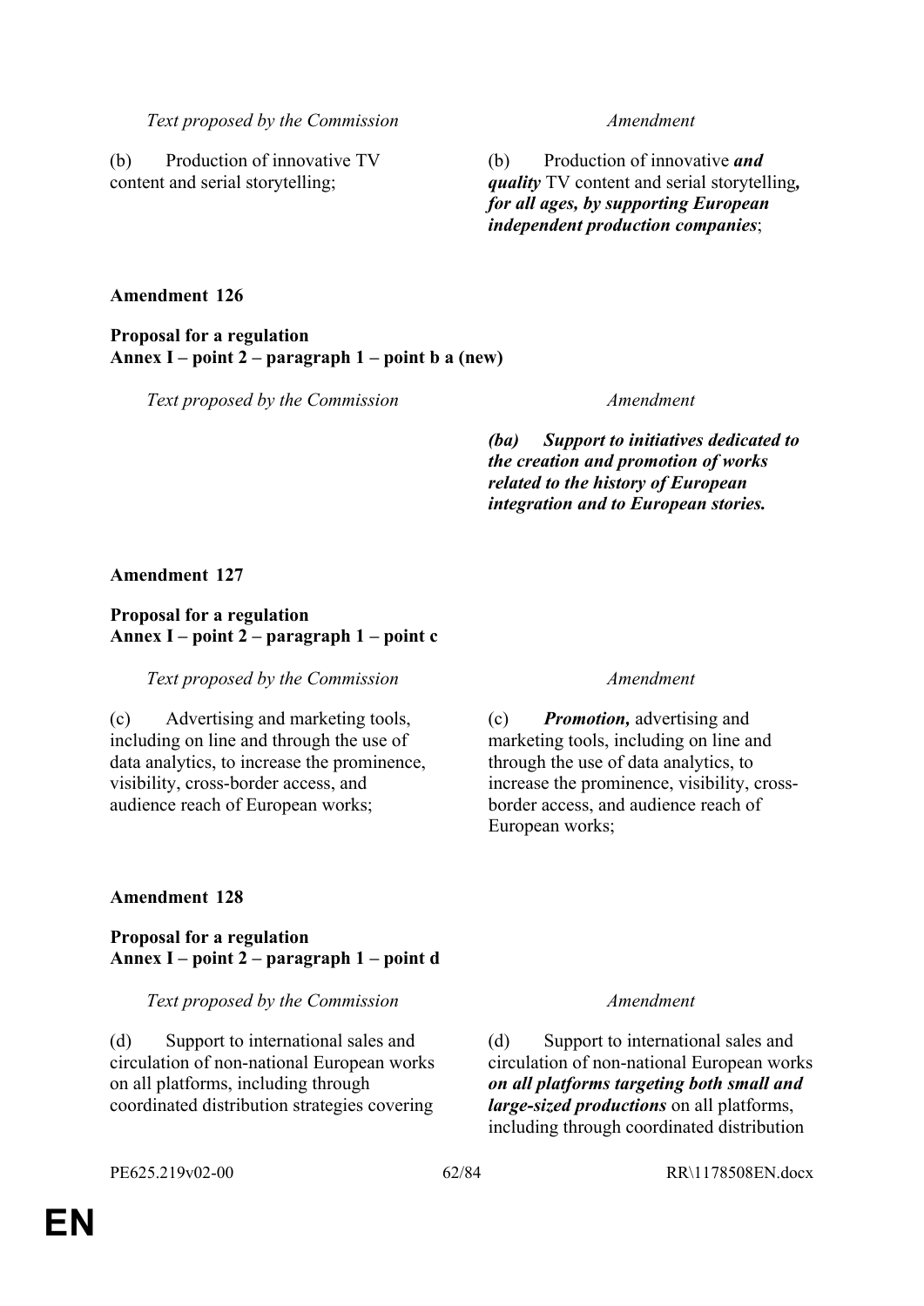| Text proposed by the Commission | Amendment |
|---|---|
| (b) Production of innovative TV content and serial storytelling; | (b) Production of innovative ***and quality*** TV content and serial storytelling***, for all ages, by supporting European independent production companies***; |

**Amendment 126**

**Proposal for a regulation**
**Annex I – point 2 – paragraph 1 – point b a (new)**

| Text proposed by the Commission | Amendment |
|---|---|
| | ***(ba) Support to initiatives dedicated to the creation and promotion of works related to the history of European integration and to European stories.*** |

**Amendment 127**

**Proposal for a regulation**
**Annex I – point 2 – paragraph 1 – point c**

| Text proposed by the Commission | Amendment |
|---|---|
| (c) Advertising and marketing tools, including on line and through the use of data analytics, to increase the prominence, visibility, cross-border access, and audience reach of European works; | (c) ***Promotion,*** advertising and marketing tools, including on line and through the use of data analytics, to increase the prominence, visibility, cross-border access, and audience reach of European works; |

**Amendment 128**

**Proposal for a regulation**
**Annex I – point 2 – paragraph 1 – point d**

| Text proposed by the Commission | Amendment |
|---|---|
| (d) Support to international sales and circulation of non-national European works on all platforms, including through coordinated distribution strategies covering | (d) Support to international sales and circulation of non-national European works ***on all platforms targeting both small and large-sized productions*** on all platforms, including through coordinated distribution |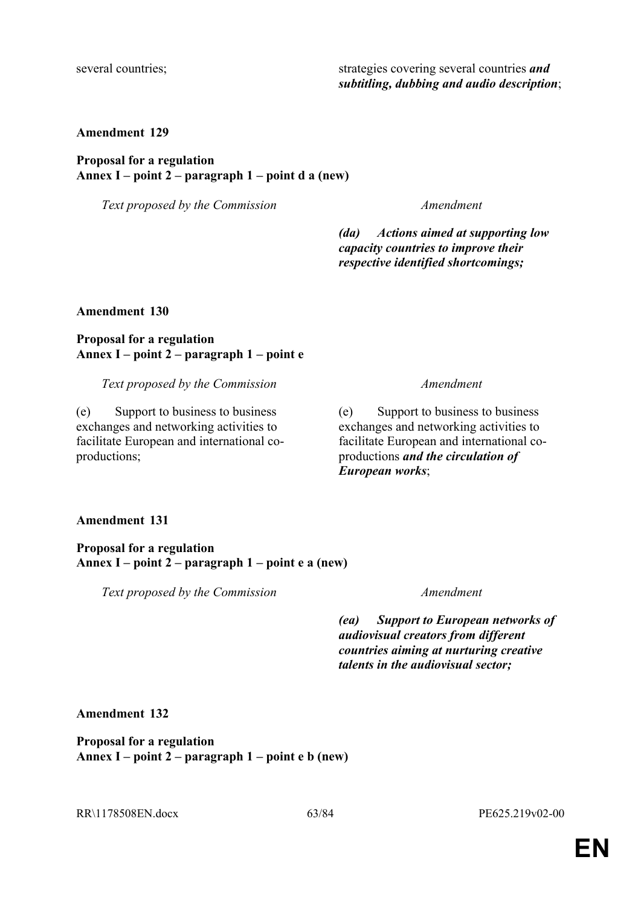| | |
|---|---|
| several countries; | strategies covering several countries ***and subtitling, dubbing and audio description***; |

**Amendment 129**

**Proposal for a regulation**
**Annex I – point 2 – paragraph 1 – point d a (new)**

| *Text proposed by the Commission* | *Amendment* |
|---|---|
| | ***(da) Actions aimed at supporting low capacity countries to improve their respective identified shortcomings;*** |

**Amendment 130**

**Proposal for a regulation**
**Annex I – point 2 – paragraph 1 – point e**

| *Text proposed by the Commission* | *Amendment* |
|---|---|
| (e) Support to business to business exchanges and networking activities to facilitate European and international co-productions; | (e) Support to business to business exchanges and networking activities to facilitate European and international co-productions ***and the circulation of European works***; |

**Amendment 131**

**Proposal for a regulation**
**Annex I – point 2 – paragraph 1 – point e a (new)**

| *Text proposed by the Commission* | *Amendment* |
|---|---|
| | ***(ea) Support to European networks of audiovisual creators from different countries aiming at nurturing creative talents in the audiovisual sector;*** |

**Amendment 132**

**Proposal for a regulation**
**Annex I – point 2 – paragraph 1 – point e b (new)**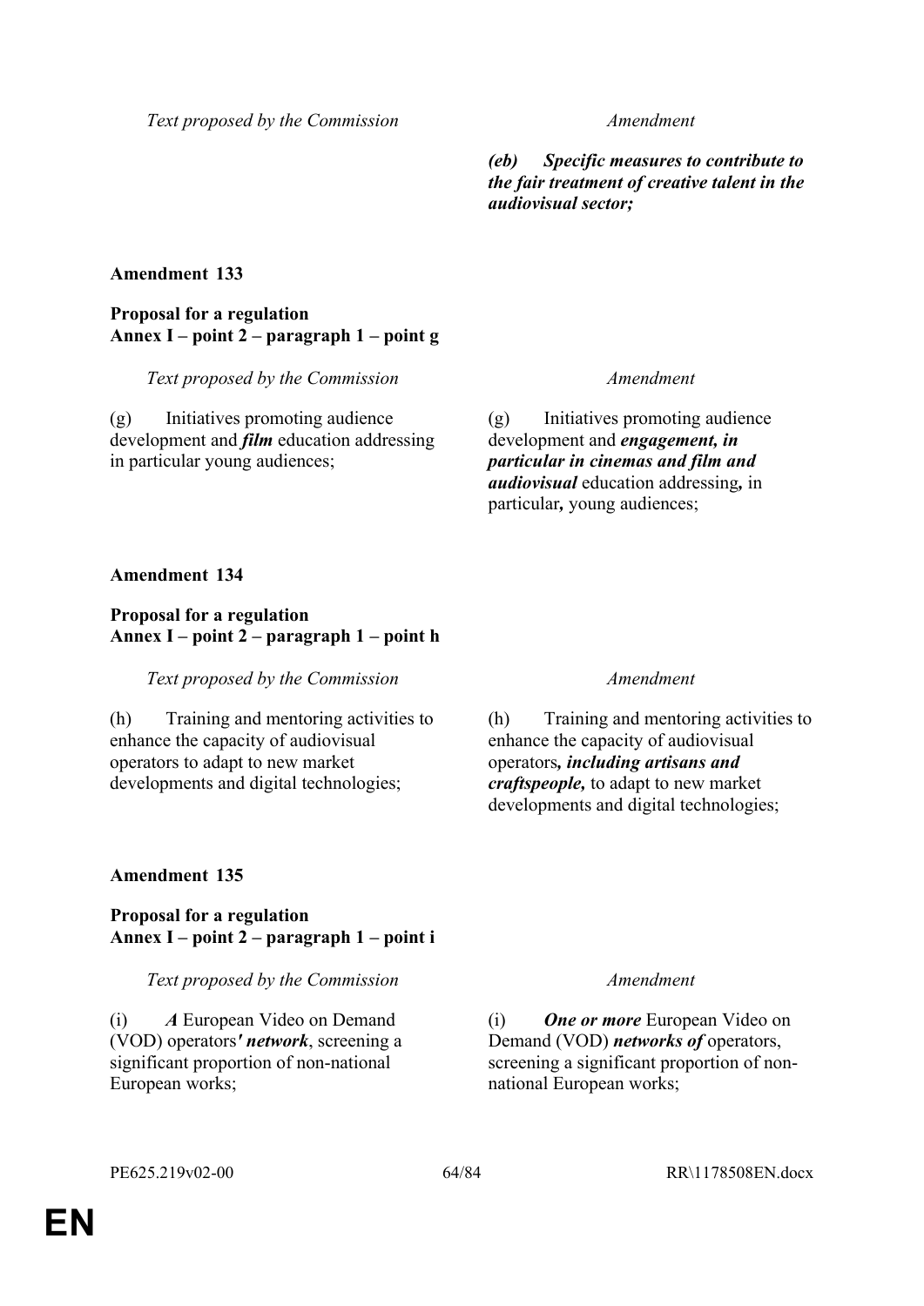| Text proposed by the Commission | Amendment |
|---|---|
| | ***(eb) Specific measures to contribute to the fair treatment of creative talent in the audiovisual sector;*** |

**Amendment 133**

**Proposal for a regulation**
**Annex I – point 2 – paragraph 1 – point g**

| Text proposed by the Commission | Amendment |
|---|---|
| (g) Initiatives promoting audience development and ***film*** education addressing in particular young audiences; | (g) Initiatives promoting audience development and ***engagement, in particular in cinemas and film and audiovisual*** education addressing***,*** in particular***,*** young audiences; |

**Amendment 134**

**Proposal for a regulation**
**Annex I – point 2 – paragraph 1 – point h**

| Text proposed by the Commission | Amendment |
|---|---|
| (h) Training and mentoring activities to enhance the capacity of audiovisual operators to adapt to new market developments and digital technologies; | (h) Training and mentoring activities to enhance the capacity of audiovisual operators***, including artisans and craftspeople,*** to adapt to new market developments and digital technologies; |

**Amendment 135**

**Proposal for a regulation**
**Annex I – point 2 – paragraph 1 – point i**

| Text proposed by the Commission | Amendment |
|---|---|
| (i) ***A*** European Video on Demand (VOD) operators***' network***, screening a significant proportion of non-national European works; | (i) ***One or more*** European Video on Demand (VOD) ***networks of*** operators, screening a significant proportion of non-national European works; |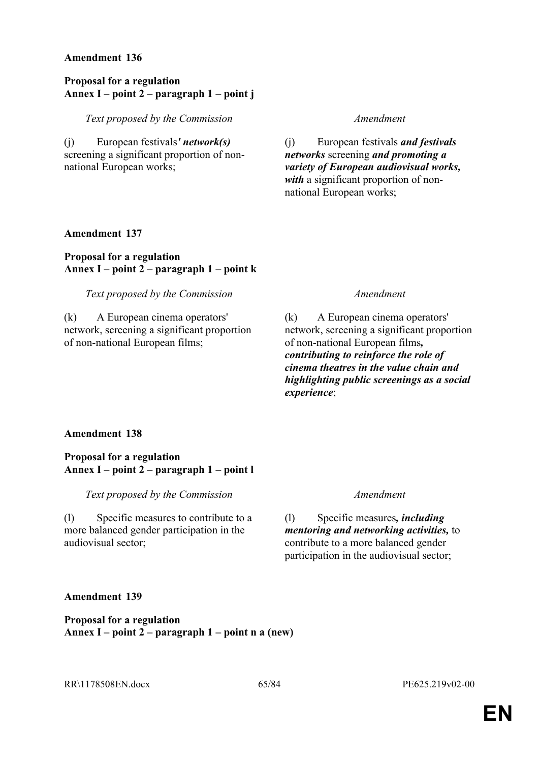**Amendment 136**

**Proposal for a regulation**
**Annex I – point 2 – paragraph 1 – point j**

| *Text proposed by the Commission* | *Amendment* |
|---|---|
| (j) European festivals***' network(s)*** screening a significant proportion of non-national European works; | (j) European festivals ***and festivals networks*** screening ***and promoting a variety of European audiovisual works, with*** a significant proportion of non-national European works; |

**Amendment 137**

**Proposal for a regulation**
**Annex I – point 2 – paragraph 1 – point k**

| *Text proposed by the Commission* | *Amendment* |
|---|---|
| (k) A European cinema operators' network, screening a significant proportion of non-national European films; | (k) A European cinema operators' network, screening a significant proportion of non-national European films***, contributing to reinforce the role of cinema theatres in the value chain and highlighting public screenings as a social experience***; |

**Amendment 138**

**Proposal for a regulation**
**Annex I – point 2 – paragraph 1 – point l**

| *Text proposed by the Commission* | *Amendment* |
|---|---|
| (l) Specific measures to contribute to a more balanced gender participation in the audiovisual sector; | (l) Specific measures***, including mentoring and networking activities,*** to contribute to a more balanced gender participation in the audiovisual sector; |

**Amendment 139**

**Proposal for a regulation**
**Annex I – point 2 – paragraph 1 – point n a (new)**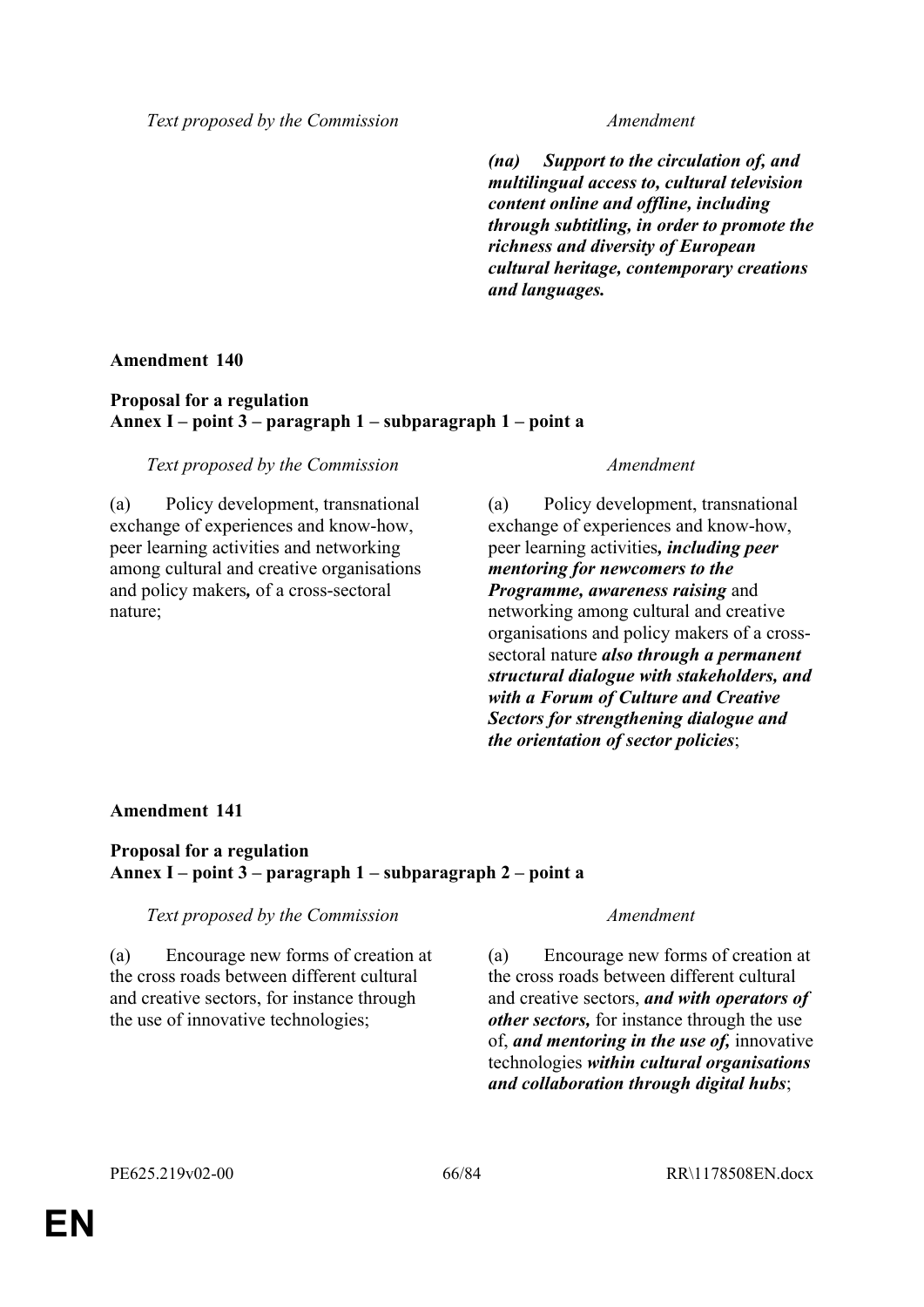| Text proposed by the Commission | Amendment |
|---|---|
| | ***(na) Support to the circulation of, and multilingual access to, cultural television content online and offline, including through subtitling, in order to promote the richness and diversity of European cultural heritage, contemporary creations and languages.*** |

**Amendment 140**

**Proposal for a regulation**
**Annex I – point 3 – paragraph 1 – subparagraph 1 – point a**

| Text proposed by the Commission | Amendment |
|---|---|
| (a) Policy development, transnational exchange of experiences and know-how, peer learning activities and networking among cultural and creative organisations and policy makers**,** of a cross-sectoral nature; | (a) Policy development, transnational exchange of experiences and know-how, peer learning activities***, including peer mentoring for newcomers to the Programme, awareness raising*** and networking among cultural and creative organisations and policy makers of a cross-sectoral nature ***also through a permanent structural dialogue with stakeholders, and with a Forum of Culture and Creative Sectors for strengthening dialogue and the orientation of sector policies***; |

**Amendment 141**

**Proposal for a regulation**
**Annex I – point 3 – paragraph 1 – subparagraph 2 – point a**

| Text proposed by the Commission | Amendment |
|---|---|
| (a) Encourage new forms of creation at the cross roads between different cultural and creative sectors, for instance through the use of innovative technologies; | (a) Encourage new forms of creation at the cross roads between different cultural and creative sectors, ***and with operators of other sectors,*** for instance through the use of, ***and mentoring in the use of,*** innovative technologies ***within cultural organisations and collaboration through digital hubs***; |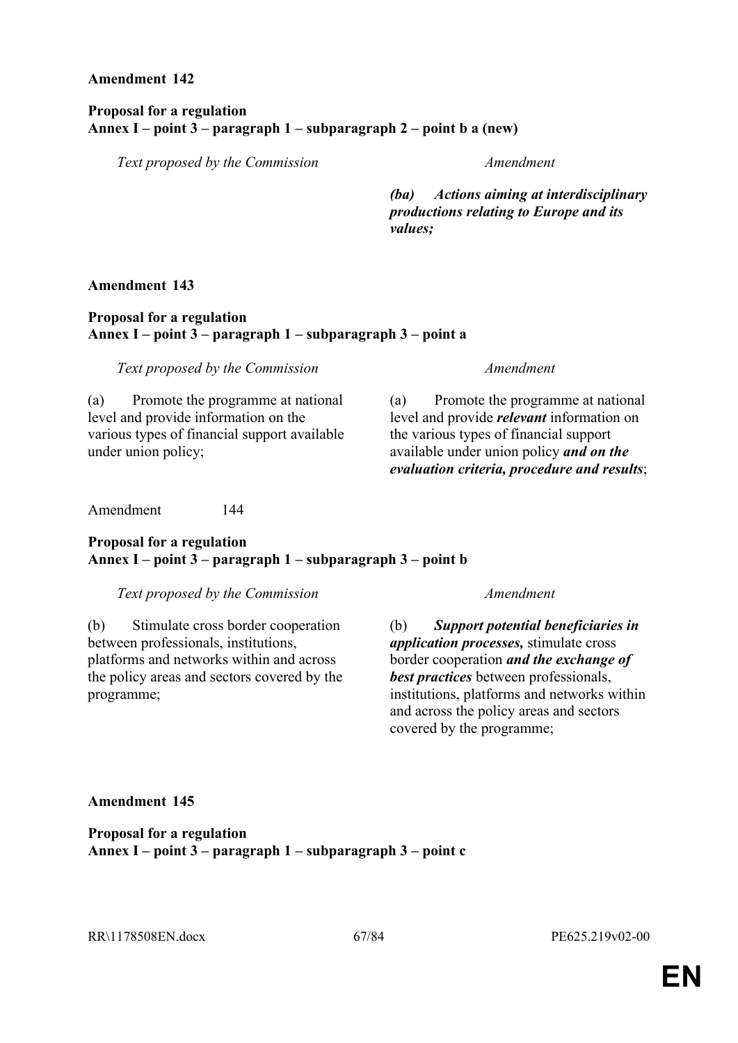**Amendment 142**

**Proposal for a regulation**
**Annex I – point 3 – paragraph 1 – subparagraph 2 – point b a (new)**

| *Text proposed by the Commission* | *Amendment* |
|---|---|
| | ***(ba) Actions aiming at interdisciplinary productions relating to Europe and its values;*** |

**Amendment 143**

**Proposal for a regulation**
**Annex I – point 3 – paragraph 1 – subparagraph 3 – point a**

| *Text proposed by the Commission* | *Amendment* |
|---|---|
| (a) Promote the programme at national level and provide information on the various types of financial support available under union policy; | (a) Promote the programme at national level and provide ***relevant*** information on the various types of financial support available under union policy ***and on the evaluation criteria, procedure and results***; |

Amendment 144

**Proposal for a regulation**
**Annex I – point 3 – paragraph 1 – subparagraph 3 – point b**

| *Text proposed by the Commission* | *Amendment* |
|---|---|
| (b) Stimulate cross border cooperation between professionals, institutions, platforms and networks within and across the policy areas and sectors covered by the programme; | (b) ***Support potential beneficiaries in application processes,*** stimulate cross border cooperation ***and the exchange of best practices*** between professionals, institutions, platforms and networks within and across the policy areas and sectors covered by the programme; |

**Amendment 145**

**Proposal for a regulation**
**Annex I – point 3 – paragraph 1 – subparagraph 3 – point c**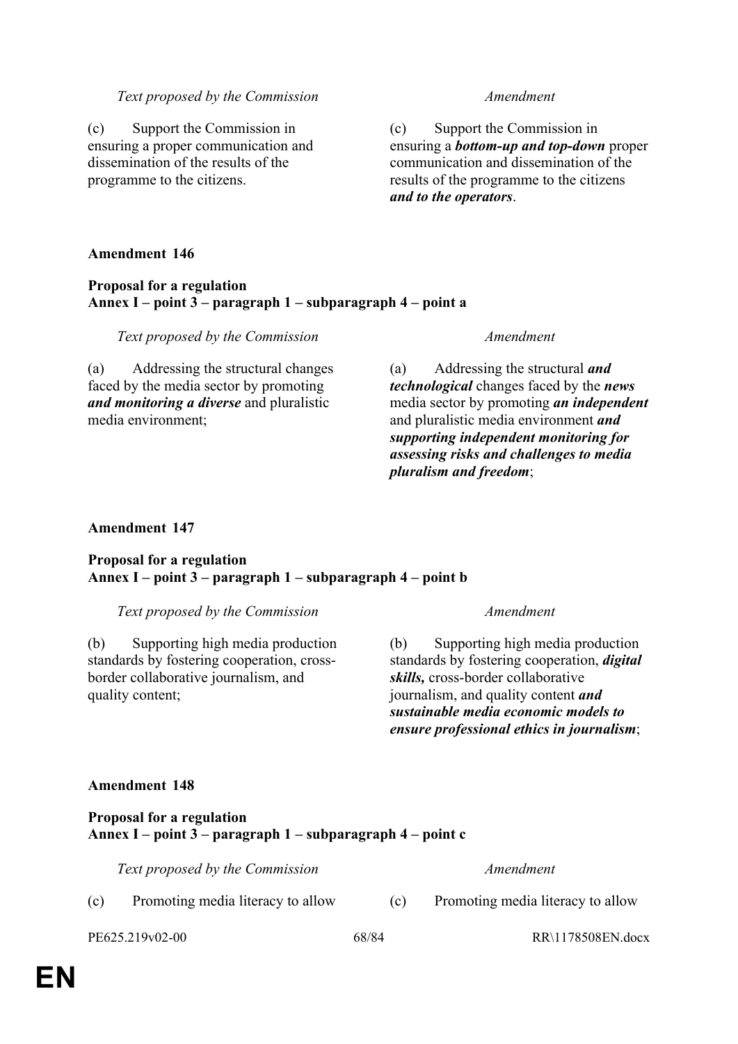| *Text proposed by the Commission* | *Amendment* |
|---|---|
| (c) Support the Commission in ensuring a proper communication and dissemination of the results of the programme to the citizens. | (c) Support the Commission in ensuring a ***bottom-up and top-down*** proper communication and dissemination of the results of the programme to the citizens ***and to the operators***. |

**Amendment 146**

**Proposal for a regulation**
**Annex I – point 3 – paragraph 1 – subparagraph 4 – point a**

| *Text proposed by the Commission* | *Amendment* |
|---|---|
| (a) Addressing the structural changes faced by the media sector by promoting ***and monitoring a diverse*** and pluralistic media environment; | (a) Addressing the structural ***and technological*** changes faced by the ***news*** media sector by promoting ***an independent*** and pluralistic media environment ***and supporting independent monitoring for assessing risks and challenges to media pluralism and freedom***; |

**Amendment 147**

**Proposal for a regulation**
**Annex I – point 3 – paragraph 1 – subparagraph 4 – point b**

| *Text proposed by the Commission* | *Amendment* |
|---|---|
| (b) Supporting high media production standards by fostering cooperation, cross-border collaborative journalism, and quality content; | (b) Supporting high media production standards by fostering cooperation, ***digital skills,*** cross-border collaborative journalism, and quality content ***and sustainable media economic models to ensure professional ethics in journalism***; |

**Amendment 148**

**Proposal for a regulation**
**Annex I – point 3 – paragraph 1 – subparagraph 4 – point c**

| *Text proposed by the Commission* | *Amendment* |
|---|---|
| (c) Promoting media literacy to allow | (c) Promoting media literacy to allow |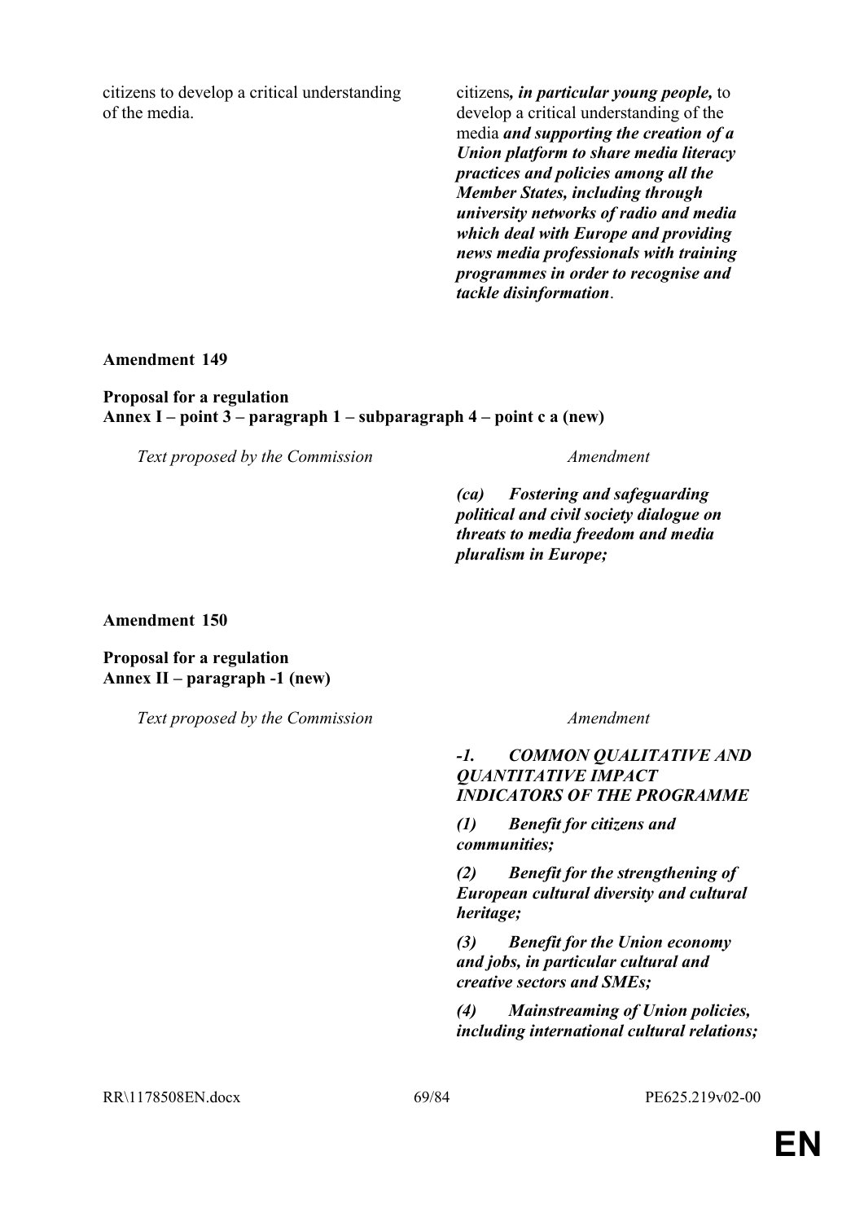| Text proposed by the Commission | Amendment |
|---|---|
| citizens to develop a critical understanding of the media. | citizens***, in particular young people,*** to develop a critical understanding of the media ***and supporting the creation of a Union platform to share media literacy practices and policies among all the Member States, including through university networks of radio and media which deal with Europe and providing news media professionals with training programmes in order to recognise and tackle disinformation***. |

**Amendment 149**

**Proposal for a regulation**
**Annex I – point 3 – paragraph 1 – subparagraph 4 – point c a (new)**

| *Text proposed by the Commission* | *Amendment* |
|---|---|
| | ***(ca) Fostering and safeguarding political and civil society dialogue on threats to media freedom and media pluralism in Europe;*** |

**Amendment 150**

**Proposal for a regulation**
**Annex II – paragraph -1 (new)**

| *Text proposed by the Commission* | *Amendment* |
|---|---|
| | ***-1. COMMON QUALITATIVE AND QUANTITATIVE IMPACT INDICATORS OF THE PROGRAMME*** |
| | ***(1) Benefit for citizens and communities;*** |
| | ***(2) Benefit for the strengthening of European cultural diversity and cultural heritage;*** |
| | ***(3) Benefit for the Union economy and jobs, in particular cultural and creative sectors and SMEs;*** |
| | ***(4) Mainstreaming of Union policies, including international cultural relations;*** |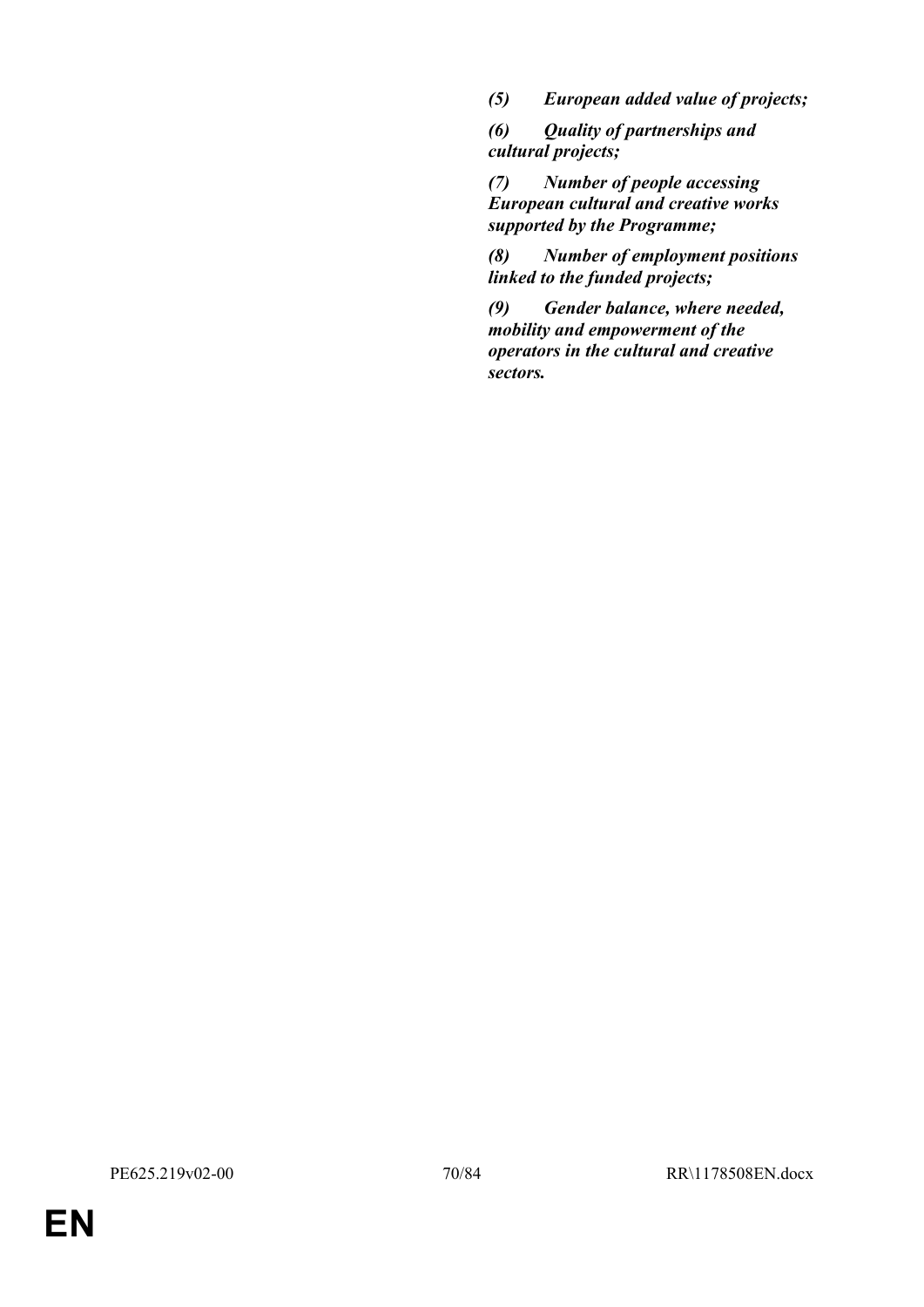***(5) European added value of projects;***

***(6) Quality of partnerships and cultural projects;***

***(7) Number of people accessing European cultural and creative works supported by the Programme;***

***(8) Number of employment positions linked to the funded projects;***

***(9) Gender balance, where needed, mobility and empowerment of the operators in the cultural and creative sectors.***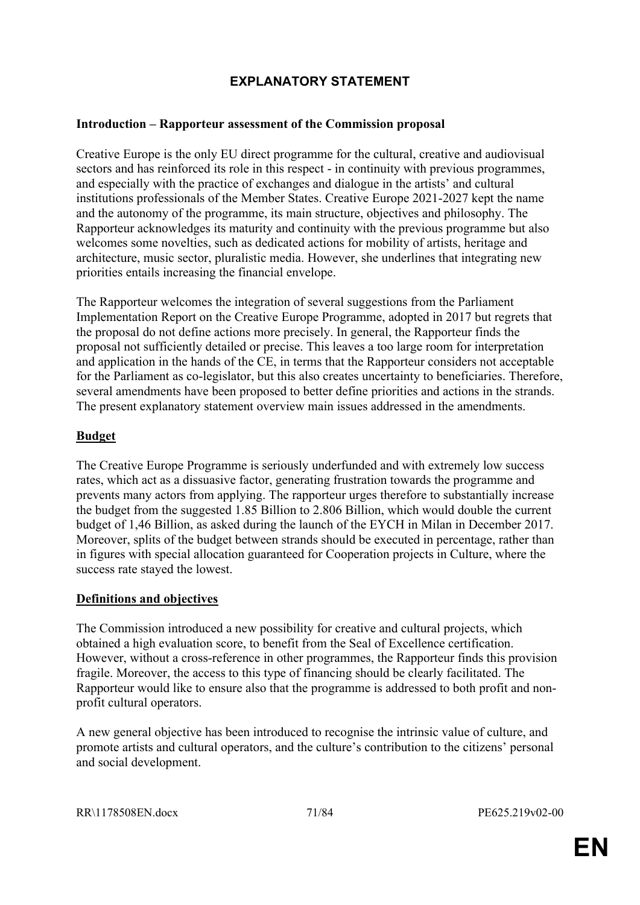# EXPLANATORY STATEMENT

**Introduction – Rapporteur assessment of the Commission proposal**

Creative Europe is the only EU direct programme for the cultural, creative and audiovisual sectors and has reinforced its role in this respect - in continuity with previous programmes, and especially with the practice of exchanges and dialogue in the artists' and cultural institutions professionals of the Member States. Creative Europe 2021-2027 kept the name and the autonomy of the programme, its main structure, objectives and philosophy. The Rapporteur acknowledges its maturity and continuity with the previous programme but also welcomes some novelties, such as dedicated actions for mobility of artists, heritage and architecture, music sector, pluralistic media. However, she underlines that integrating new priorities entails increasing the financial envelope.

The Rapporteur welcomes the integration of several suggestions from the Parliament Implementation Report on the Creative Europe Programme, adopted in 2017 but regrets that the proposal do not define actions more precisely. In general, the Rapporteur finds the proposal not sufficiently detailed or precise. This leaves a too large room for interpretation and application in the hands of the CE, in terms that the Rapporteur considers not acceptable for the Parliament as co-legislator, but this also creates uncertainty to beneficiaries. Therefore, several amendments have been proposed to better define priorities and actions in the strands. The present explanatory statement overview main issues addressed in the amendments.

**Budget**

The Creative Europe Programme is seriously underfunded and with extremely low success rates, which act as a dissuasive factor, generating frustration towards the programme and prevents many actors from applying. The rapporteur urges therefore to substantially increase the budget from the suggested 1.85 Billion to 2.806 Billion, which would double the current budget of 1,46 Billion, as asked during the launch of the EYCH in Milan in December 2017. Moreover, splits of the budget between strands should be executed in percentage, rather than in figures with special allocation guaranteed for Cooperation projects in Culture, where the success rate stayed the lowest.

**Definitions and objectives**

The Commission introduced a new possibility for creative and cultural projects, which obtained a high evaluation score, to benefit from the Seal of Excellence certification. However, without a cross-reference in other programmes, the Rapporteur finds this provision fragile. Moreover, the access to this type of financing should be clearly facilitated. The Rapporteur would like to ensure also that the programme is addressed to both profit and non-profit cultural operators.

A new general objective has been introduced to recognise the intrinsic value of culture, and promote artists and cultural operators, and the culture's contribution to the citizens' personal and social development.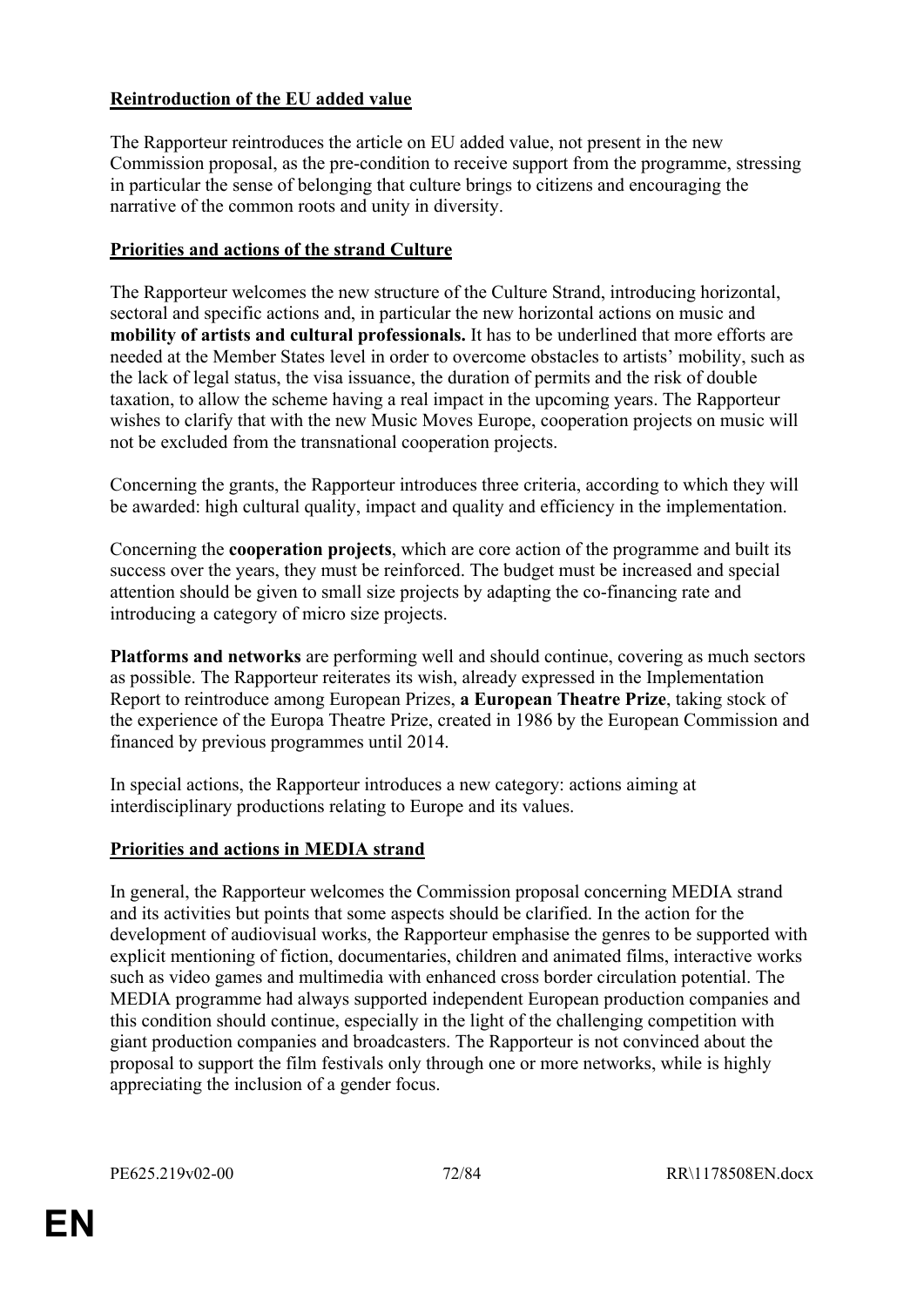**Reintroduction of the EU added value**

The Rapporteur reintroduces the article on EU added value, not present in the new Commission proposal, as the pre-condition to receive support from the programme, stressing in particular the sense of belonging that culture brings to citizens and encouraging the narrative of the common roots and unity in diversity.

**Priorities and actions of the strand Culture**

The Rapporteur welcomes the new structure of the Culture Strand, introducing horizontal, sectoral and specific actions and, in particular the new horizontal actions on music and **mobility of artists and cultural professionals.** It has to be underlined that more efforts are needed at the Member States level in order to overcome obstacles to artists' mobility, such as the lack of legal status, the visa issuance, the duration of permits and the risk of double taxation, to allow the scheme having a real impact in the upcoming years. The Rapporteur wishes to clarify that with the new Music Moves Europe, cooperation projects on music will not be excluded from the transnational cooperation projects.

Concerning the grants, the Rapporteur introduces three criteria, according to which they will be awarded: high cultural quality, impact and quality and efficiency in the implementation.

Concerning the **cooperation projects**, which are core action of the programme and built its success over the years, they must be reinforced. The budget must be increased and special attention should be given to small size projects by adapting the co-financing rate and introducing a category of micro size projects.

**Platforms and networks** are performing well and should continue, covering as much sectors as possible. The Rapporteur reiterates its wish, already expressed in the Implementation Report to reintroduce among European Prizes, **a European Theatre Prize**, taking stock of the experience of the Europa Theatre Prize, created in 1986 by the European Commission and financed by previous programmes until 2014.

In special actions, the Rapporteur introduces a new category: actions aiming at interdisciplinary productions relating to Europe and its values.

**Priorities and actions in MEDIA strand**

In general, the Rapporteur welcomes the Commission proposal concerning MEDIA strand and its activities but points that some aspects should be clarified. In the action for the development of audiovisual works, the Rapporteur emphasise the genres to be supported with explicit mentioning of fiction, documentaries, children and animated films, interactive works such as video games and multimedia with enhanced cross border circulation potential. The MEDIA programme had always supported independent European production companies and this condition should continue, especially in the light of the challenging competition with giant production companies and broadcasters. The Rapporteur is not convinced about the proposal to support the film festivals only through one or more networks, while is highly appreciating the inclusion of a gender focus.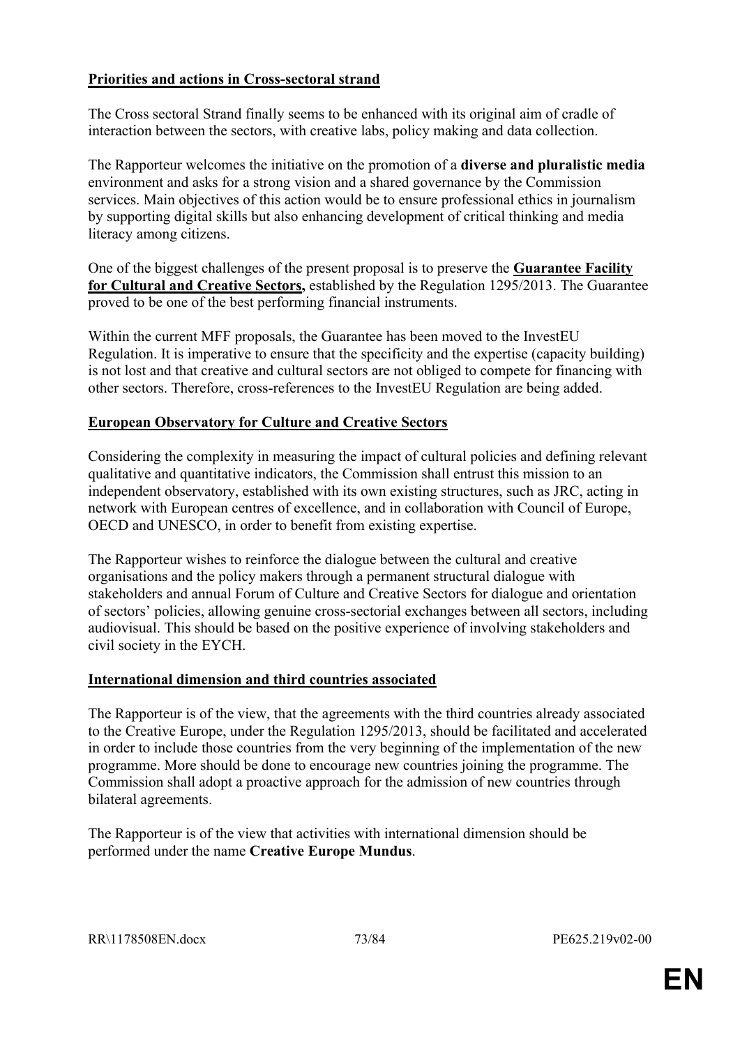**Priorities and actions in Cross-sectoral strand**

The Cross sectoral Strand finally seems to be enhanced with its original aim of cradle of interaction between the sectors, with creative labs, policy making and data collection.

The Rapporteur welcomes the initiative on the promotion of a **diverse and pluralistic media** environment and asks for a strong vision and a shared governance by the Commission services. Main objectives of this action would be to ensure professional ethics in journalism by supporting digital skills but also enhancing development of critical thinking and media literacy among citizens.

One of the biggest challenges of the present proposal is to preserve the **Guarantee Facility for Cultural and Creative Sectors,** established by the Regulation 1295/2013. The Guarantee proved to be one of the best performing financial instruments.

Within the current MFF proposals, the Guarantee has been moved to the InvestEU Regulation. It is imperative to ensure that the specificity and the expertise (capacity building) is not lost and that creative and cultural sectors are not obliged to compete for financing with other sectors. Therefore, cross-references to the InvestEU Regulation are being added.

**European Observatory for Culture and Creative Sectors**

Considering the complexity in measuring the impact of cultural policies and defining relevant qualitative and quantitative indicators, the Commission shall entrust this mission to an independent observatory, established with its own existing structures, such as JRC, acting in network with European centres of excellence, and in collaboration with Council of Europe, OECD and UNESCO, in order to benefit from existing expertise.

The Rapporteur wishes to reinforce the dialogue between the cultural and creative organisations and the policy makers through a permanent structural dialogue with stakeholders and annual Forum of Culture and Creative Sectors for dialogue and orientation of sectors' policies, allowing genuine cross-sectorial exchanges between all sectors, including audiovisual. This should be based on the positive experience of involving stakeholders and civil society in the EYCH.

**International dimension and third countries associated**

The Rapporteur is of the view, that the agreements with the third countries already associated to the Creative Europe, under the Regulation 1295/2013, should be facilitated and accelerated in order to include those countries from the very beginning of the implementation of the new programme. More should be done to encourage new countries joining the programme. The Commission shall adopt a proactive approach for the admission of new countries through bilateral agreements.

The Rapporteur is of the view that activities with international dimension should be performed under the name **Creative Europe Mundus**.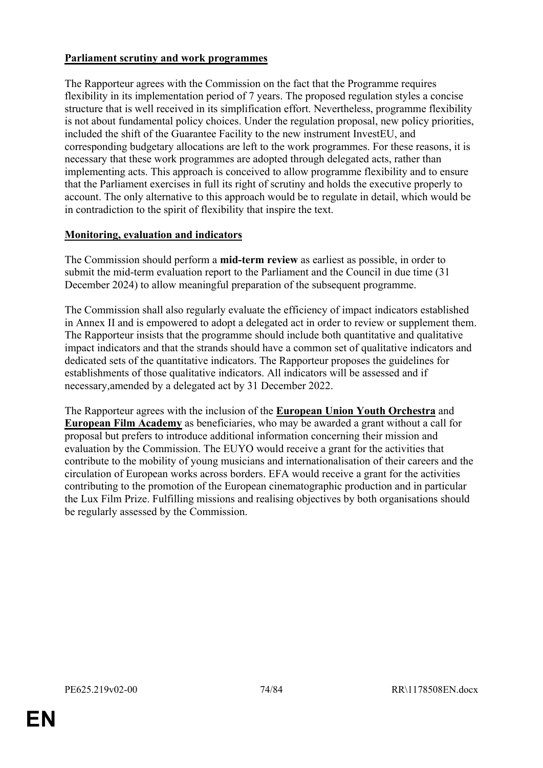**Parliament scrutiny and work programmes**

The Rapporteur agrees with the Commission on the fact that the Programme requires flexibility in its implementation period of 7 years. The proposed regulation styles a concise structure that is well received in its simplification effort. Nevertheless, programme flexibility is not about fundamental policy choices. Under the regulation proposal, new policy priorities, included the shift of the Guarantee Facility to the new instrument InvestEU, and corresponding budgetary allocations are left to the work programmes. For these reasons, it is necessary that these work programmes are adopted through delegated acts, rather than implementing acts. This approach is conceived to allow programme flexibility and to ensure that the Parliament exercises in full its right of scrutiny and holds the executive properly to account. The only alternative to this approach would be to regulate in detail, which would be in contradiction to the spirit of flexibility that inspire the text.

**Monitoring, evaluation and indicators**

The Commission should perform a **mid-term review** as earliest as possible, in order to submit the mid-term evaluation report to the Parliament and the Council in due time (31 December 2024) to allow meaningful preparation of the subsequent programme.

The Commission shall also regularly evaluate the efficiency of impact indicators established in Annex II and is empowered to adopt a delegated act in order to review or supplement them. The Rapporteur insists that the programme should include both quantitative and qualitative impact indicators and that the strands should have a common set of qualitative indicators and dedicated sets of the quantitative indicators. The Rapporteur proposes the guidelines for establishments of those qualitative indicators. All indicators will be assessed and if necessary,amended by a delegated act by 31 December 2022.

The Rapporteur agrees with the inclusion of the **European Union Youth Orchestra** and **European Film Academy** as beneficiaries, who may be awarded a grant without a call for proposal but prefers to introduce additional information concerning their mission and evaluation by the Commission. The EUYO would receive a grant for the activities that contribute to the mobility of young musicians and internationalisation of their careers and the circulation of European works across borders. EFA would receive a grant for the activities contributing to the promotion of the European cinematographic production and in particular the Lux Film Prize. Fulfilling missions and realising objectives by both organisations should be regularly assessed by the Commission.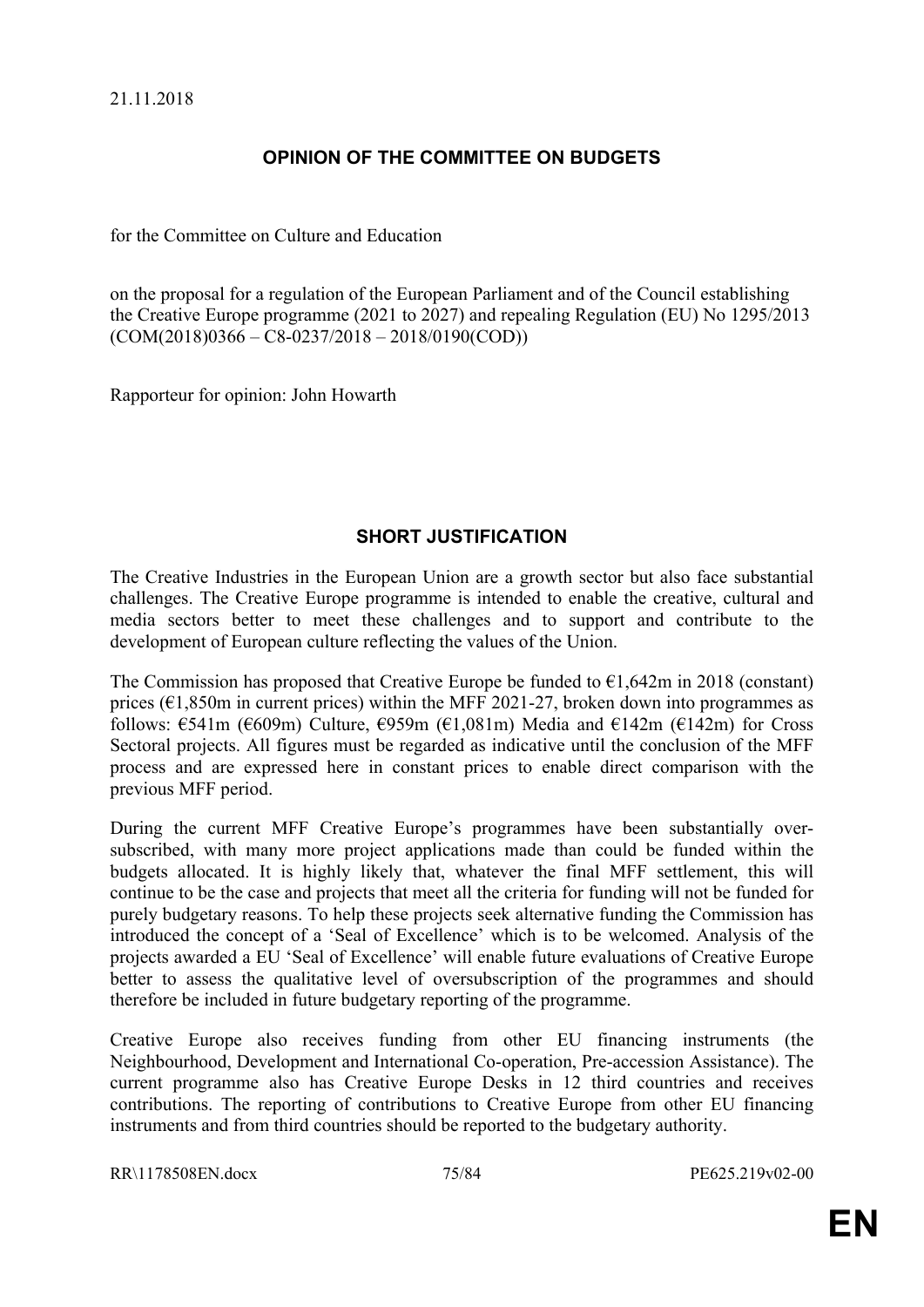21.11.2018

## OPINION OF THE COMMITTEE ON BUDGETS

for the Committee on Culture and Education

on the proposal for a regulation of the European Parliament and of the Council establishing the Creative Europe programme (2021 to 2027) and repealing Regulation (EU) No 1295/2013 (COM(2018)0366 – C8-0237/2018 – 2018/0190(COD))

Rapporteur for opinion: John Howarth

## SHORT JUSTIFICATION

The Creative Industries in the European Union are a growth sector but also face substantial challenges. The Creative Europe programme is intended to enable the creative, cultural and media sectors better to meet these challenges and to support and contribute to the development of European culture reflecting the values of the Union.

The Commission has proposed that Creative Europe be funded to €1,642m in 2018 (constant) prices (€1,850m in current prices) within the MFF 2021-27, broken down into programmes as follows: €541m (€609m) Culture, €959m (€1,081m) Media and €142m (€142m) for Cross Sectoral projects. All figures must be regarded as indicative until the conclusion of the MFF process and are expressed here in constant prices to enable direct comparison with the previous MFF period.

During the current MFF Creative Europe's programmes have been substantially over-subscribed, with many more project applications made than could be funded within the budgets allocated. It is highly likely that, whatever the final MFF settlement, this will continue to be the case and projects that meet all the criteria for funding will not be funded for purely budgetary reasons. To help these projects seek alternative funding the Commission has introduced the concept of a 'Seal of Excellence' which is to be welcomed. Analysis of the projects awarded a EU 'Seal of Excellence' will enable future evaluations of Creative Europe better to assess the qualitative level of oversubscription of the programmes and should therefore be included in future budgetary reporting of the programme.

Creative Europe also receives funding from other EU financing instruments (the Neighbourhood, Development and International Co-operation, Pre-accession Assistance). The current programme also has Creative Europe Desks in 12 third countries and receives contributions. The reporting of contributions to Creative Europe from other EU financing instruments and from third countries should be reported to the budgetary authority.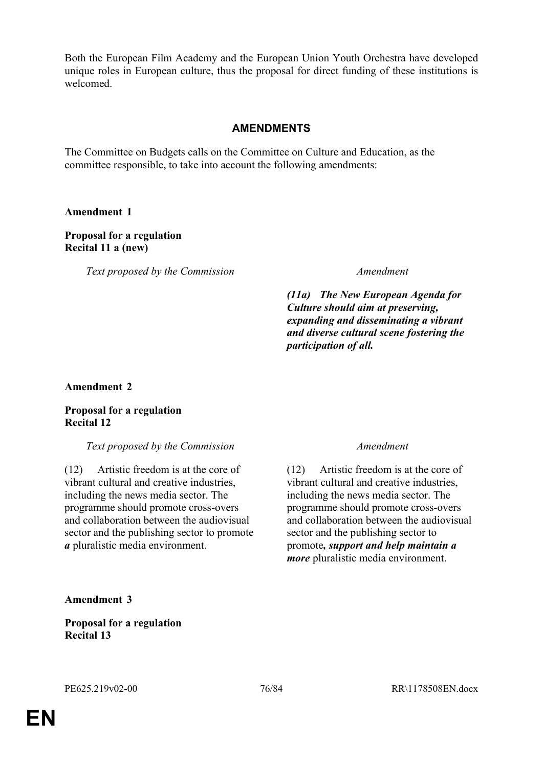Both the European Film Academy and the European Union Youth Orchestra have developed unique roles in European culture, thus the proposal for direct funding of these institutions is welcomed.

## AMENDMENTS

The Committee on Budgets calls on the Committee on Culture and Education, as the committee responsible, to take into account the following amendments:

**Amendment 1**

**Proposal for a regulation**
**Recital 11 a (new)**

| *Text proposed by the Commission* | *Amendment* |
|---|---|
| | ***(11a) The New European Agenda for Culture should aim at preserving, expanding and disseminating a vibrant and diverse cultural scene fostering the participation of all.*** |

**Amendment 2**

**Proposal for a regulation**
**Recital 12**

| *Text proposed by the Commission* | *Amendment* |
|---|---|
| (12) Artistic freedom is at the core of vibrant cultural and creative industries, including the news media sector. The programme should promote cross-overs and collaboration between the audiovisual sector and the publishing sector to promote ***a*** pluralistic media environment. | (12) Artistic freedom is at the core of vibrant cultural and creative industries, including the news media sector. The programme should promote cross-overs and collaboration between the audiovisual sector and the publishing sector to promote***, support and help maintain a more*** pluralistic media environment. |

**Amendment 3**

**Proposal for a regulation**
**Recital 13**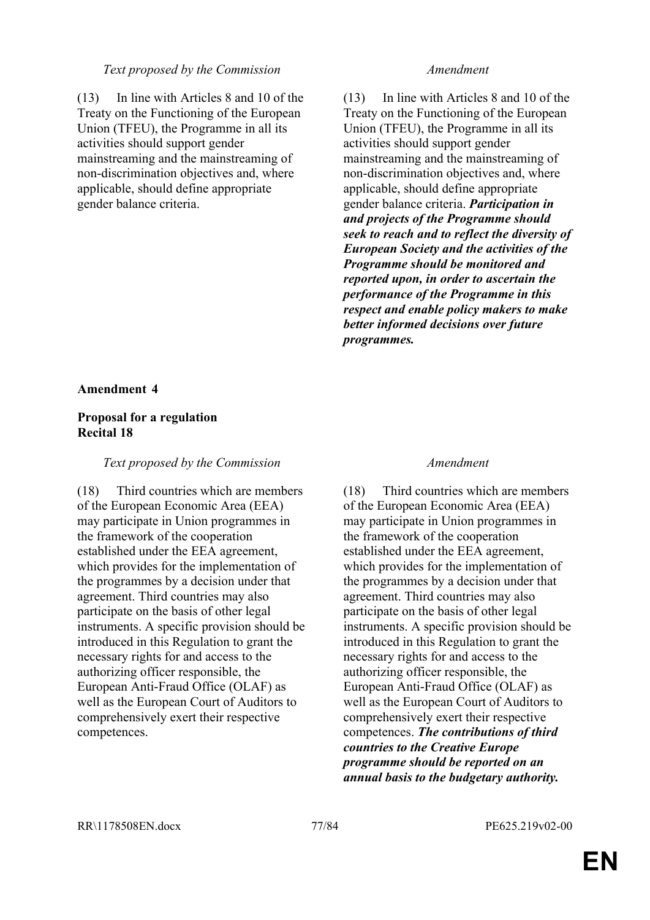| Text proposed by the Commission | Amendment |
|---|---|
| (13) In line with Articles 8 and 10 of the Treaty on the Functioning of the European Union (TFEU), the Programme in all its activities should support gender mainstreaming and the mainstreaming of non-discrimination objectives and, where applicable, should define appropriate gender balance criteria. | (13) In line with Articles 8 and 10 of the Treaty on the Functioning of the European Union (TFEU), the Programme in all its activities should support gender mainstreaming and the mainstreaming of non-discrimination objectives and, where applicable, should define appropriate gender balance criteria. ***Participation in and projects of the Programme should seek to reach and to reflect the diversity of European Society and the activities of the Programme should be monitored and reported upon, in order to ascertain the performance of the Programme in this respect and enable policy makers to make better informed decisions over future programmes.*** |

**Amendment 4**

**Proposal for a regulation**
**Recital 18**

| Text proposed by the Commission | Amendment |
|---|---|
| (18) Third countries which are members of the European Economic Area (EEA) may participate in Union programmes in the framework of the cooperation established under the EEA agreement, which provides for the implementation of the programmes by a decision under that agreement. Third countries may also participate on the basis of other legal instruments. A specific provision should be introduced in this Regulation to grant the necessary rights for and access to the authorizing officer responsible, the European Anti-Fraud Office (OLAF) as well as the European Court of Auditors to comprehensively exert their respective competences. | (18) Third countries which are members of the European Economic Area (EEA) may participate in Union programmes in the framework of the cooperation established under the EEA agreement, which provides for the implementation of the programmes by a decision under that agreement. Third countries may also participate on the basis of other legal instruments. A specific provision should be introduced in this Regulation to grant the necessary rights for and access to the authorizing officer responsible, the European Anti-Fraud Office (OLAF) as well as the European Court of Auditors to comprehensively exert their respective competences. ***The contributions of third countries to the Creative Europe programme should be reported on an annual basis to the budgetary authority.*** |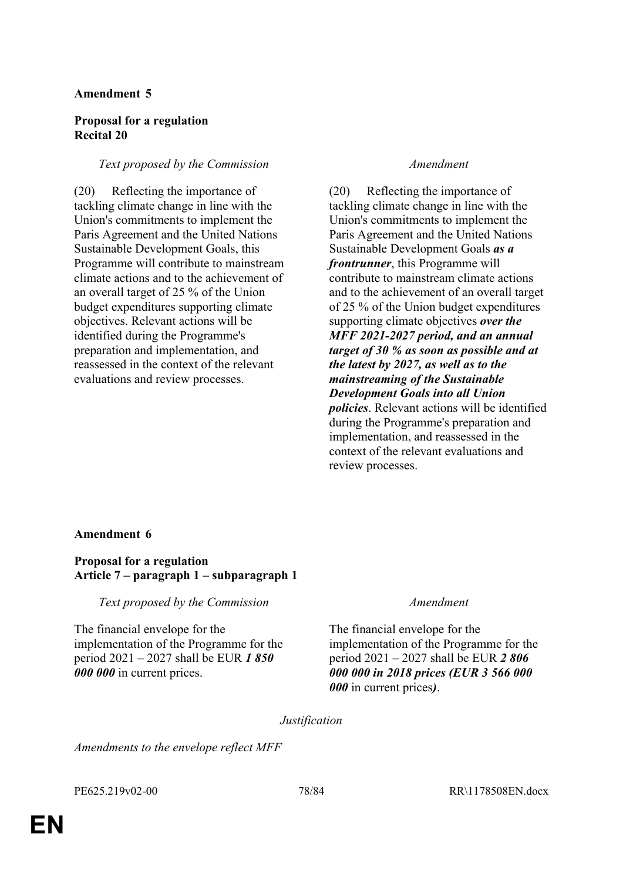**Amendment 5**

**Proposal for a regulation**
**Recital 20**

| *Text proposed by the Commission* | *Amendment* |
|---|---|
| (20) Reflecting the importance of tackling climate change in line with the Union's commitments to implement the Paris Agreement and the United Nations Sustainable Development Goals, this Programme will contribute to mainstream climate actions and to the achievement of an overall target of 25 % of the Union budget expenditures supporting climate objectives. Relevant actions will be identified during the Programme's preparation and implementation, and reassessed in the context of the relevant evaluations and review processes. | (20) Reflecting the importance of tackling climate change in line with the Union's commitments to implement the Paris Agreement and the United Nations Sustainable Development Goals ***as a frontrunner***, this Programme will contribute to mainstream climate actions and to the achievement of an overall target of 25 % of the Union budget expenditures supporting climate objectives ***over the MFF 2021-2027 period, and an annual target of 30 % as soon as possible and at the latest by 2027, as well as to the mainstreaming of the Sustainable Development Goals into all Union policies***. Relevant actions will be identified during the Programme's preparation and implementation, and reassessed in the context of the relevant evaluations and review processes. |

**Amendment 6**

**Proposal for a regulation**
**Article 7 – paragraph 1 – subparagraph 1**

| *Text proposed by the Commission* | *Amendment* |
|---|---|
| The financial envelope for the implementation of the Programme for the period 2021 – 2027 shall be EUR ***1 850 000 000*** in current prices. | The financial envelope for the implementation of the Programme for the period 2021 – 2027 shall be EUR ***2 806 000 000 in 2018 prices (EUR 3 566 000 000*** in current prices***)***. |

*Justification*

*Amendments to the envelope reflect MFF*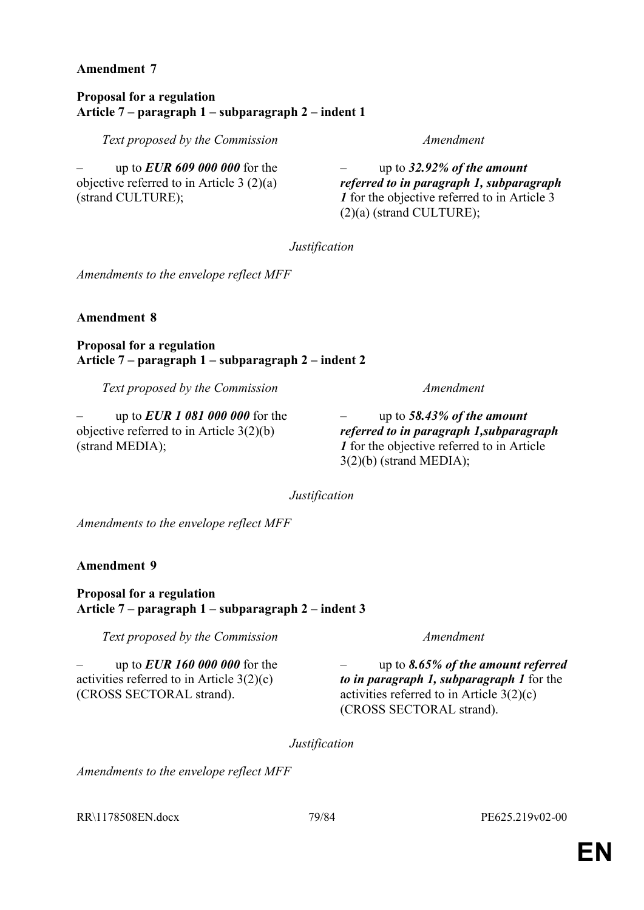**Amendment 7**

**Proposal for a regulation**
**Article 7 – paragraph 1 – subparagraph 2 – indent 1**

| *Text proposed by the Commission* | *Amendment* |
|---|---|
| – up to ***EUR 609 000 000*** for the objective referred to in Article 3 (2)(a) (strand CULTURE); | – up to ***32.92% of the amount referred to in paragraph 1, subparagraph 1*** for the objective referred to in Article 3 (2)(a) (strand CULTURE); |

*Justification*

*Amendments to the envelope reflect MFF*

**Amendment 8**

**Proposal for a regulation**
**Article 7 – paragraph 1 – subparagraph 2 – indent 2**

| *Text proposed by the Commission* | *Amendment* |
|---|---|
| – up to ***EUR 1 081 000 000*** for the objective referred to in Article 3(2)(b) (strand MEDIA); | – up to ***58.43% of the amount referred to in paragraph 1,subparagraph 1*** for the objective referred to in Article 3(2)(b) (strand MEDIA); |

*Justification*

*Amendments to the envelope reflect MFF*

**Amendment 9**

**Proposal for a regulation**
**Article 7 – paragraph 1 – subparagraph 2 – indent 3**

| *Text proposed by the Commission* | *Amendment* |
|---|---|
| – up to ***EUR 160 000 000*** for the activities referred to in Article 3(2)(c) (CROSS SECTORAL strand). | – up to ***8.65% of the amount referred to in paragraph 1, subparagraph 1*** for the activities referred to in Article 3(2)(c) (CROSS SECTORAL strand). |

*Justification*

*Amendments to the envelope reflect MFF*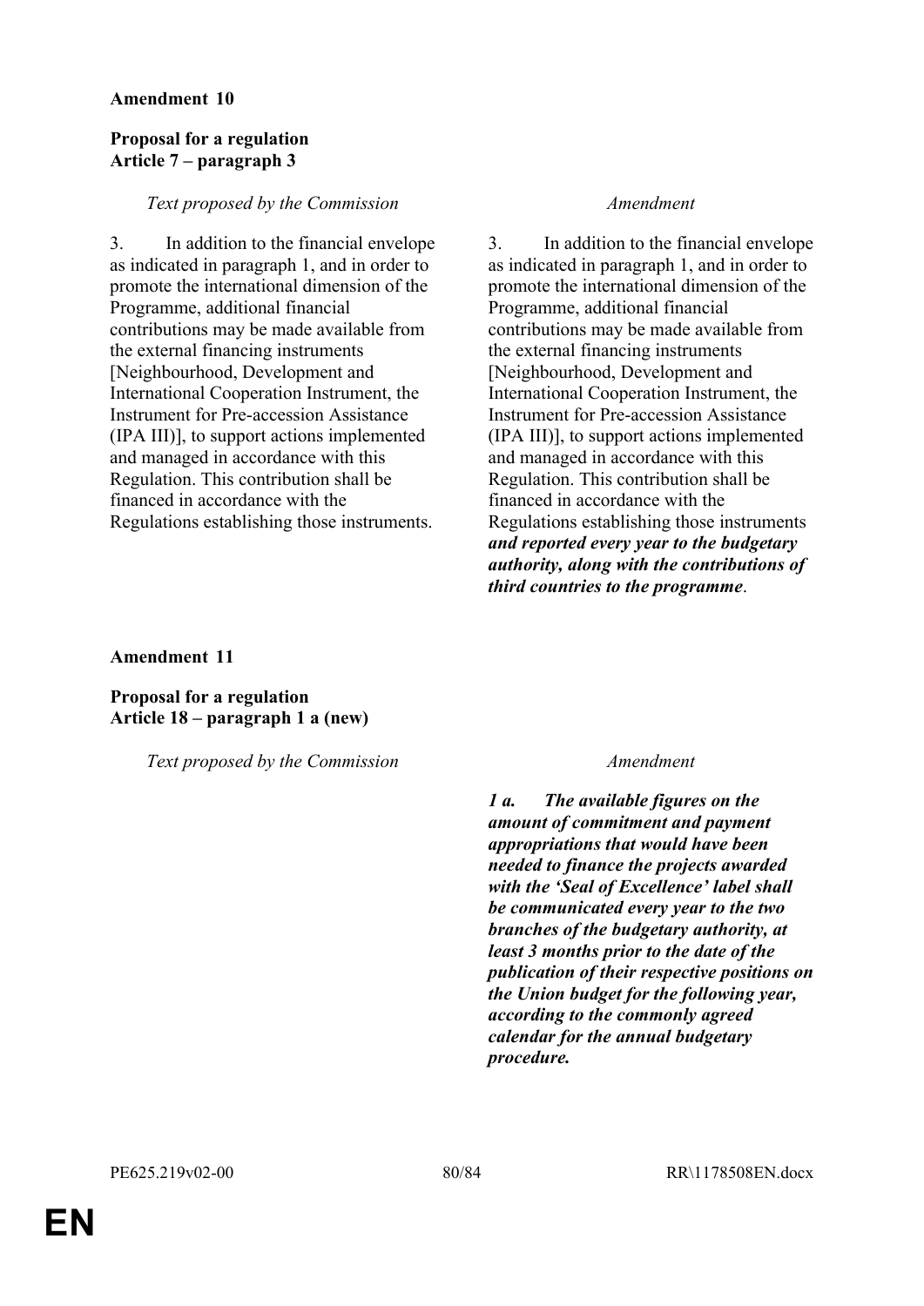**Amendment 10**

**Proposal for a regulation**
**Article 7 – paragraph 3**

| *Text proposed by the Commission* | *Amendment* |
| --- | --- |
| 3. In addition to the financial envelope as indicated in paragraph 1, and in order to promote the international dimension of the Programme, additional financial contributions may be made available from the external financing instruments [Neighbourhood, Development and International Cooperation Instrument, the Instrument for Pre-accession Assistance (IPA III)], to support actions implemented and managed in accordance with this Regulation. This contribution shall be financed in accordance with the Regulations establishing those instruments. | 3. In addition to the financial envelope as indicated in paragraph 1, and in order to promote the international dimension of the Programme, additional financial contributions may be made available from the external financing instruments [Neighbourhood, Development and International Cooperation Instrument, the Instrument for Pre-accession Assistance (IPA III)], to support actions implemented and managed in accordance with this Regulation. This contribution shall be financed in accordance with the Regulations establishing those instruments ***and reported every year to the budgetary authority, along with the contributions of third countries to the programme***. |

**Amendment 11**

**Proposal for a regulation**
**Article 18 – paragraph 1 a (new)**

| *Text proposed by the Commission* | *Amendment* |
| --- | --- |
| | ***1 a. The available figures on the amount of commitment and payment appropriations that would have been needed to finance the projects awarded with the 'Seal of Excellence' label shall be communicated every year to the two branches of the budgetary authority, at least 3 months prior to the date of the publication of their respective positions on the Union budget for the following year, according to the commonly agreed calendar for the annual budgetary procedure.*** |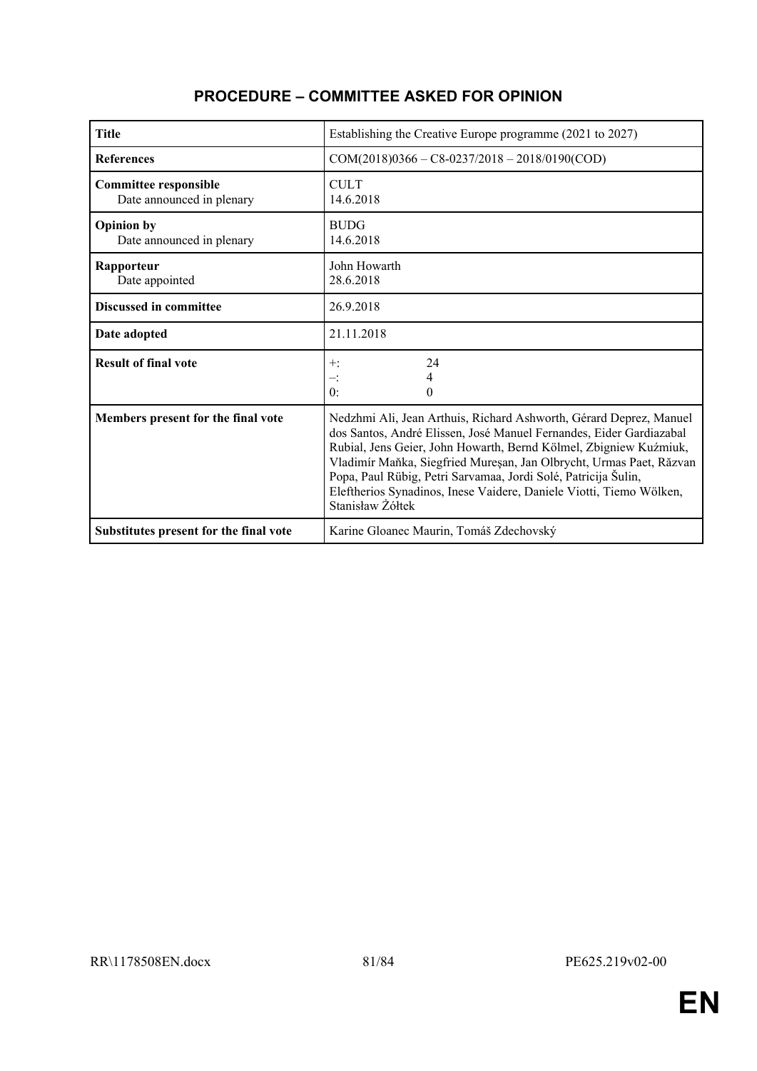## PROCEDURE – COMMITTEE ASKED FOR OPINION

| | |
|---|---|
| **Title** | Establishing the Creative Europe programme (2021 to 2027) |
| **References** | COM(2018)0366 – C8-0237/2018 – 2018/0190(COD) |
| **Committee responsible**<br>Date announced in plenary | CULT<br>14.6.2018 |
| **Opinion by**<br>Date announced in plenary | BUDG<br>14.6.2018 |
| **Rapporteur**<br>Date appointed | John Howarth<br>28.6.2018 |
| **Discussed in committee** | 26.9.2018 |
| **Date adopted** | 21.11.2018 |
| **Result of final vote** | +: 24<br>–: 4<br>0: 0 |
| **Members present for the final vote** | Nedzhmi Ali, Jean Arthuis, Richard Ashworth, Gérard Deprez, Manuel dos Santos, André Elissen, José Manuel Fernandes, Eider Gardiazabal Rubial, Jens Geier, John Howarth, Bernd Kölmel, Zbigniew Kuźmiuk, Vladimír Maňka, Siegfried Mureşan, Jan Olbrycht, Urmas Paet, Răzvan Popa, Paul Rübig, Petri Sarvamaa, Jordi Solé, Patricija Šulin, Eleftherios Synadinos, Inese Vaidere, Daniele Viotti, Tiemo Wölken, Stanisław Żółtek |
| **Substitutes present for the final vote** | Karine Gloanec Maurin, Tomáš Zdechovský |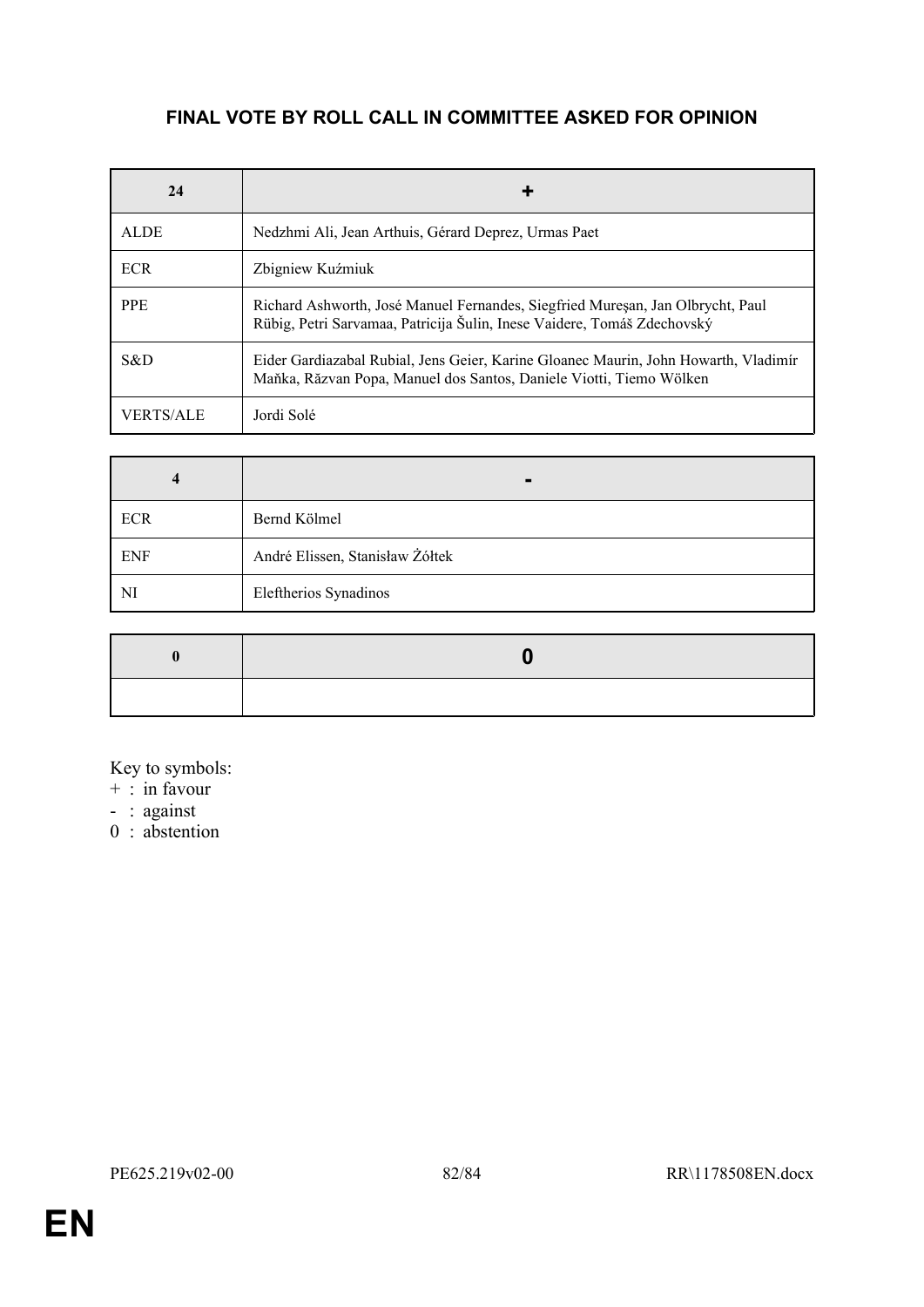## FINAL VOTE BY ROLL CALL IN COMMITTEE ASKED FOR OPINION

| 24 | + |
|---|---|
| ALDE | Nedzhmi Ali, Jean Arthuis, Gérard Deprez, Urmas Paet |
| ECR | Zbigniew Kuźmiuk |
| PPE | Richard Ashworth, José Manuel Fernandes, Siegfried Mureşan, Jan Olbrycht, Paul Rübig, Petri Sarvamaa, Patricija Šulin, Inese Vaidere, Tomáš Zdechovský |
| S&D | Eider Gardiazabal Rubial, Jens Geier, Karine Gloanec Maurin, John Howarth, Vladimír Maňka, Răzvan Popa, Manuel dos Santos, Daniele Viotti, Tiemo Wölken |
| VERTS/ALE | Jordi Solé |

| 4 | - |
|---|---|
| ECR | Bernd Kölmel |
| ENF | André Elissen, Stanisław Żółtek |
| NI | Eleftherios Synadinos |

| 0 | 0 |
|---|---|
| | |

Key to symbols:
+ : in favour
- : against
0 : abstention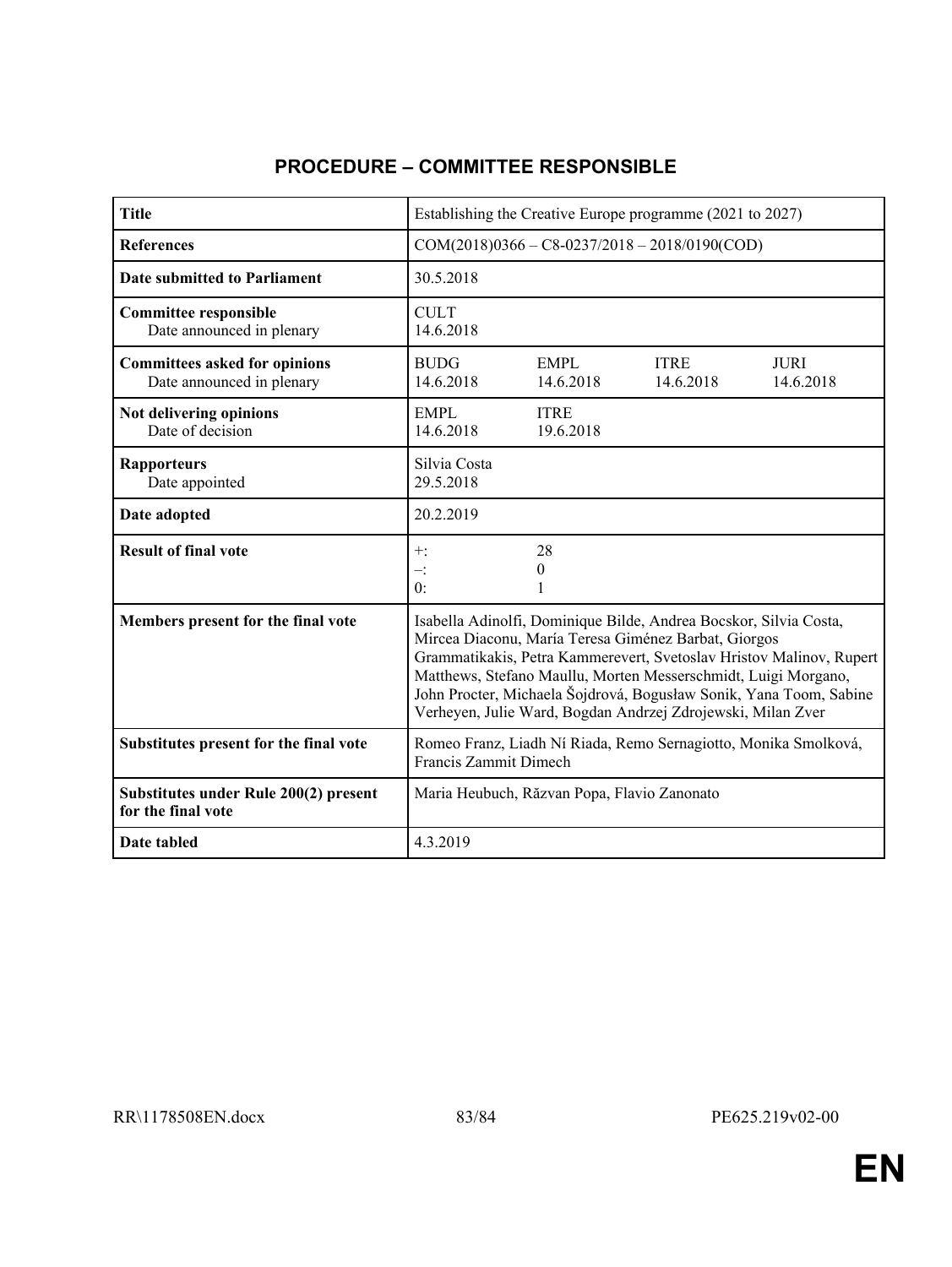## PROCEDURE – COMMITTEE RESPONSIBLE

| | | | | |
|---|---|---|---|---|
| **Title** | Establishing the Creative Europe programme (2021 to 2027) | | | |
| **References** | COM(2018)0366 – C8-0237/2018 – 2018/0190(COD) | | | |
| **Date submitted to Parliament** | 30.5.2018 | | | |
| **Committee responsible**<br>Date announced in plenary | CULT<br>14.6.2018 | | | |
| **Committees asked for opinions**<br>Date announced in plenary | BUDG<br>14.6.2018 | EMPL<br>14.6.2018 | ITRE<br>14.6.2018 | JURI<br>14.6.2018 |
| **Not delivering opinions**<br>Date of decision | EMPL<br>14.6.2018 | ITRE<br>19.6.2018 | | |
| **Rapporteurs**<br>Date appointed | Silvia Costa<br>29.5.2018 | | | |
| **Date adopted** | 20.2.2019 | | | |
| **Result of final vote** | +:<br>–:<br>0: | 28<br>0<br>1 | | |
| **Members present for the final vote** | Isabella Adinolfi, Dominique Bilde, Andrea Bocskor, Silvia Costa, Mircea Diaconu, María Teresa Giménez Barbat, Giorgos Grammatikakis, Petra Kammerevert, Svetoslav Hristov Malinov, Rupert Matthews, Stefano Maullu, Morten Messerschmidt, Luigi Morgano, John Procter, Michaela Šojdrová, Bogusław Sonik, Yana Toom, Sabine Verheyen, Julie Ward, Bogdan Andrzej Zdrojewski, Milan Zver | | | |
| **Substitutes present for the final vote** | Romeo Franz, Liadh Ní Riada, Remo Sernagiotto, Monika Smolková, Francis Zammit Dimech | | | |
| **Substitutes under Rule 200(2) present for the final vote** | Maria Heubuch, Răzvan Popa, Flavio Zanonato | | | |
| **Date tabled** | 4.3.2019 | | | |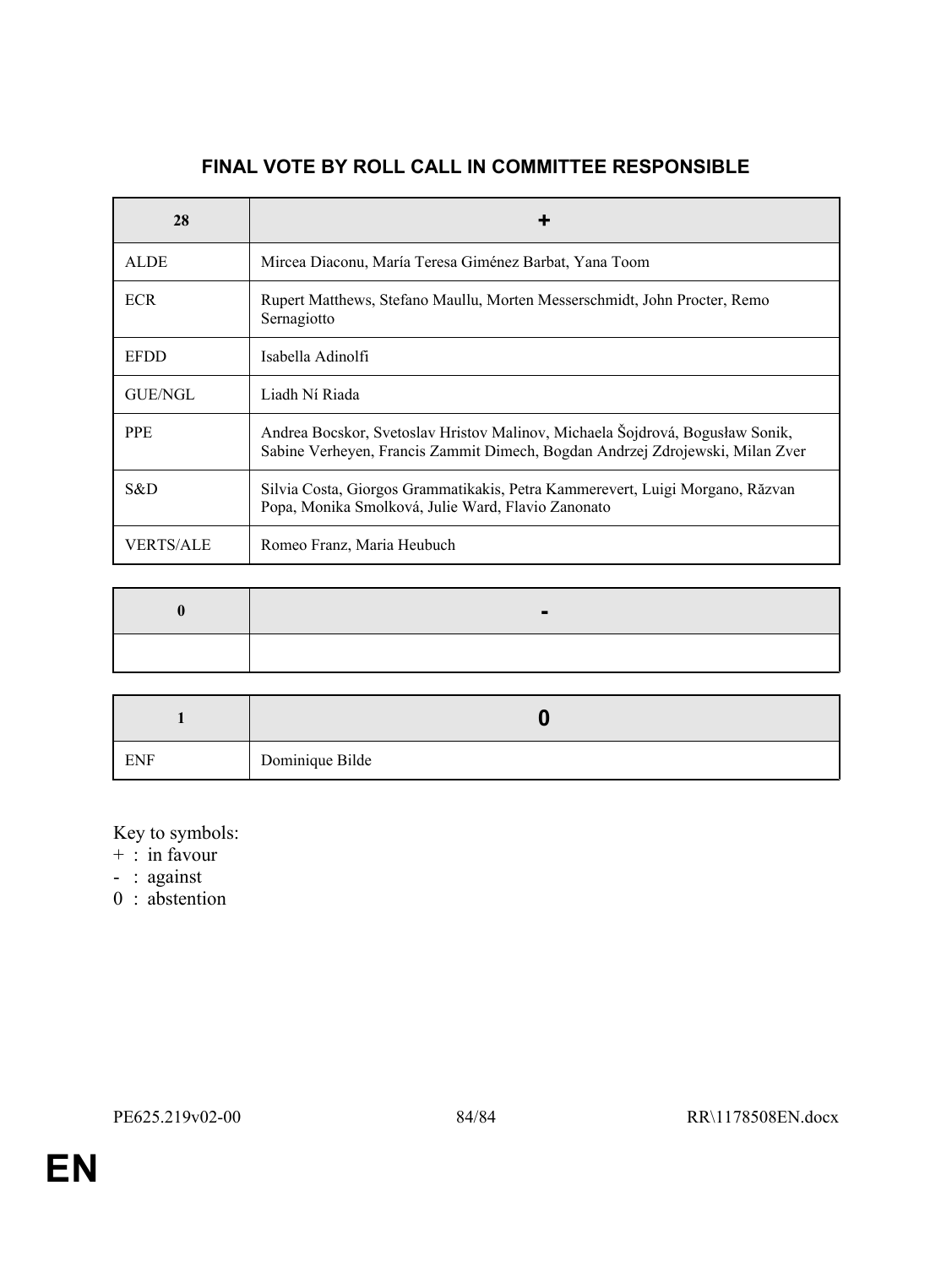## FINAL VOTE BY ROLL CALL IN COMMITTEE RESPONSIBLE

| 28 | + |
| --- | --- |
| ALDE | Mircea Diaconu, María Teresa Giménez Barbat, Yana Toom |
| ECR | Rupert Matthews, Stefano Maullu, Morten Messerschmidt, John Procter, Remo Sernagiotto |
| EFDD | Isabella Adinolfi |
| GUE/NGL | Liadh Ní Riada |
| PPE | Andrea Bocskor, Svetoslav Hristov Malinov, Michaela Šojdrová, Bogusław Sonik, Sabine Verheyen, Francis Zammit Dimech, Bogdan Andrzej Zdrojewski, Milan Zver |
| S&D | Silvia Costa, Giorgos Grammatikakis, Petra Kammerevert, Luigi Morgano, Răzvan Popa, Monika Smolková, Julie Ward, Flavio Zanonato |
| VERTS/ALE | Romeo Franz, Maria Heubuch |

| 0 | - |
| --- | --- |
| | |

| 1 | 0 |
| --- | --- |
| ENF | Dominique Bilde |

Key to symbols:
+ : in favour
- : against
0 : abstention